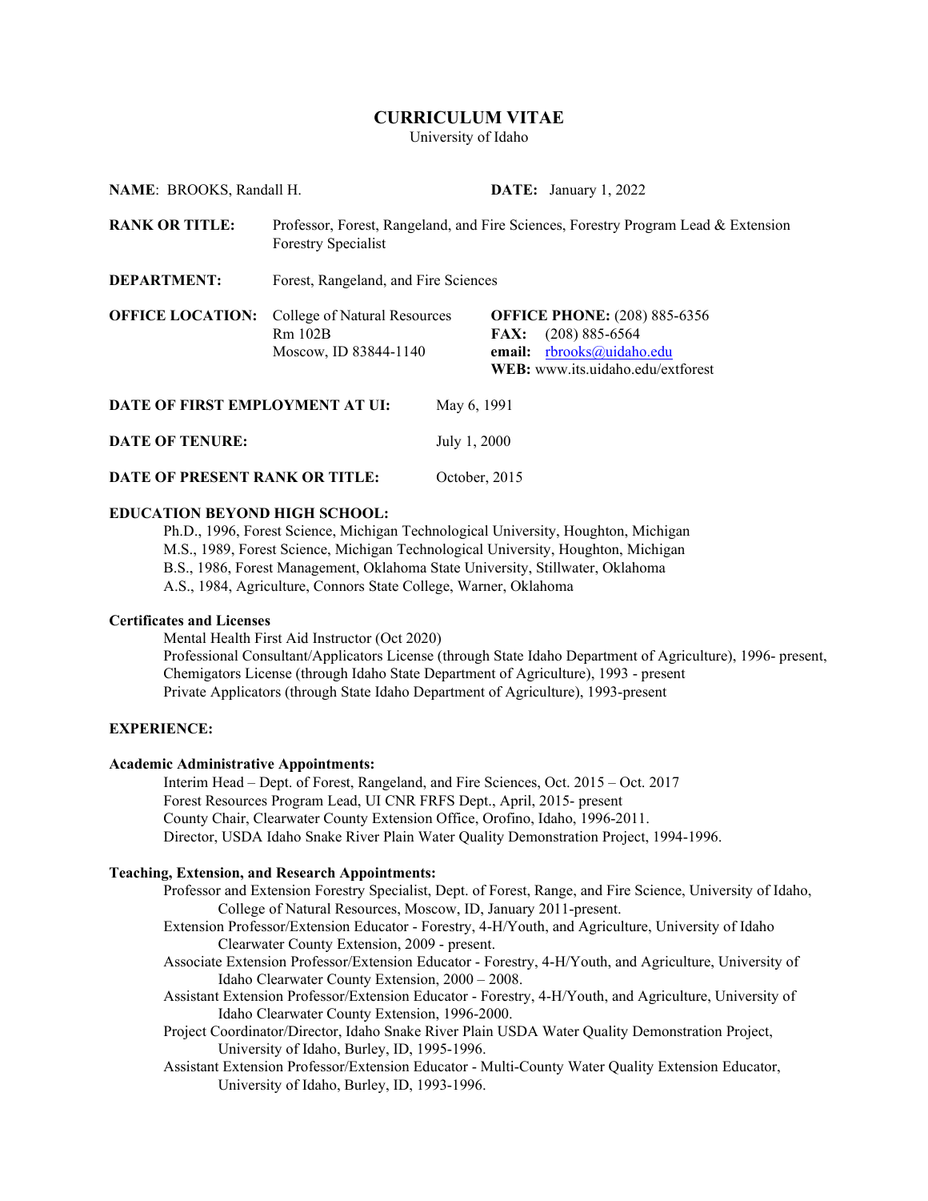# CURRICULUM VITAE

University of Idaho

**NAME**: BROOKS, Randall H. **DATE:** January 1, 2022

**RANK OR TITLE:** Professor, Forest, Rangeland, and Fire Sciences, Forestry Program Lead & Extension Forestry Specialist

**DEPARTMENT:** Forest, Rangeland, and Fire Sciences

**OFFICE LOCATION:** College of Natural Resources
Rm 102B
Moscow, ID 83844-1140

**OFFICE PHONE:** (208) 885-6356
**FAX:** (208) 885-6564
**email:** rbrooks@uidaho.edu
**WEB:** www.its.uidaho.edu/extforest

**DATE OF FIRST EMPLOYMENT AT UI:** May 6, 1991

**DATE OF TENURE:** July 1, 2000

**DATE OF PRESENT RANK OR TITLE:** October, 2015

**EDUCATION BEYOND HIGH SCHOOL:**

Ph.D., 1996, Forest Science, Michigan Technological University, Houghton, Michigan
M.S., 1989, Forest Science, Michigan Technological University, Houghton, Michigan
B.S., 1986, Forest Management, Oklahoma State University, Stillwater, Oklahoma
A.S., 1984, Agriculture, Connors State College, Warner, Oklahoma

**Certificates and Licenses**

Mental Health First Aid Instructor (Oct 2020)
Professional Consultant/Applicators License (through State Idaho Department of Agriculture), 1996- present,
Chemigators License (through Idaho State Department of Agriculture), 1993 - present
Private Applicators (through State Idaho Department of Agriculture), 1993-present

**EXPERIENCE:**

**Academic Administrative Appointments:**

Interim Head – Dept. of Forest, Rangeland, and Fire Sciences, Oct. 2015 – Oct. 2017
Forest Resources Program Lead, UI CNR FRFS Dept., April, 2015- present
County Chair, Clearwater County Extension Office, Orofino, Idaho, 1996-2011.
Director, USDA Idaho Snake River Plain Water Quality Demonstration Project, 1994-1996.

**Teaching, Extension, and Research Appointments:**

Professor and Extension Forestry Specialist, Dept. of Forest, Range, and Fire Science, University of Idaho, College of Natural Resources, Moscow, ID, January 2011-present.

Extension Professor/Extension Educator - Forestry, 4-H/Youth, and Agriculture, University of Idaho Clearwater County Extension, 2009 - present.

Associate Extension Professor/Extension Educator - Forestry, 4-H/Youth, and Agriculture, University of Idaho Clearwater County Extension, 2000 – 2008.

Assistant Extension Professor/Extension Educator - Forestry, 4-H/Youth, and Agriculture, University of Idaho Clearwater County Extension, 1996-2000.

Project Coordinator/Director, Idaho Snake River Plain USDA Water Quality Demonstration Project, University of Idaho, Burley, ID, 1995-1996.

Assistant Extension Professor/Extension Educator - Multi-County Water Quality Extension Educator, University of Idaho, Burley, ID, 1993-1996.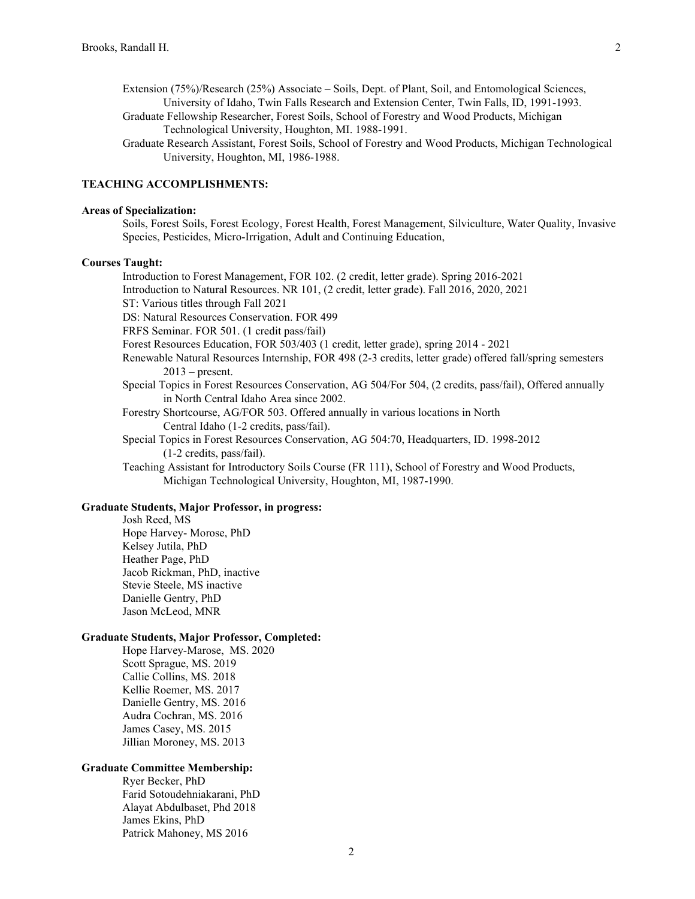Extension (75%)/Research (25%) Associate – Soils, Dept. of Plant, Soil, and Entomological Sciences, University of Idaho, Twin Falls Research and Extension Center, Twin Falls, ID, 1991-1993.

Graduate Fellowship Researcher, Forest Soils, School of Forestry and Wood Products, Michigan Technological University, Houghton, MI. 1988-1991.

Graduate Research Assistant, Forest Soils, School of Forestry and Wood Products, Michigan Technological University, Houghton, MI, 1986-1988.

## TEACHING ACCOMPLISHMENTS:

### Areas of Specialization:

Soils, Forest Soils, Forest Ecology, Forest Health, Forest Management, Silviculture, Water Quality, Invasive Species, Pesticides, Micro-Irrigation, Adult and Continuing Education,

### Courses Taught:

Introduction to Forest Management, FOR 102. (2 credit, letter grade). Spring 2016-2021

Introduction to Natural Resources. NR 101, (2 credit, letter grade). Fall 2016, 2020, 2021

ST: Various titles through Fall 2021

DS: Natural Resources Conservation. FOR 499

FRFS Seminar. FOR 501. (1 credit pass/fail)

Forest Resources Education, FOR 503/403 (1 credit, letter grade), spring 2014 - 2021

Renewable Natural Resources Internship, FOR 498 (2-3 credits, letter grade) offered fall/spring semesters 2013 – present.

Special Topics in Forest Resources Conservation, AG 504/For 504, (2 credits, pass/fail), Offered annually in North Central Idaho Area since 2002.

Forestry Shortcourse, AG/FOR 503. Offered annually in various locations in North Central Idaho (1-2 credits, pass/fail).

Special Topics in Forest Resources Conservation, AG 504:70, Headquarters, ID. 1998-2012 (1-2 credits, pass/fail).

Teaching Assistant for Introductory Soils Course (FR 111), School of Forestry and Wood Products, Michigan Technological University, Houghton, MI, 1987-1990.

### Graduate Students, Major Professor, in progress:

Josh Reed, MS
Hope Harvey- Morose, PhD
Kelsey Jutila, PhD
Heather Page, PhD
Jacob Rickman, PhD, inactive
Stevie Steele, MS inactive
Danielle Gentry, PhD
Jason McLeod, MNR

### Graduate Students, Major Professor, Completed:

Hope Harvey-Marose, MS. 2020
Scott Sprague, MS. 2019
Callie Collins, MS. 2018
Kellie Roemer, MS. 2017
Danielle Gentry, MS. 2016
Audra Cochran, MS. 2016
James Casey, MS. 2015
Jillian Moroney, MS. 2013

### Graduate Committee Membership:

Ryer Becker, PhD
Farid Sotoudehniakarani, PhD
Alayat Abdulbaset, Phd 2018
James Ekins, PhD
Patrick Mahoney, MS 2016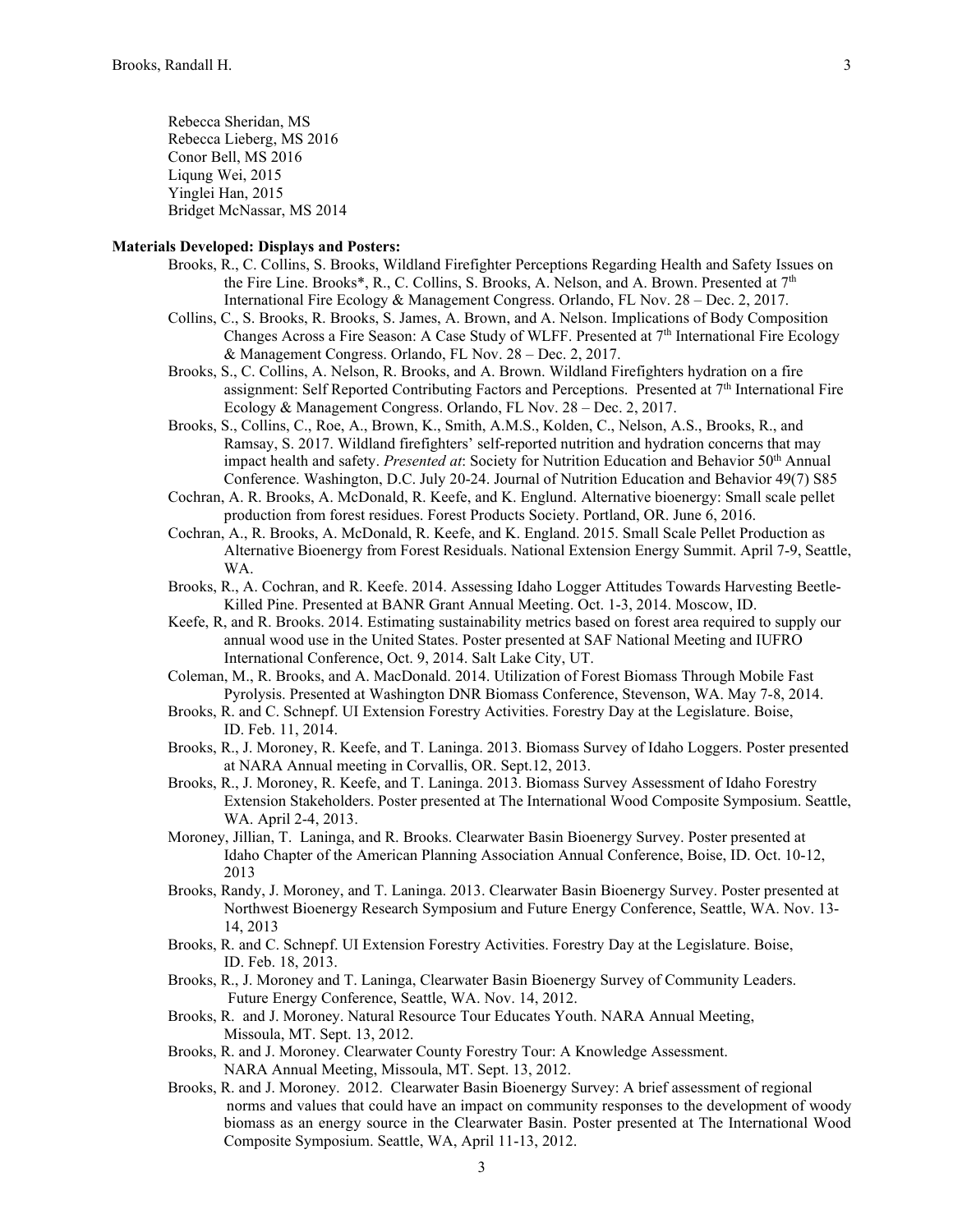Rebecca Sheridan, MS
Rebecca Lieberg, MS 2016
Conor Bell, MS 2016
Liqung Wei, 2015
Yinglei Han, 2015
Bridget McNassar, MS 2014

**Materials Developed: Displays and Posters:**

Brooks, R., C. Collins, S. Brooks, Wildland Firefighter Perceptions Regarding Health and Safety Issues on the Fire Line. Brooks*, R., C. Collins, S. Brooks, A. Nelson, and A. Brown. Presented at 7th International Fire Ecology & Management Congress. Orlando, FL Nov. 28 – Dec. 2, 2017.

Collins, C., S. Brooks, R. Brooks, S. James, A. Brown, and A. Nelson. Implications of Body Composition Changes Across a Fire Season: A Case Study of WLFF. Presented at 7th International Fire Ecology & Management Congress. Orlando, FL Nov. 28 – Dec. 2, 2017.

Brooks, S., C. Collins, A. Nelson, R. Brooks, and A. Brown. Wildland Firefighters hydration on a fire assignment: Self Reported Contributing Factors and Perceptions. Presented at 7th International Fire Ecology & Management Congress. Orlando, FL Nov. 28 – Dec. 2, 2017.

Brooks, S., Collins, C., Roe, A., Brown, K., Smith, A.M.S., Kolden, C., Nelson, A.S., Brooks, R., and Ramsay, S. 2017. Wildland firefighters' self-reported nutrition and hydration concerns that may impact health and safety. *Presented at*: Society for Nutrition Education and Behavior 50th Annual Conference. Washington, D.C. July 20-24. Journal of Nutrition Education and Behavior 49(7) S85

Cochran, A. R. Brooks, A. McDonald, R. Keefe, and K. Englund. Alternative bioenergy: Small scale pellet production from forest residues. Forest Products Society. Portland, OR. June 6, 2016.

Cochran, A., R. Brooks, A. McDonald, R. Keefe, and K. England. 2015. Small Scale Pellet Production as Alternative Bioenergy from Forest Residuals. National Extension Energy Summit. April 7-9, Seattle, WA.

Brooks, R., A. Cochran, and R. Keefe. 2014. Assessing Idaho Logger Attitudes Towards Harvesting Beetle-Killed Pine. Presented at BANR Grant Annual Meeting. Oct. 1-3, 2014. Moscow, ID.

Keefe, R, and R. Brooks. 2014. Estimating sustainability metrics based on forest area required to supply our annual wood use in the United States. Poster presented at SAF National Meeting and IUFRO International Conference, Oct. 9, 2014. Salt Lake City, UT.

Coleman, M., R. Brooks, and A. MacDonald. 2014. Utilization of Forest Biomass Through Mobile Fast Pyrolysis. Presented at Washington DNR Biomass Conference, Stevenson, WA. May 7-8, 2014.

Brooks, R. and C. Schnepf. UI Extension Forestry Activities. Forestry Day at the Legislature. Boise, ID. Feb. 11, 2014.

Brooks, R., J. Moroney, R. Keefe, and T. Laninga. 2013. Biomass Survey of Idaho Loggers. Poster presented at NARA Annual meeting in Corvallis, OR. Sept.12, 2013.

Brooks, R., J. Moroney, R. Keefe, and T. Laninga. 2013. Biomass Survey Assessment of Idaho Forestry Extension Stakeholders. Poster presented at The International Wood Composite Symposium. Seattle, WA. April 2-4, 2013.

Moroney, Jillian, T. Laninga, and R. Brooks. Clearwater Basin Bioenergy Survey. Poster presented at Idaho Chapter of the American Planning Association Annual Conference, Boise, ID. Oct. 10-12, 2013

Brooks, Randy, J. Moroney, and T. Laninga. 2013. Clearwater Basin Bioenergy Survey. Poster presented at Northwest Bioenergy Research Symposium and Future Energy Conference, Seattle, WA. Nov. 13-14, 2013

Brooks, R. and C. Schnepf. UI Extension Forestry Activities. Forestry Day at the Legislature. Boise, ID. Feb. 18, 2013.

Brooks, R., J. Moroney and T. Laninga, Clearwater Basin Bioenergy Survey of Community Leaders. Future Energy Conference, Seattle, WA. Nov. 14, 2012.

Brooks, R. and J. Moroney. Natural Resource Tour Educates Youth. NARA Annual Meeting, Missoula, MT. Sept. 13, 2012.

Brooks, R. and J. Moroney. Clearwater County Forestry Tour: A Knowledge Assessment. NARA Annual Meeting, Missoula, MT. Sept. 13, 2012.

Brooks, R. and J. Moroney. 2012. Clearwater Basin Bioenergy Survey: A brief assessment of regional norms and values that could have an impact on community responses to the development of woody biomass as an energy source in the Clearwater Basin. Poster presented at The International Wood Composite Symposium. Seattle, WA, April 11-13, 2012.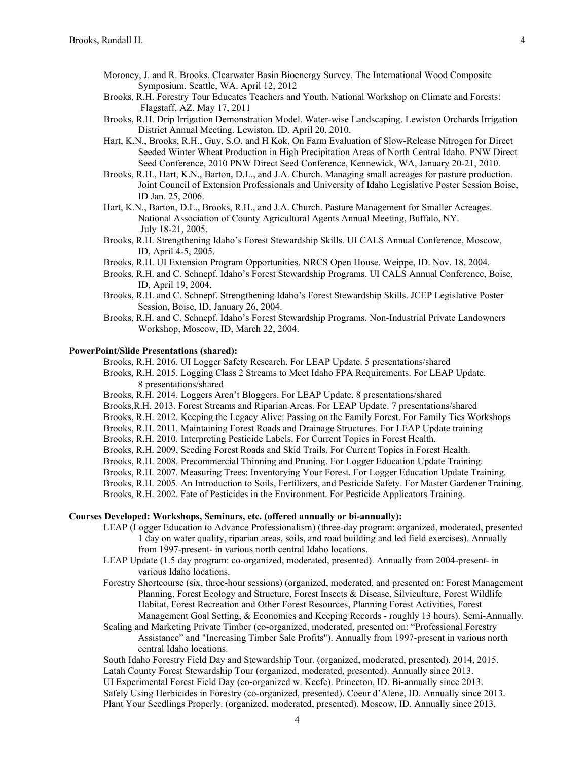Moroney, J. and R. Brooks. Clearwater Basin Bioenergy Survey. The International Wood Composite Symposium. Seattle, WA. April 12, 2012

Brooks, R.H. Forestry Tour Educates Teachers and Youth. National Workshop on Climate and Forests: Flagstaff, AZ. May 17, 2011

Brooks, R.H. Drip Irrigation Demonstration Model. Water-wise Landscaping. Lewiston Orchards Irrigation District Annual Meeting. Lewiston, ID. April 20, 2010.

Hart, K.N., Brooks, R.H., Guy, S.O. and H Kok, On Farm Evaluation of Slow-Release Nitrogen for Direct Seeded Winter Wheat Production in High Precipitation Areas of North Central Idaho. PNW Direct Seed Conference, 2010 PNW Direct Seed Conference, Kennewick, WA, January 20-21, 2010.

Brooks, R.H., Hart, K.N., Barton, D.L., and J.A. Church. Managing small acreages for pasture production. Joint Council of Extension Professionals and University of Idaho Legislative Poster Session Boise, ID Jan. 25, 2006.

Hart, K.N., Barton, D.L., Brooks, R.H., and J.A. Church. Pasture Management for Smaller Acreages. National Association of County Agricultural Agents Annual Meeting, Buffalo, NY. July 18-21, 2005.

Brooks, R.H. Strengthening Idaho's Forest Stewardship Skills. UI CALS Annual Conference, Moscow, ID, April 4-5, 2005.

Brooks, R.H. UI Extension Program Opportunities. NRCS Open House. Weippe, ID. Nov. 18, 2004.

Brooks, R.H. and C. Schnepf. Idaho's Forest Stewardship Programs. UI CALS Annual Conference, Boise, ID, April 19, 2004.

Brooks, R.H. and C. Schnepf. Strengthening Idaho's Forest Stewardship Skills. JCEP Legislative Poster Session, Boise, ID, January 26, 2004.

Brooks, R.H. and C. Schnepf. Idaho's Forest Stewardship Programs. Non-Industrial Private Landowners Workshop, Moscow, ID, March 22, 2004.

**PowerPoint/Slide Presentations (shared):**

Brooks, R.H. 2016. UI Logger Safety Research. For LEAP Update. 5 presentations/shared

Brooks, R.H. 2015. Logging Class 2 Streams to Meet Idaho FPA Requirements. For LEAP Update. 8 presentations/shared

Brooks, R.H. 2014. Loggers Aren't Bloggers. For LEAP Update. 8 presentations/shared

Brooks,R.H. 2013. Forest Streams and Riparian Areas. For LEAP Update. 7 presentations/shared

Brooks, R.H. 2012. Keeping the Legacy Alive: Passing on the Family Forest. For Family Ties Workshops

Brooks, R.H. 2011. Maintaining Forest Roads and Drainage Structures. For LEAP Update training

Brooks, R.H. 2010. Interpreting Pesticide Labels. For Current Topics in Forest Health.

Brooks, R.H. 2009, Seeding Forest Roads and Skid Trails. For Current Topics in Forest Health.

Brooks, R.H. 2008. Precommercial Thinning and Pruning. For Logger Education Update Training.

Brooks, R.H. 2007. Measuring Trees: Inventorying Your Forest. For Logger Education Update Training.

Brooks, R.H. 2005. An Introduction to Soils, Fertilizers, and Pesticide Safety. For Master Gardener Training.

Brooks, R.H. 2002. Fate of Pesticides in the Environment. For Pesticide Applicators Training.

**Courses Developed: Workshops, Seminars, etc. (offered annually or bi-annually):**

LEAP (Logger Education to Advance Professionalism) (three-day program: organized, moderated, presented 1 day on water quality, riparian areas, soils, and road building and led field exercises). Annually from 1997-present- in various north central Idaho locations.

LEAP Update (1.5 day program: co-organized, moderated, presented). Annually from 2004-present- in various Idaho locations.

Forestry Shortcourse (six, three-hour sessions) (organized, moderated, and presented on: Forest Management Planning, Forest Ecology and Structure, Forest Insects & Disease, Silviculture, Forest Wildlife Habitat, Forest Recreation and Other Forest Resources, Planning Forest Activities, Forest Management Goal Setting, & Economics and Keeping Records - roughly 13 hours). Semi-Annually.

Scaling and Marketing Private Timber (co-organized, moderated, presented on: "Professional Forestry Assistance" and "Increasing Timber Sale Profits"). Annually from 1997-present in various north central Idaho locations.

South Idaho Forestry Field Day and Stewardship Tour. (organized, moderated, presented). 2014, 2015.

Latah County Forest Stewardship Tour (organized, moderated, presented). Annually since 2013.

UI Experimental Forest Field Day (co-organized w. Keefe). Princeton, ID. Bi-annually since 2013.

Safely Using Herbicides in Forestry (co-organized, presented). Coeur d'Alene, ID. Annually since 2013.

Plant Your Seedlings Properly. (organized, moderated, presented). Moscow, ID. Annually since 2013.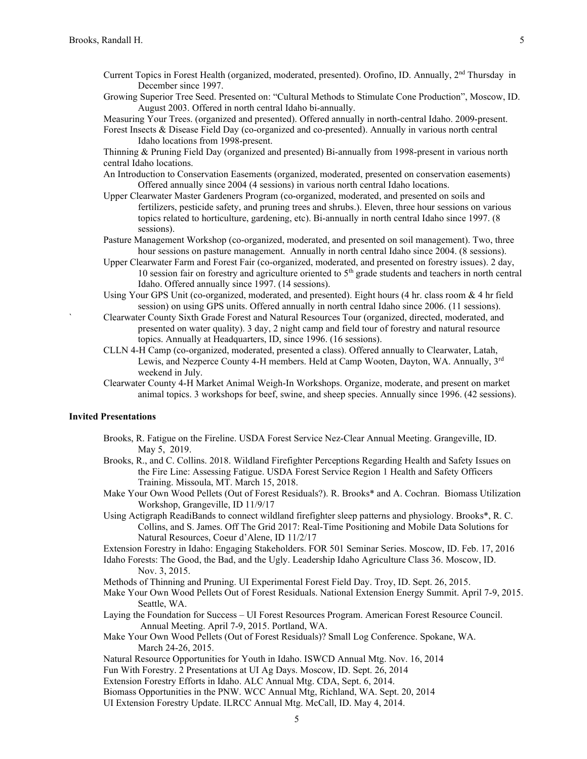Current Topics in Forest Health (organized, moderated, presented). Orofino, ID. Annually, 2nd Thursday in December since 1997.

Growing Superior Tree Seed. Presented on: "Cultural Methods to Stimulate Cone Production", Moscow, ID. August 2003. Offered in north central Idaho bi-annually.

Measuring Your Trees. (organized and presented). Offered annually in north-central Idaho. 2009-present.

Forest Insects & Disease Field Day (co-organized and co-presented). Annually in various north central Idaho locations from 1998-present.

Thinning & Pruning Field Day (organized and presented) Bi-annually from 1998-present in various north central Idaho locations.

An Introduction to Conservation Easements (organized, moderated, presented on conservation easements) Offered annually since 2004 (4 sessions) in various north central Idaho locations.

Upper Clearwater Master Gardeners Program (co-organized, moderated, and presented on soils and fertilizers, pesticide safety, and pruning trees and shrubs.). Eleven, three hour sessions on various topics related to horticulture, gardening, etc). Bi-annually in north central Idaho since 1997. (8 sessions).

Pasture Management Workshop (co-organized, moderated, and presented on soil management). Two, three hour sessions on pasture management. Annually in north central Idaho since 2004. (8 sessions).

Upper Clearwater Farm and Forest Fair (co-organized, moderated, and presented on forestry issues). 2 day, 10 session fair on forestry and agriculture oriented to 5th grade students and teachers in north central Idaho. Offered annually since 1997. (14 sessions).

Using Your GPS Unit (co-organized, moderated, and presented). Eight hours (4 hr. class room & 4 hr field session) on using GPS units. Offered annually in north central Idaho since 2006. (11 sessions).

Clearwater County Sixth Grade Forest and Natural Resources Tour (organized, directed, moderated, and presented on water quality). 3 day, 2 night camp and field tour of forestry and natural resource topics. Annually at Headquarters, ID, since 1996. (16 sessions).

CLLN 4-H Camp (co-organized, moderated, presented a class). Offered annually to Clearwater, Latah, Lewis, and Nezperce County 4-H members. Held at Camp Wooten, Dayton, WA. Annually, 3rd weekend in July.

Clearwater County 4-H Market Animal Weigh-In Workshops. Organize, moderate, and present on market animal topics. 3 workshops for beef, swine, and sheep species. Annually since 1996. (42 sessions).

### Invited Presentations

Brooks, R. Fatigue on the Fireline. USDA Forest Service Nez-Clear Annual Meeting. Grangeville, ID. May 5, 2019.

Brooks, R., and C. Collins. 2018. Wildland Firefighter Perceptions Regarding Health and Safety Issues on the Fire Line: Assessing Fatigue. USDA Forest Service Region 1 Health and Safety Officers Training. Missoula, MT. March 15, 2018.

Make Your Own Wood Pellets (Out of Forest Residuals?). R. Brooks* and A. Cochran. Biomass Utilization Workshop, Grangeville, ID 11/9/17

Using Actigraph ReadiBands to connect wildland firefighter sleep patterns and physiology. Brooks*, R. C. Collins, and S. James. Off The Grid 2017: Real-Time Positioning and Mobile Data Solutions for Natural Resources, Coeur d'Alene, ID 11/2/17

Extension Forestry in Idaho: Engaging Stakeholders. FOR 501 Seminar Series. Moscow, ID. Feb. 17, 2016

Idaho Forests: The Good, the Bad, and the Ugly. Leadership Idaho Agriculture Class 36. Moscow, ID. Nov. 3, 2015.

Methods of Thinning and Pruning. UI Experimental Forest Field Day. Troy, ID. Sept. 26, 2015.

Make Your Own Wood Pellets Out of Forest Residuals. National Extension Energy Summit. April 7-9, 2015. Seattle, WA.

Laying the Foundation for Success – UI Forest Resources Program. American Forest Resource Council. Annual Meeting. April 7-9, 2015. Portland, WA.

Make Your Own Wood Pellets (Out of Forest Residuals)? Small Log Conference. Spokane, WA. March 24-26, 2015.

Natural Resource Opportunities for Youth in Idaho. ISWCD Annual Mtg. Nov. 16, 2014

Fun With Forestry. 2 Presentations at UI Ag Days. Moscow, ID. Sept. 26, 2014

Extension Forestry Efforts in Idaho. ALC Annual Mtg. CDA, Sept. 6, 2014.

Biomass Opportunities in the PNW. WCC Annual Mtg, Richland, WA. Sept. 20, 2014

UI Extension Forestry Update. ILRCC Annual Mtg. McCall, ID. May 4, 2014.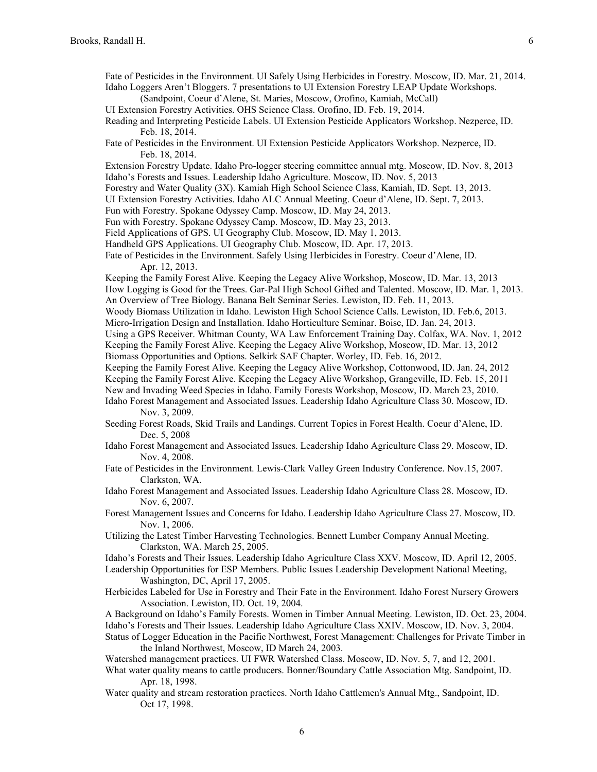Fate of Pesticides in the Environment. UI Safely Using Herbicides in Forestry. Moscow, ID. Mar. 21, 2014.

Idaho Loggers Aren't Bloggers. 7 presentations to UI Extension Forestry LEAP Update Workshops. (Sandpoint, Coeur d'Alene, St. Maries, Moscow, Orofino, Kamiah, McCall)

UI Extension Forestry Activities. OHS Science Class. Orofino, ID. Feb. 19, 2014.

Reading and Interpreting Pesticide Labels. UI Extension Pesticide Applicators Workshop. Nezperce, ID. Feb. 18, 2014.

Fate of Pesticides in the Environment. UI Extension Pesticide Applicators Workshop. Nezperce, ID. Feb. 18, 2014.

Extension Forestry Update. Idaho Pro-logger steering committee annual mtg. Moscow, ID. Nov. 8, 2013

Idaho's Forests and Issues. Leadership Idaho Agriculture. Moscow, ID. Nov. 5, 2013

Forestry and Water Quality (3X). Kamiah High School Science Class, Kamiah, ID. Sept. 13, 2013.

UI Extension Forestry Activities. Idaho ALC Annual Meeting. Coeur d'Alene, ID. Sept. 7, 2013.

Fun with Forestry. Spokane Odyssey Camp. Moscow, ID. May 24, 2013.

Fun with Forestry. Spokane Odyssey Camp. Moscow, ID. May 23, 2013.

Field Applications of GPS. UI Geography Club. Moscow, ID. May 1, 2013.

Handheld GPS Applications. UI Geography Club. Moscow, ID. Apr. 17, 2013.

Fate of Pesticides in the Environment. Safely Using Herbicides in Forestry. Coeur d'Alene, ID. Apr. 12, 2013.

Keeping the Family Forest Alive. Keeping the Legacy Alive Workshop, Moscow, ID. Mar. 13, 2013

How Logging is Good for the Trees. Gar-Pal High School Gifted and Talented. Moscow, ID. Mar. 1, 2013.

An Overview of Tree Biology. Banana Belt Seminar Series. Lewiston, ID. Feb. 11, 2013.

Woody Biomass Utilization in Idaho. Lewiston High School Science Calls. Lewiston, ID. Feb.6, 2013.

Micro-Irrigation Design and Installation. Idaho Horticulture Seminar. Boise, ID. Jan. 24, 2013.

Using a GPS Receiver. Whitman County, WA Law Enforcement Training Day. Colfax, WA. Nov. 1, 2012

Keeping the Family Forest Alive. Keeping the Legacy Alive Workshop, Moscow, ID. Mar. 13, 2012

Biomass Opportunities and Options. Selkirk SAF Chapter. Worley, ID. Feb. 16, 2012.

Keeping the Family Forest Alive. Keeping the Legacy Alive Workshop, Cottonwood, ID. Jan. 24, 2012

Keeping the Family Forest Alive. Keeping the Legacy Alive Workshop, Grangeville, ID. Feb. 15, 2011

New and Invading Weed Species in Idaho. Family Forests Workshop, Moscow, ID. March 23, 2010.

Idaho Forest Management and Associated Issues. Leadership Idaho Agriculture Class 30. Moscow, ID. Nov. 3, 2009.

Seeding Forest Roads, Skid Trails and Landings. Current Topics in Forest Health. Coeur d'Alene, ID. Dec. 5, 2008

Idaho Forest Management and Associated Issues. Leadership Idaho Agriculture Class 29. Moscow, ID. Nov. 4, 2008.

Fate of Pesticides in the Environment. Lewis-Clark Valley Green Industry Conference. Nov.15, 2007. Clarkston, WA.

Idaho Forest Management and Associated Issues. Leadership Idaho Agriculture Class 28. Moscow, ID. Nov. 6, 2007.

Forest Management Issues and Concerns for Idaho. Leadership Idaho Agriculture Class 27. Moscow, ID. Nov. 1, 2006.

Utilizing the Latest Timber Harvesting Technologies. Bennett Lumber Company Annual Meeting. Clarkston, WA. March 25, 2005.

Idaho's Forests and Their Issues. Leadership Idaho Agriculture Class XXV. Moscow, ID. April 12, 2005.

Leadership Opportunities for ESP Members. Public Issues Leadership Development National Meeting, Washington, DC, April 17, 2005.

Herbicides Labeled for Use in Forestry and Their Fate in the Environment. Idaho Forest Nursery Growers Association. Lewiston, ID. Oct. 19, 2004.

A Background on Idaho's Family Forests. Women in Timber Annual Meeting. Lewiston, ID. Oct. 23, 2004.

Idaho's Forests and Their Issues. Leadership Idaho Agriculture Class XXIV. Moscow, ID. Nov. 3, 2004.

Status of Logger Education in the Pacific Northwest, Forest Management: Challenges for Private Timber in the Inland Northwest, Moscow, ID March 24, 2003.

Watershed management practices. UI FWR Watershed Class. Moscow, ID. Nov. 5, 7, and 12, 2001.

What water quality means to cattle producers. Bonner/Boundary Cattle Association Mtg. Sandpoint, ID. Apr. 18, 1998.

Water quality and stream restoration practices. North Idaho Cattlemen's Annual Mtg., Sandpoint, ID. Oct 17, 1998.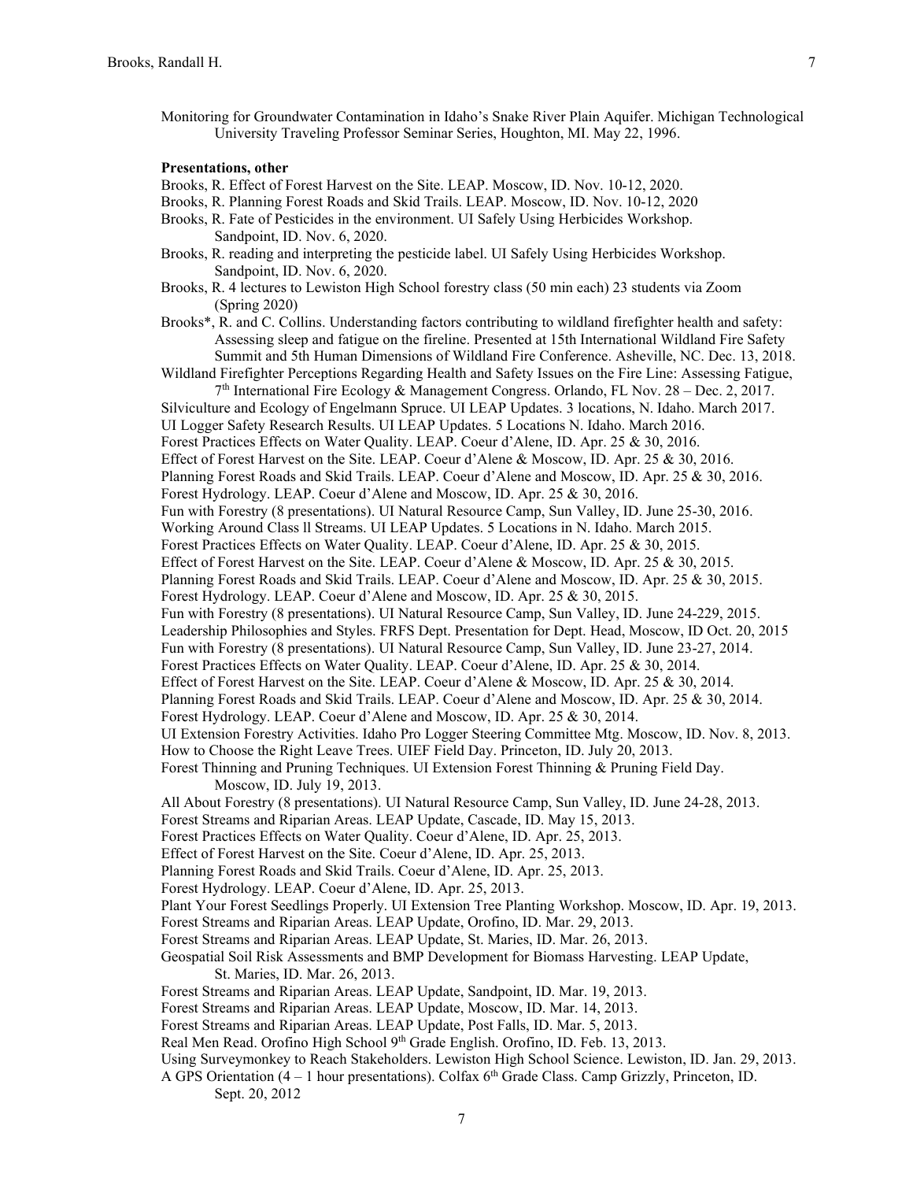Monitoring for Groundwater Contamination in Idaho's Snake River Plain Aquifer. Michigan Technological University Traveling Professor Seminar Series, Houghton, MI. May 22, 1996.

**Presentations, other**

Brooks, R. Effect of Forest Harvest on the Site. LEAP. Moscow, ID. Nov. 10-12, 2020.

Brooks, R. Planning Forest Roads and Skid Trails. LEAP. Moscow, ID. Nov. 10-12, 2020

Brooks, R. Fate of Pesticides in the environment. UI Safely Using Herbicides Workshop. Sandpoint, ID. Nov. 6, 2020.

Brooks, R. reading and interpreting the pesticide label. UI Safely Using Herbicides Workshop. Sandpoint, ID. Nov. 6, 2020.

Brooks, R. 4 lectures to Lewiston High School forestry class (50 min each) 23 students via Zoom (Spring 2020)

Brooks*, R. and C. Collins. Understanding factors contributing to wildland firefighter health and safety: Assessing sleep and fatigue on the fireline. Presented at 15th International Wildland Fire Safety Summit and 5th Human Dimensions of Wildland Fire Conference. Asheville, NC. Dec. 13, 2018.

Wildland Firefighter Perceptions Regarding Health and Safety Issues on the Fire Line: Assessing Fatigue, 7th International Fire Ecology & Management Congress. Orlando, FL Nov. 28 – Dec. 2, 2017.

Silviculture and Ecology of Engelmann Spruce. UI LEAP Updates. 3 locations, N. Idaho. March 2017.

UI Logger Safety Research Results. UI LEAP Updates. 5 Locations N. Idaho. March 2016.

Forest Practices Effects on Water Quality. LEAP. Coeur d'Alene, ID. Apr. 25 & 30, 2016.

Effect of Forest Harvest on the Site. LEAP. Coeur d'Alene & Moscow, ID. Apr. 25 & 30, 2016.

Planning Forest Roads and Skid Trails. LEAP. Coeur d'Alene and Moscow, ID. Apr. 25 & 30, 2016.

Forest Hydrology. LEAP. Coeur d'Alene and Moscow, ID. Apr. 25 & 30, 2016.

Fun with Forestry (8 presentations). UI Natural Resource Camp, Sun Valley, ID. June 25-30, 2016.

Working Around Class ll Streams. UI LEAP Updates. 5 Locations in N. Idaho. March 2015.

Forest Practices Effects on Water Quality. LEAP. Coeur d'Alene, ID. Apr. 25 & 30, 2015.

Effect of Forest Harvest on the Site. LEAP. Coeur d'Alene & Moscow, ID. Apr. 25 & 30, 2015.

Planning Forest Roads and Skid Trails. LEAP. Coeur d'Alene and Moscow, ID. Apr. 25 & 30, 2015.

Forest Hydrology. LEAP. Coeur d'Alene and Moscow, ID. Apr. 25 & 30, 2015.

Fun with Forestry (8 presentations). UI Natural Resource Camp, Sun Valley, ID. June 24-229, 2015.

Leadership Philosophies and Styles. FRFS Dept. Presentation for Dept. Head, Moscow, ID Oct. 20, 2015

Fun with Forestry (8 presentations). UI Natural Resource Camp, Sun Valley, ID. June 23-27, 2014.

Forest Practices Effects on Water Quality. LEAP. Coeur d'Alene, ID. Apr. 25 & 30, 2014.

Effect of Forest Harvest on the Site. LEAP. Coeur d'Alene & Moscow, ID. Apr. 25 & 30, 2014.

Planning Forest Roads and Skid Trails. LEAP. Coeur d'Alene and Moscow, ID. Apr. 25 & 30, 2014.

Forest Hydrology. LEAP. Coeur d'Alene and Moscow, ID. Apr. 25 & 30, 2014.

UI Extension Forestry Activities. Idaho Pro Logger Steering Committee Mtg. Moscow, ID. Nov. 8, 2013.

How to Choose the Right Leave Trees. UIEF Field Day. Princeton, ID. July 20, 2013.

Forest Thinning and Pruning Techniques. UI Extension Forest Thinning & Pruning Field Day. Moscow, ID. July 19, 2013.

All About Forestry (8 presentations). UI Natural Resource Camp, Sun Valley, ID. June 24-28, 2013.

Forest Streams and Riparian Areas. LEAP Update, Cascade, ID. May 15, 2013.

Forest Practices Effects on Water Quality. Coeur d'Alene, ID. Apr. 25, 2013.

Effect of Forest Harvest on the Site. Coeur d'Alene, ID. Apr. 25, 2013.

Planning Forest Roads and Skid Trails. Coeur d'Alene, ID. Apr. 25, 2013.

Forest Hydrology. LEAP. Coeur d'Alene, ID. Apr. 25, 2013.

Plant Your Forest Seedlings Properly. UI Extension Tree Planting Workshop. Moscow, ID. Apr. 19, 2013.

Forest Streams and Riparian Areas. LEAP Update, Orofino, ID. Mar. 29, 2013.

Forest Streams and Riparian Areas. LEAP Update, St. Maries, ID. Mar. 26, 2013.

Geospatial Soil Risk Assessments and BMP Development for Biomass Harvesting. LEAP Update, St. Maries, ID. Mar. 26, 2013.

Forest Streams and Riparian Areas. LEAP Update, Sandpoint, ID. Mar. 19, 2013.

Forest Streams and Riparian Areas. LEAP Update, Moscow, ID. Mar. 14, 2013.

Forest Streams and Riparian Areas. LEAP Update, Post Falls, ID. Mar. 5, 2013.

Real Men Read. Orofino High School 9th Grade English. Orofino, ID. Feb. 13, 2013.

Using Surveymonkey to Reach Stakeholders. Lewiston High School Science. Lewiston, ID. Jan. 29, 2013.

A GPS Orientation (4 – 1 hour presentations). Colfax 6th Grade Class. Camp Grizzly, Princeton, ID. Sept. 20, 2012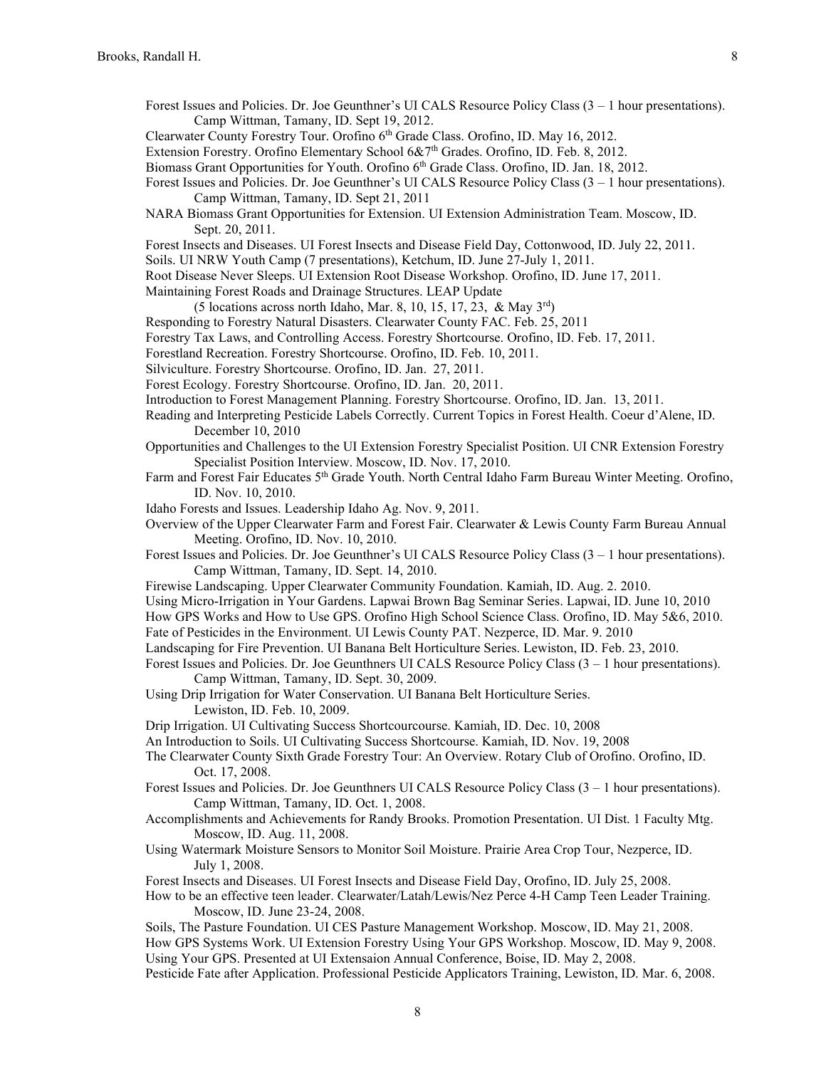Forest Issues and Policies. Dr. Joe Geunthner's UI CALS Resource Policy Class (3 – 1 hour presentations). Camp Wittman, Tamany, ID. Sept 19, 2012.

Clearwater County Forestry Tour. Orofino 6th Grade Class. Orofino, ID. May 16, 2012.

Extension Forestry. Orofino Elementary School 6&7th Grades. Orofino, ID. Feb. 8, 2012.

Biomass Grant Opportunities for Youth. Orofino 6th Grade Class. Orofino, ID. Jan. 18, 2012.

Forest Issues and Policies. Dr. Joe Geunthner's UI CALS Resource Policy Class (3 – 1 hour presentations). Camp Wittman, Tamany, ID. Sept 21, 2011

NARA Biomass Grant Opportunities for Extension. UI Extension Administration Team. Moscow, ID. Sept. 20, 2011.

Forest Insects and Diseases. UI Forest Insects and Disease Field Day, Cottonwood, ID. July 22, 2011.

Soils. UI NRW Youth Camp (7 presentations), Ketchum, ID. June 27-July 1, 2011.

Root Disease Never Sleeps. UI Extension Root Disease Workshop. Orofino, ID. June 17, 2011.

Maintaining Forest Roads and Drainage Structures. LEAP Update (5 locations across north Idaho, Mar. 8, 10, 15, 17, 23, & May 3rd)

Responding to Forestry Natural Disasters. Clearwater County FAC. Feb. 25, 2011

Forestry Tax Laws, and Controlling Access. Forestry Shortcourse. Orofino, ID. Feb. 17, 2011.

Forestland Recreation. Forestry Shortcourse. Orofino, ID. Feb. 10, 2011.

Silviculture. Forestry Shortcourse. Orofino, ID. Jan. 27, 2011.

Forest Ecology. Forestry Shortcourse. Orofino, ID. Jan. 20, 2011.

Introduction to Forest Management Planning. Forestry Shortcourse. Orofino, ID. Jan. 13, 2011.

Reading and Interpreting Pesticide Labels Correctly. Current Topics in Forest Health. Coeur d'Alene, ID. December 10, 2010

Opportunities and Challenges to the UI Extension Forestry Specialist Position. UI CNR Extension Forestry Specialist Position Interview. Moscow, ID. Nov. 17, 2010.

Farm and Forest Fair Educates 5th Grade Youth. North Central Idaho Farm Bureau Winter Meeting. Orofino, ID. Nov. 10, 2010.

Idaho Forests and Issues. Leadership Idaho Ag. Nov. 9, 2011.

Overview of the Upper Clearwater Farm and Forest Fair. Clearwater & Lewis County Farm Bureau Annual Meeting. Orofino, ID. Nov. 10, 2010.

Forest Issues and Policies. Dr. Joe Geunthner's UI CALS Resource Policy Class (3 – 1 hour presentations). Camp Wittman, Tamany, ID. Sept. 14, 2010.

Firewise Landscaping. Upper Clearwater Community Foundation. Kamiah, ID. Aug. 2. 2010.

Using Micro-Irrigation in Your Gardens. Lapwai Brown Bag Seminar Series. Lapwai, ID. June 10, 2010

How GPS Works and How to Use GPS. Orofino High School Science Class. Orofino, ID. May 5&6, 2010.

Fate of Pesticides in the Environment. UI Lewis County PAT. Nezperce, ID. Mar. 9. 2010

Landscaping for Fire Prevention. UI Banana Belt Horticulture Series. Lewiston, ID. Feb. 23, 2010.

Forest Issues and Policies. Dr. Joe Geunthners UI CALS Resource Policy Class (3 – 1 hour presentations). Camp Wittman, Tamany, ID. Sept. 30, 2009.

Using Drip Irrigation for Water Conservation. UI Banana Belt Horticulture Series. Lewiston, ID. Feb. 10, 2009.

Drip Irrigation. UI Cultivating Success Shortcourcourse. Kamiah, ID. Dec. 10, 2008

An Introduction to Soils. UI Cultivating Success Shortcourse. Kamiah, ID. Nov. 19, 2008

The Clearwater County Sixth Grade Forestry Tour: An Overview. Rotary Club of Orofino. Orofino, ID. Oct. 17, 2008.

Forest Issues and Policies. Dr. Joe Geunthners UI CALS Resource Policy Class (3 – 1 hour presentations). Camp Wittman, Tamany, ID. Oct. 1, 2008.

Accomplishments and Achievements for Randy Brooks. Promotion Presentation. UI Dist. 1 Faculty Mtg. Moscow, ID. Aug. 11, 2008.

Using Watermark Moisture Sensors to Monitor Soil Moisture. Prairie Area Crop Tour, Nezperce, ID. July 1, 2008.

Forest Insects and Diseases. UI Forest Insects and Disease Field Day, Orofino, ID. July 25, 2008.

How to be an effective teen leader. Clearwater/Latah/Lewis/Nez Perce 4-H Camp Teen Leader Training. Moscow, ID. June 23-24, 2008.

Soils, The Pasture Foundation. UI CES Pasture Management Workshop. Moscow, ID. May 21, 2008.

How GPS Systems Work. UI Extension Forestry Using Your GPS Workshop. Moscow, ID. May 9, 2008.

Using Your GPS. Presented at UI Extensaion Annual Conference, Boise, ID. May 2, 2008.

Pesticide Fate after Application. Professional Pesticide Applicators Training, Lewiston, ID. Mar. 6, 2008.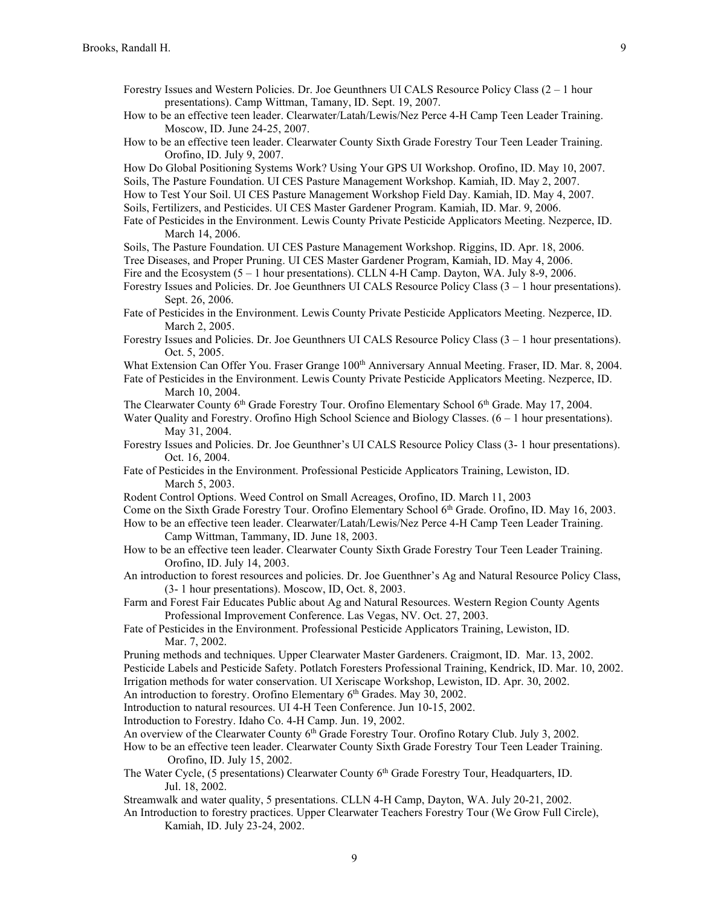Forestry Issues and Western Policies. Dr. Joe Geunthners UI CALS Resource Policy Class (2 – 1 hour presentations). Camp Wittman, Tamany, ID. Sept. 19, 2007.

How to be an effective teen leader. Clearwater/Latah/Lewis/Nez Perce 4-H Camp Teen Leader Training. Moscow, ID. June 24-25, 2007.

How to be an effective teen leader. Clearwater County Sixth Grade Forestry Tour Teen Leader Training. Orofino, ID. July 9, 2007.

How Do Global Positioning Systems Work? Using Your GPS UI Workshop. Orofino, ID. May 10, 2007.

Soils, The Pasture Foundation. UI CES Pasture Management Workshop. Kamiah, ID. May 2, 2007.

How to Test Your Soil. UI CES Pasture Management Workshop Field Day. Kamiah, ID. May 4, 2007.

Soils, Fertilizers, and Pesticides. UI CES Master Gardener Program. Kamiah, ID. Mar. 9, 2006.

Fate of Pesticides in the Environment. Lewis County Private Pesticide Applicators Meeting. Nezperce, ID. March 14, 2006.

Soils, The Pasture Foundation. UI CES Pasture Management Workshop. Riggins, ID. Apr. 18, 2006.

Tree Diseases, and Proper Pruning. UI CES Master Gardener Program, Kamiah, ID. May 4, 2006.

Fire and the Ecosystem (5 – 1 hour presentations). CLLN 4-H Camp. Dayton, WA. July 8-9, 2006.

Forestry Issues and Policies. Dr. Joe Geunthners UI CALS Resource Policy Class (3 – 1 hour presentations). Sept. 26, 2006.

Fate of Pesticides in the Environment. Lewis County Private Pesticide Applicators Meeting. Nezperce, ID. March 2, 2005.

Forestry Issues and Policies. Dr. Joe Geunthners UI CALS Resource Policy Class (3 – 1 hour presentations). Oct. 5, 2005.

What Extension Can Offer You. Fraser Grange 100th Anniversary Annual Meeting. Fraser, ID. Mar. 8, 2004.

Fate of Pesticides in the Environment. Lewis County Private Pesticide Applicators Meeting. Nezperce, ID. March 10, 2004.

The Clearwater County 6th Grade Forestry Tour. Orofino Elementary School 6th Grade. May 17, 2004.

Water Quality and Forestry. Orofino High School Science and Biology Classes. (6 – 1 hour presentations). May 31, 2004.

Forestry Issues and Policies. Dr. Joe Geunthner's UI CALS Resource Policy Class (3- 1 hour presentations). Oct. 16, 2004.

Fate of Pesticides in the Environment. Professional Pesticide Applicators Training, Lewiston, ID. March 5, 2003.

Rodent Control Options. Weed Control on Small Acreages, Orofino, ID. March 11, 2003

Come on the Sixth Grade Forestry Tour. Orofino Elementary School 6th Grade. Orofino, ID. May 16, 2003.

How to be an effective teen leader. Clearwater/Latah/Lewis/Nez Perce 4-H Camp Teen Leader Training. Camp Wittman, Tammany, ID. June 18, 2003.

How to be an effective teen leader. Clearwater County Sixth Grade Forestry Tour Teen Leader Training. Orofino, ID. July 14, 2003.

An introduction to forest resources and policies. Dr. Joe Guenthner's Ag and Natural Resource Policy Class, (3- 1 hour presentations). Moscow, ID, Oct. 8, 2003.

Farm and Forest Fair Educates Public about Ag and Natural Resources. Western Region County Agents Professional Improvement Conference. Las Vegas, NV. Oct. 27, 2003.

Fate of Pesticides in the Environment. Professional Pesticide Applicators Training, Lewiston, ID. Mar. 7, 2002.

Pruning methods and techniques. Upper Clearwater Master Gardeners. Craigmont, ID. Mar. 13, 2002.

Pesticide Labels and Pesticide Safety. Potlatch Foresters Professional Training, Kendrick, ID. Mar. 10, 2002.

Irrigation methods for water conservation. UI Xeriscape Workshop, Lewiston, ID. Apr. 30, 2002.

An introduction to forestry. Orofino Elementary 6th Grades. May 30, 2002.

Introduction to natural resources. UI 4-H Teen Conference. Jun 10-15, 2002.

Introduction to Forestry. Idaho Co. 4-H Camp. Jun. 19, 2002.

An overview of the Clearwater County 6th Grade Forestry Tour. Orofino Rotary Club. July 3, 2002.

How to be an effective teen leader. Clearwater County Sixth Grade Forestry Tour Teen Leader Training. Orofino, ID. July 15, 2002.

The Water Cycle, (5 presentations) Clearwater County 6th Grade Forestry Tour, Headquarters, ID. Jul. 18, 2002.

Streamwalk and water quality, 5 presentations. CLLN 4-H Camp, Dayton, WA. July 20-21, 2002.

An Introduction to forestry practices. Upper Clearwater Teachers Forestry Tour (We Grow Full Circle), Kamiah, ID. July 23-24, 2002.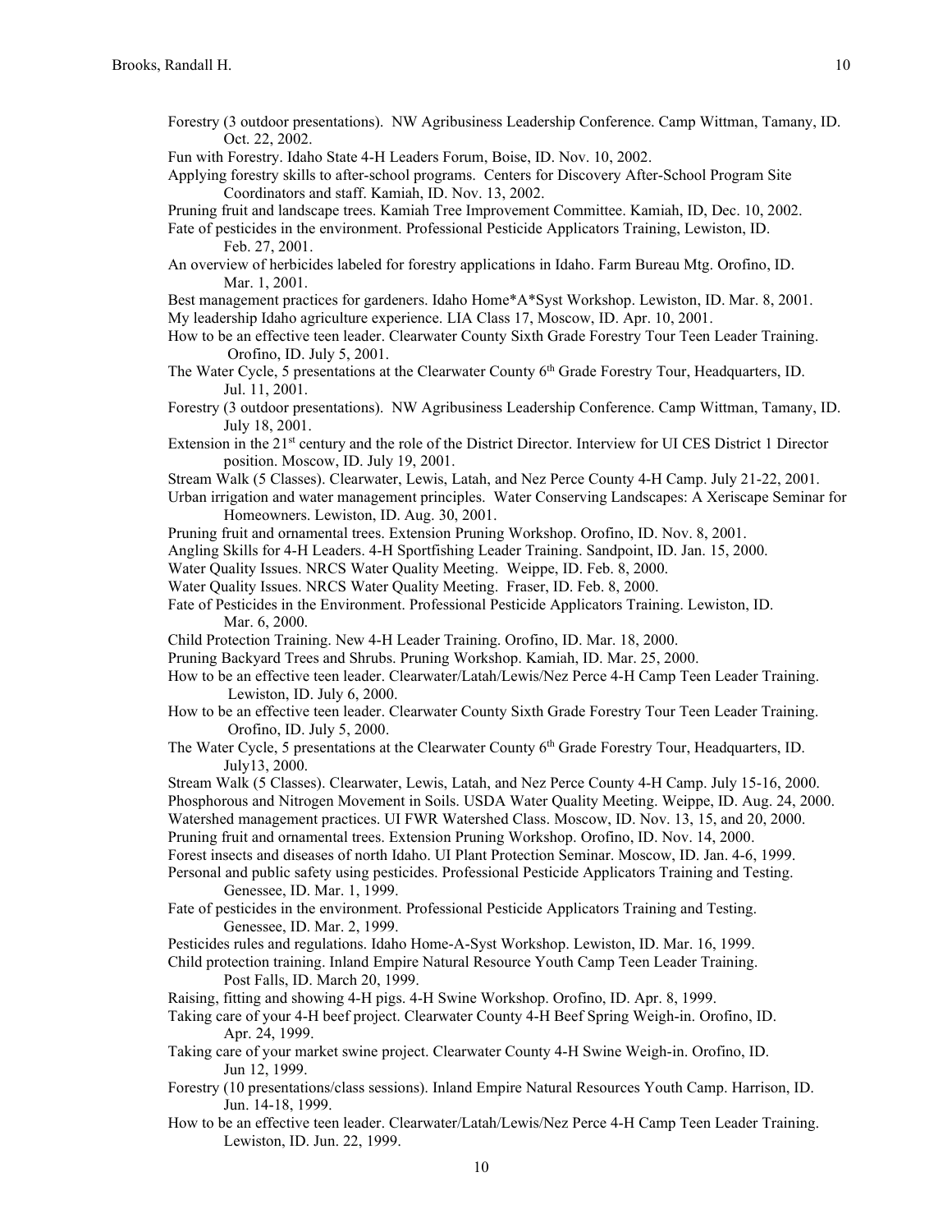Forestry (3 outdoor presentations). NW Agribusiness Leadership Conference. Camp Wittman, Tamany, ID. Oct. 22, 2002.

Fun with Forestry. Idaho State 4-H Leaders Forum, Boise, ID. Nov. 10, 2002.

Applying forestry skills to after-school programs. Centers for Discovery After-School Program Site Coordinators and staff. Kamiah, ID. Nov. 13, 2002.

Pruning fruit and landscape trees. Kamiah Tree Improvement Committee. Kamiah, ID, Dec. 10, 2002.

Fate of pesticides in the environment. Professional Pesticide Applicators Training, Lewiston, ID. Feb. 27, 2001.

An overview of herbicides labeled for forestry applications in Idaho. Farm Bureau Mtg. Orofino, ID. Mar. 1, 2001.

Best management practices for gardeners. Idaho Home*A*Syst Workshop. Lewiston, ID. Mar. 8, 2001.

My leadership Idaho agriculture experience. LIA Class 17, Moscow, ID. Apr. 10, 2001.

How to be an effective teen leader. Clearwater County Sixth Grade Forestry Tour Teen Leader Training. Orofino, ID. July 5, 2001.

The Water Cycle, 5 presentations at the Clearwater County 6th Grade Forestry Tour, Headquarters, ID. Jul. 11, 2001.

Forestry (3 outdoor presentations). NW Agribusiness Leadership Conference. Camp Wittman, Tamany, ID. July 18, 2001.

Extension in the 21st century and the role of the District Director. Interview for UI CES District 1 Director position. Moscow, ID. July 19, 2001.

Stream Walk (5 Classes). Clearwater, Lewis, Latah, and Nez Perce County 4-H Camp. July 21-22, 2001.

Urban irrigation and water management principles. Water Conserving Landscapes: A Xeriscape Seminar for Homeowners. Lewiston, ID. Aug. 30, 2001.

Pruning fruit and ornamental trees. Extension Pruning Workshop. Orofino, ID. Nov. 8, 2001.

Angling Skills for 4-H Leaders. 4-H Sportfishing Leader Training. Sandpoint, ID. Jan. 15, 2000.

Water Quality Issues. NRCS Water Quality Meeting. Weippe, ID. Feb. 8, 2000.

Water Quality Issues. NRCS Water Quality Meeting. Fraser, ID. Feb. 8, 2000.

Fate of Pesticides in the Environment. Professional Pesticide Applicators Training. Lewiston, ID. Mar. 6, 2000.

Child Protection Training. New 4-H Leader Training. Orofino, ID. Mar. 18, 2000.

Pruning Backyard Trees and Shrubs. Pruning Workshop. Kamiah, ID. Mar. 25, 2000.

How to be an effective teen leader. Clearwater/Latah/Lewis/Nez Perce 4-H Camp Teen Leader Training. Lewiston, ID. July 6, 2000.

How to be an effective teen leader. Clearwater County Sixth Grade Forestry Tour Teen Leader Training. Orofino, ID. July 5, 2000.

The Water Cycle, 5 presentations at the Clearwater County 6th Grade Forestry Tour, Headquarters, ID. July13, 2000.

Stream Walk (5 Classes). Clearwater, Lewis, Latah, and Nez Perce County 4-H Camp. July 15-16, 2000.

Phosphorous and Nitrogen Movement in Soils. USDA Water Quality Meeting. Weippe, ID. Aug. 24, 2000.

Watershed management practices. UI FWR Watershed Class. Moscow, ID. Nov. 13, 15, and 20, 2000.

Pruning fruit and ornamental trees. Extension Pruning Workshop. Orofino, ID. Nov. 14, 2000.

Forest insects and diseases of north Idaho. UI Plant Protection Seminar. Moscow, ID. Jan. 4-6, 1999.

Personal and public safety using pesticides. Professional Pesticide Applicators Training and Testing. Genessee, ID. Mar. 1, 1999.

Fate of pesticides in the environment. Professional Pesticide Applicators Training and Testing. Genessee, ID. Mar. 2, 1999.

Pesticides rules and regulations. Idaho Home-A-Syst Workshop. Lewiston, ID. Mar. 16, 1999.

Child protection training. Inland Empire Natural Resource Youth Camp Teen Leader Training. Post Falls, ID. March 20, 1999.

Raising, fitting and showing 4-H pigs. 4-H Swine Workshop. Orofino, ID. Apr. 8, 1999.

Taking care of your 4-H beef project. Clearwater County 4-H Beef Spring Weigh-in. Orofino, ID. Apr. 24, 1999.

Taking care of your market swine project. Clearwater County 4-H Swine Weigh-in. Orofino, ID. Jun 12, 1999.

Forestry (10 presentations/class sessions). Inland Empire Natural Resources Youth Camp. Harrison, ID. Jun. 14-18, 1999.

How to be an effective teen leader. Clearwater/Latah/Lewis/Nez Perce 4-H Camp Teen Leader Training. Lewiston, ID. Jun. 22, 1999.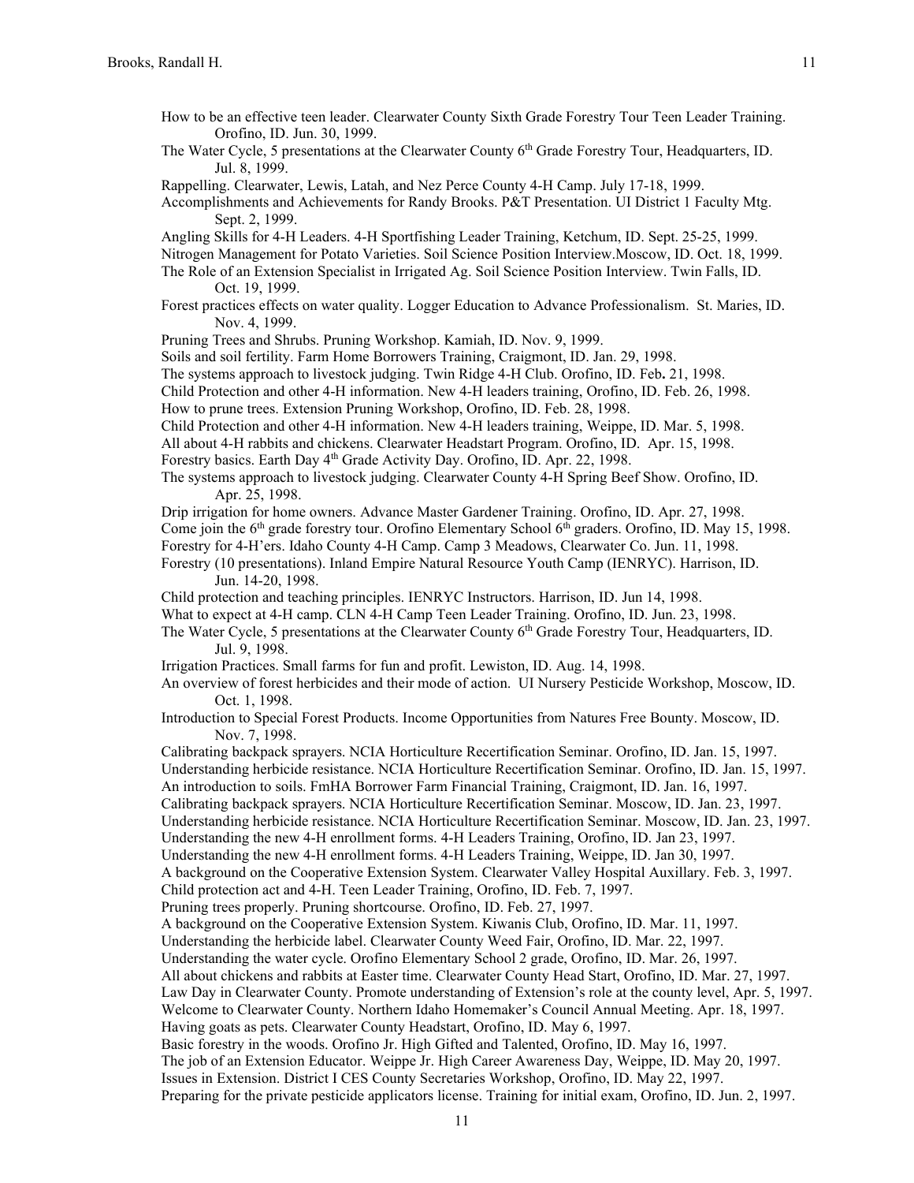How to be an effective teen leader. Clearwater County Sixth Grade Forestry Tour Teen Leader Training. Orofino, ID. Jun. 30, 1999.

The Water Cycle, 5 presentations at the Clearwater County 6th Grade Forestry Tour, Headquarters, ID. Jul. 8, 1999.

Rappelling. Clearwater, Lewis, Latah, and Nez Perce County 4-H Camp. July 17-18, 1999.

Accomplishments and Achievements for Randy Brooks. P&T Presentation. UI District 1 Faculty Mtg. Sept. 2, 1999.

Angling Skills for 4-H Leaders. 4-H Sportfishing Leader Training, Ketchum, ID. Sept. 25-25, 1999.

Nitrogen Management for Potato Varieties. Soil Science Position Interview.Moscow, ID. Oct. 18, 1999.

The Role of an Extension Specialist in Irrigated Ag. Soil Science Position Interview. Twin Falls, ID. Oct. 19, 1999.

Forest practices effects on water quality. Logger Education to Advance Professionalism. St. Maries, ID. Nov. 4, 1999.

Pruning Trees and Shrubs. Pruning Workshop. Kamiah, ID. Nov. 9, 1999.

Soils and soil fertility. Farm Home Borrowers Training, Craigmont, ID. Jan. 29, 1998.

The systems approach to livestock judging. Twin Ridge 4-H Club. Orofino, ID. Feb. 21, 1998.

Child Protection and other 4-H information. New 4-H leaders training, Orofino, ID. Feb. 26, 1998.

How to prune trees. Extension Pruning Workshop, Orofino, ID. Feb. 28, 1998.

Child Protection and other 4-H information. New 4-H leaders training, Weippe, ID. Mar. 5, 1998.

All about 4-H rabbits and chickens. Clearwater Headstart Program. Orofino, ID. Apr. 15, 1998.

Forestry basics. Earth Day 4th Grade Activity Day. Orofino, ID. Apr. 22, 1998.

The systems approach to livestock judging. Clearwater County 4-H Spring Beef Show. Orofino, ID. Apr. 25, 1998.

Drip irrigation for home owners. Advance Master Gardener Training. Orofino, ID. Apr. 27, 1998.

Come join the 6th grade forestry tour. Orofino Elementary School 6th graders. Orofino, ID. May 15, 1998.

Forestry for 4-H'ers. Idaho County 4-H Camp. Camp 3 Meadows, Clearwater Co. Jun. 11, 1998.

Forestry (10 presentations). Inland Empire Natural Resource Youth Camp (IENRYC). Harrison, ID. Jun. 14-20, 1998.

Child protection and teaching principles. IENRYC Instructors. Harrison, ID. Jun 14, 1998.

What to expect at 4-H camp. CLN 4-H Camp Teen Leader Training. Orofino, ID. Jun. 23, 1998.

The Water Cycle, 5 presentations at the Clearwater County 6th Grade Forestry Tour, Headquarters, ID. Jul. 9, 1998.

Irrigation Practices. Small farms for fun and profit. Lewiston, ID. Aug. 14, 1998.

An overview of forest herbicides and their mode of action. UI Nursery Pesticide Workshop, Moscow, ID. Oct. 1, 1998.

Introduction to Special Forest Products. Income Opportunities from Natures Free Bounty. Moscow, ID. Nov. 7, 1998.

Calibrating backpack sprayers. NCIA Horticulture Recertification Seminar. Orofino, ID. Jan. 15, 1997.

Understanding herbicide resistance. NCIA Horticulture Recertification Seminar. Orofino, ID. Jan. 15, 1997.

An introduction to soils. FmHA Borrower Farm Financial Training, Craigmont, ID. Jan. 16, 1997.

Calibrating backpack sprayers. NCIA Horticulture Recertification Seminar. Moscow, ID. Jan. 23, 1997.

Understanding herbicide resistance. NCIA Horticulture Recertification Seminar. Moscow, ID. Jan. 23, 1997.

Understanding the new 4-H enrollment forms. 4-H Leaders Training, Orofino, ID. Jan 23, 1997.

Understanding the new 4-H enrollment forms. 4-H Leaders Training, Weippe, ID. Jan 30, 1997.

A background on the Cooperative Extension System. Clearwater Valley Hospital Auxillary. Feb. 3, 1997.

Child protection act and 4-H. Teen Leader Training, Orofino, ID. Feb. 7, 1997.

Pruning trees properly. Pruning shortcourse. Orofino, ID. Feb. 27, 1997.

A background on the Cooperative Extension System. Kiwanis Club, Orofino, ID. Mar. 11, 1997.

Understanding the herbicide label. Clearwater County Weed Fair, Orofino, ID. Mar. 22, 1997.

Understanding the water cycle. Orofino Elementary School 2 grade, Orofino, ID. Mar. 26, 1997.

All about chickens and rabbits at Easter time. Clearwater County Head Start, Orofino, ID. Mar. 27, 1997.

Law Day in Clearwater County. Promote understanding of Extension's role at the county level, Apr. 5, 1997.

Welcome to Clearwater County. Northern Idaho Homemaker's Council Annual Meeting. Apr. 18, 1997.

Having goats as pets. Clearwater County Headstart, Orofino, ID. May 6, 1997.

Basic forestry in the woods. Orofino Jr. High Gifted and Talented, Orofino, ID. May 16, 1997.

The job of an Extension Educator. Weippe Jr. High Career Awareness Day, Weippe, ID. May 20, 1997.

Issues in Extension. District I CES County Secretaries Workshop, Orofino, ID. May 22, 1997.

Preparing for the private pesticide applicators license. Training for initial exam, Orofino, ID. Jun. 2, 1997.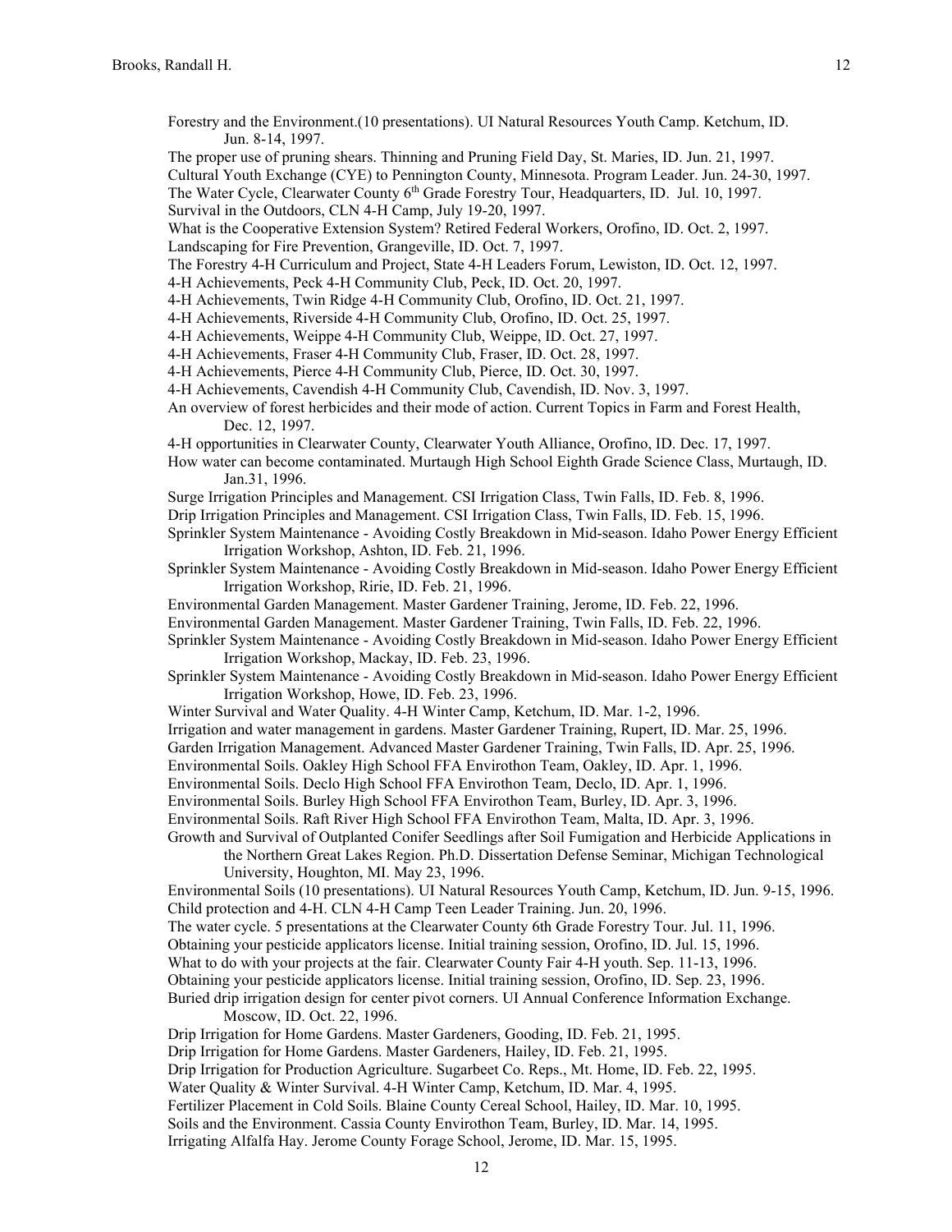Forestry and the Environment.(10 presentations). UI Natural Resources Youth Camp. Ketchum, ID. Jun. 8-14, 1997.

The proper use of pruning shears. Thinning and Pruning Field Day, St. Maries, ID. Jun. 21, 1997.

Cultural Youth Exchange (CYE) to Pennington County, Minnesota. Program Leader. Jun. 24-30, 1997.

The Water Cycle, Clearwater County 6th Grade Forestry Tour, Headquarters, ID. Jul. 10, 1997.

Survival in the Outdoors, CLN 4-H Camp, July 19-20, 1997.

What is the Cooperative Extension System? Retired Federal Workers, Orofino, ID. Oct. 2, 1997.

Landscaping for Fire Prevention, Grangeville, ID. Oct. 7, 1997.

The Forestry 4-H Curriculum and Project, State 4-H Leaders Forum, Lewiston, ID. Oct. 12, 1997.

4-H Achievements, Peck 4-H Community Club, Peck, ID. Oct. 20, 1997.

4-H Achievements, Twin Ridge 4-H Community Club, Orofino, ID. Oct. 21, 1997.

4-H Achievements, Riverside 4-H Community Club, Orofino, ID. Oct. 25, 1997.

4-H Achievements, Weippe 4-H Community Club, Weippe, ID. Oct. 27, 1997.

4-H Achievements, Fraser 4-H Community Club, Fraser, ID. Oct. 28, 1997.

4-H Achievements, Pierce 4-H Community Club, Pierce, ID. Oct. 30, 1997.

4-H Achievements, Cavendish 4-H Community Club, Cavendish, ID. Nov. 3, 1997.

An overview of forest herbicides and their mode of action. Current Topics in Farm and Forest Health, Dec. 12, 1997.

4-H opportunities in Clearwater County, Clearwater Youth Alliance, Orofino, ID. Dec. 17, 1997.

How water can become contaminated. Murtaugh High School Eighth Grade Science Class, Murtaugh, ID. Jan.31, 1996.

Surge Irrigation Principles and Management. CSI Irrigation Class, Twin Falls, ID. Feb. 8, 1996.

Drip Irrigation Principles and Management. CSI Irrigation Class, Twin Falls, ID. Feb. 15, 1996.

Sprinkler System Maintenance - Avoiding Costly Breakdown in Mid-season. Idaho Power Energy Efficient Irrigation Workshop, Ashton, ID. Feb. 21, 1996.

Sprinkler System Maintenance - Avoiding Costly Breakdown in Mid-season. Idaho Power Energy Efficient Irrigation Workshop, Ririe, ID. Feb. 21, 1996.

Environmental Garden Management. Master Gardener Training, Jerome, ID. Feb. 22, 1996.

Environmental Garden Management. Master Gardener Training, Twin Falls, ID. Feb. 22, 1996.

Sprinkler System Maintenance - Avoiding Costly Breakdown in Mid-season. Idaho Power Energy Efficient Irrigation Workshop, Mackay, ID. Feb. 23, 1996.

Sprinkler System Maintenance - Avoiding Costly Breakdown in Mid-season. Idaho Power Energy Efficient Irrigation Workshop, Howe, ID. Feb. 23, 1996.

Winter Survival and Water Quality. 4-H Winter Camp, Ketchum, ID. Mar. 1-2, 1996.

Irrigation and water management in gardens. Master Gardener Training, Rupert, ID. Mar. 25, 1996.

Garden Irrigation Management. Advanced Master Gardener Training, Twin Falls, ID. Apr. 25, 1996.

Environmental Soils. Oakley High School FFA Envirothon Team, Oakley, ID. Apr. 1, 1996.

Environmental Soils. Declo High School FFA Envirothon Team, Declo, ID. Apr. 1, 1996.

Environmental Soils. Burley High School FFA Envirothon Team, Burley, ID. Apr. 3, 1996.

Environmental Soils. Raft River High School FFA Envirothon Team, Malta, ID. Apr. 3, 1996.

Growth and Survival of Outplanted Conifer Seedlings after Soil Fumigation and Herbicide Applications in the Northern Great Lakes Region. Ph.D. Dissertation Defense Seminar, Michigan Technological University, Houghton, MI. May 23, 1996.

Environmental Soils (10 presentations). UI Natural Resources Youth Camp, Ketchum, ID. Jun. 9-15, 1996.

Child protection and 4-H. CLN 4-H Camp Teen Leader Training. Jun. 20, 1996.

The water cycle. 5 presentations at the Clearwater County 6th Grade Forestry Tour. Jul. 11, 1996.

Obtaining your pesticide applicators license. Initial training session, Orofino, ID. Jul. 15, 1996.

What to do with your projects at the fair. Clearwater County Fair 4-H youth. Sep. 11-13, 1996.

Obtaining your pesticide applicators license. Initial training session, Orofino, ID. Sep. 23, 1996.

Buried drip irrigation design for center pivot corners. UI Annual Conference Information Exchange. Moscow, ID. Oct. 22, 1996.

Drip Irrigation for Home Gardens. Master Gardeners, Gooding, ID. Feb. 21, 1995.

Drip Irrigation for Home Gardens. Master Gardeners, Hailey, ID. Feb. 21, 1995.

Drip Irrigation for Production Agriculture. Sugarbeet Co. Reps., Mt. Home, ID. Feb. 22, 1995.

Water Quality & Winter Survival. 4-H Winter Camp, Ketchum, ID. Mar. 4, 1995.

Fertilizer Placement in Cold Soils. Blaine County Cereal School, Hailey, ID. Mar. 10, 1995.

Soils and the Environment. Cassia County Envirothon Team, Burley, ID. Mar. 14, 1995.

Irrigating Alfalfa Hay. Jerome County Forage School, Jerome, ID. Mar. 15, 1995.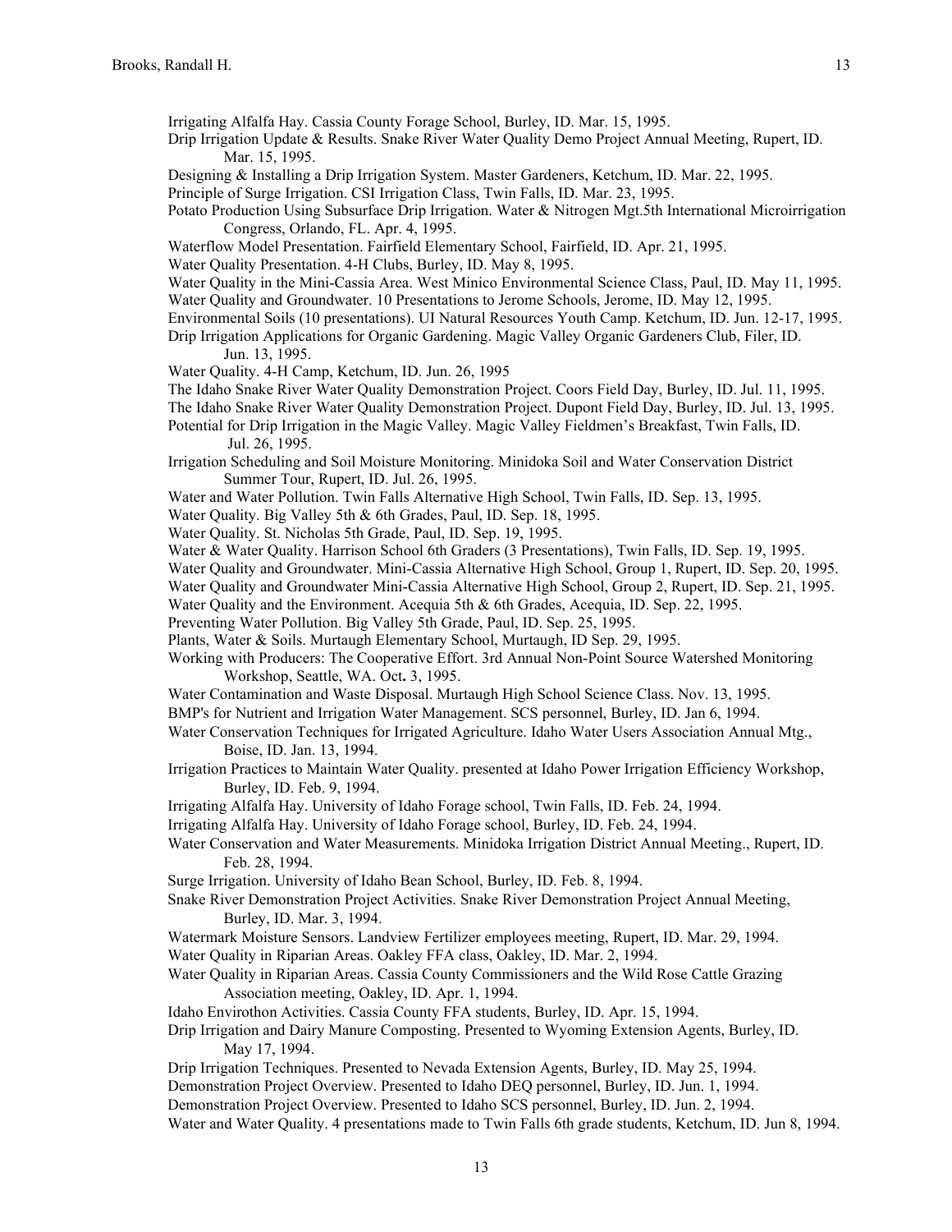Irrigating Alfalfa Hay. Cassia County Forage School, Burley, ID. Mar. 15, 1995.

Drip Irrigation Update & Results. Snake River Water Quality Demo Project Annual Meeting, Rupert, ID. Mar. 15, 1995.

Designing & Installing a Drip Irrigation System. Master Gardeners, Ketchum, ID. Mar. 22, 1995.

Principle of Surge Irrigation. CSI Irrigation Class, Twin Falls, ID. Mar. 23, 1995.

Potato Production Using Subsurface Drip Irrigation. Water & Nitrogen Mgt.5th International Microirrigation Congress, Orlando, FL. Apr. 4, 1995.

Waterflow Model Presentation. Fairfield Elementary School, Fairfield, ID. Apr. 21, 1995.

Water Quality Presentation. 4-H Clubs, Burley, ID. May 8, 1995.

Water Quality in the Mini-Cassia Area. West Minico Environmental Science Class, Paul, ID. May 11, 1995.

Water Quality and Groundwater. 10 Presentations to Jerome Schools, Jerome, ID. May 12, 1995.

Environmental Soils (10 presentations). UI Natural Resources Youth Camp. Ketchum, ID. Jun. 12-17, 1995.

Drip Irrigation Applications for Organic Gardening. Magic Valley Organic Gardeners Club, Filer, ID. Jun. 13, 1995.

Water Quality. 4-H Camp, Ketchum, ID. Jun. 26, 1995

The Idaho Snake River Water Quality Demonstration Project. Coors Field Day, Burley, ID. Jul. 11, 1995.

The Idaho Snake River Water Quality Demonstration Project. Dupont Field Day, Burley, ID. Jul. 13, 1995.

Potential for Drip Irrigation in the Magic Valley. Magic Valley Fieldmen's Breakfast, Twin Falls, ID. Jul. 26, 1995.

Irrigation Scheduling and Soil Moisture Monitoring. Minidoka Soil and Water Conservation District Summer Tour, Rupert, ID. Jul. 26, 1995.

Water and Water Pollution. Twin Falls Alternative High School, Twin Falls, ID. Sep. 13, 1995.

Water Quality. Big Valley 5th & 6th Grades, Paul, ID. Sep. 18, 1995.

Water Quality. St. Nicholas 5th Grade, Paul, ID. Sep. 19, 1995.

Water & Water Quality. Harrison School 6th Graders (3 Presentations), Twin Falls, ID. Sep. 19, 1995.

Water Quality and Groundwater. Mini-Cassia Alternative High School, Group 1, Rupert, ID. Sep. 20, 1995.

Water Quality and Groundwater Mini-Cassia Alternative High School, Group 2, Rupert, ID. Sep. 21, 1995.

Water Quality and the Environment. Acequia 5th & 6th Grades, Acequia, ID. Sep. 22, 1995.

Preventing Water Pollution. Big Valley 5th Grade, Paul, ID. Sep. 25, 1995.

Plants, Water & Soils. Murtaugh Elementary School, Murtaugh, ID Sep. 29, 1995.

Working with Producers: The Cooperative Effort. 3rd Annual Non-Point Source Watershed Monitoring Workshop, Seattle, WA. Oct**.** 3, 1995.

Water Contamination and Waste Disposal. Murtaugh High School Science Class. Nov. 13, 1995.

BMP's for Nutrient and Irrigation Water Management. SCS personnel, Burley, ID. Jan 6, 1994.

Water Conservation Techniques for Irrigated Agriculture. Idaho Water Users Association Annual Mtg., Boise, ID. Jan. 13, 1994.

Irrigation Practices to Maintain Water Quality. presented at Idaho Power Irrigation Efficiency Workshop, Burley, ID. Feb. 9, 1994.

Irrigating Alfalfa Hay. University of Idaho Forage school, Twin Falls, ID. Feb. 24, 1994.

Irrigating Alfalfa Hay. University of Idaho Forage school, Burley, ID. Feb. 24, 1994.

Water Conservation and Water Measurements. Minidoka Irrigation District Annual Meeting., Rupert, ID. Feb. 28, 1994.

Surge Irrigation. University of Idaho Bean School, Burley, ID. Feb. 8, 1994.

Snake River Demonstration Project Activities. Snake River Demonstration Project Annual Meeting, Burley, ID. Mar. 3, 1994.

Watermark Moisture Sensors. Landview Fertilizer employees meeting, Rupert, ID. Mar. 29, 1994.

Water Quality in Riparian Areas. Oakley FFA class, Oakley, ID. Mar. 2, 1994.

Water Quality in Riparian Areas. Cassia County Commissioners and the Wild Rose Cattle Grazing Association meeting, Oakley, ID. Apr. 1, 1994.

Idaho Envirothon Activities. Cassia County FFA students, Burley, ID. Apr. 15, 1994.

Drip Irrigation and Dairy Manure Composting. Presented to Wyoming Extension Agents, Burley, ID. May 17, 1994.

Drip Irrigation Techniques. Presented to Nevada Extension Agents, Burley, ID. May 25, 1994.

Demonstration Project Overview. Presented to Idaho DEQ personnel, Burley, ID. Jun. 1, 1994.

Demonstration Project Overview. Presented to Idaho SCS personnel, Burley, ID. Jun. 2, 1994.

Water and Water Quality. 4 presentations made to Twin Falls 6th grade students, Ketchum, ID. Jun 8, 1994.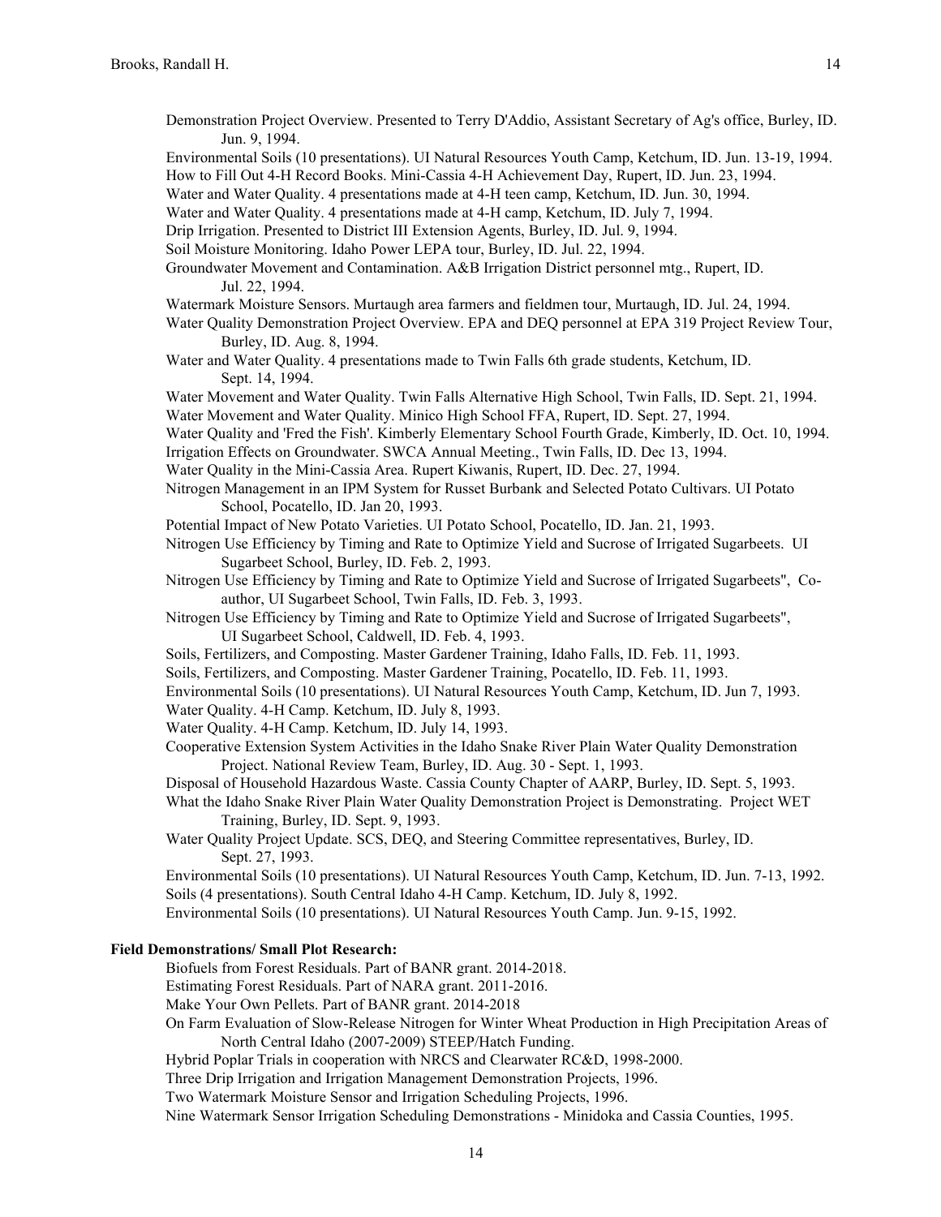Demonstration Project Overview. Presented to Terry D'Addio, Assistant Secretary of Ag's office, Burley, ID. Jun. 9, 1994.

Environmental Soils (10 presentations). UI Natural Resources Youth Camp, Ketchum, ID. Jun. 13-19, 1994.

How to Fill Out 4-H Record Books. Mini-Cassia 4-H Achievement Day, Rupert, ID. Jun. 23, 1994.

Water and Water Quality. 4 presentations made at 4-H teen camp, Ketchum, ID. Jun. 30, 1994.

Water and Water Quality. 4 presentations made at 4-H camp, Ketchum, ID. July 7, 1994.

Drip Irrigation. Presented to District III Extension Agents, Burley, ID. Jul. 9, 1994.

Soil Moisture Monitoring. Idaho Power LEPA tour, Burley, ID. Jul. 22, 1994.

Groundwater Movement and Contamination. A&B Irrigation District personnel mtg., Rupert, ID. Jul. 22, 1994.

Watermark Moisture Sensors. Murtaugh area farmers and fieldmen tour, Murtaugh, ID. Jul. 24, 1994.

Water Quality Demonstration Project Overview. EPA and DEQ personnel at EPA 319 Project Review Tour, Burley, ID. Aug. 8, 1994.

Water and Water Quality. 4 presentations made to Twin Falls 6th grade students, Ketchum, ID. Sept. 14, 1994.

Water Movement and Water Quality. Twin Falls Alternative High School, Twin Falls, ID. Sept. 21, 1994.

Water Movement and Water Quality. Minico High School FFA, Rupert, ID. Sept. 27, 1994.

Water Quality and 'Fred the Fish'. Kimberly Elementary School Fourth Grade, Kimberly, ID. Oct. 10, 1994.

Irrigation Effects on Groundwater. SWCA Annual Meeting., Twin Falls, ID. Dec 13, 1994.

Water Quality in the Mini-Cassia Area. Rupert Kiwanis, Rupert, ID. Dec. 27, 1994.

Nitrogen Management in an IPM System for Russet Burbank and Selected Potato Cultivars. UI Potato School, Pocatello, ID. Jan 20, 1993.

Potential Impact of New Potato Varieties. UI Potato School, Pocatello, ID. Jan. 21, 1993.

Nitrogen Use Efficiency by Timing and Rate to Optimize Yield and Sucrose of Irrigated Sugarbeets. UI Sugarbeet School, Burley, ID. Feb. 2, 1993.

Nitrogen Use Efficiency by Timing and Rate to Optimize Yield and Sucrose of Irrigated Sugarbeets", Co-author, UI Sugarbeet School, Twin Falls, ID. Feb. 3, 1993.

Nitrogen Use Efficiency by Timing and Rate to Optimize Yield and Sucrose of Irrigated Sugarbeets", UI Sugarbeet School, Caldwell, ID. Feb. 4, 1993.

Soils, Fertilizers, and Composting. Master Gardener Training, Idaho Falls, ID. Feb. 11, 1993.

Soils, Fertilizers, and Composting. Master Gardener Training, Pocatello, ID. Feb. 11, 1993.

Environmental Soils (10 presentations). UI Natural Resources Youth Camp, Ketchum, ID. Jun 7, 1993.

Water Quality. 4-H Camp. Ketchum, ID. July 8, 1993.

Water Quality. 4-H Camp. Ketchum, ID. July 14, 1993.

Cooperative Extension System Activities in the Idaho Snake River Plain Water Quality Demonstration Project. National Review Team, Burley, ID. Aug. 30 - Sept. 1, 1993.

Disposal of Household Hazardous Waste. Cassia County Chapter of AARP, Burley, ID. Sept. 5, 1993.

What the Idaho Snake River Plain Water Quality Demonstration Project is Demonstrating. Project WET Training, Burley, ID. Sept. 9, 1993.

Water Quality Project Update. SCS, DEQ, and Steering Committee representatives, Burley, ID. Sept. 27, 1993.

Environmental Soils (10 presentations). UI Natural Resources Youth Camp, Ketchum, ID. Jun. 7-13, 1992.

Soils (4 presentations). South Central Idaho 4-H Camp. Ketchum, ID. July 8, 1992.

Environmental Soils (10 presentations). UI Natural Resources Youth Camp. Jun. 9-15, 1992.

**Field Demonstrations/ Small Plot Research:**

Biofuels from Forest Residuals. Part of BANR grant. 2014-2018.

Estimating Forest Residuals. Part of NARA grant. 2011-2016.

Make Your Own Pellets. Part of BANR grant. 2014-2018

On Farm Evaluation of Slow-Release Nitrogen for Winter Wheat Production in High Precipitation Areas of North Central Idaho (2007-2009) STEEP/Hatch Funding.

Hybrid Poplar Trials in cooperation with NRCS and Clearwater RC&D, 1998-2000.

Three Drip Irrigation and Irrigation Management Demonstration Projects, 1996.

Two Watermark Moisture Sensor and Irrigation Scheduling Projects, 1996.

Nine Watermark Sensor Irrigation Scheduling Demonstrations - Minidoka and Cassia Counties, 1995.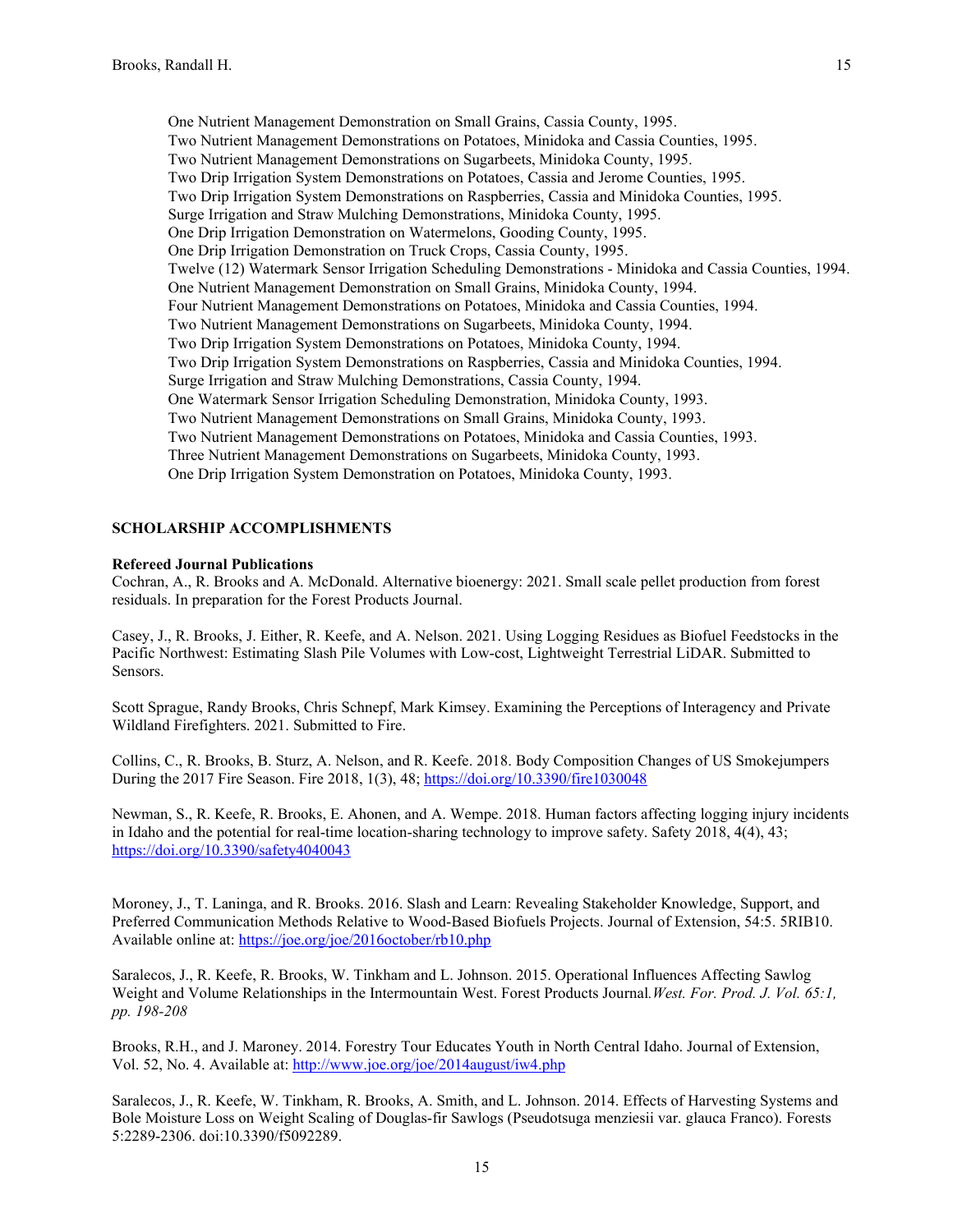One Nutrient Management Demonstration on Small Grains, Cassia County, 1995.
Two Nutrient Management Demonstrations on Potatoes, Minidoka and Cassia Counties, 1995.
Two Nutrient Management Demonstrations on Sugarbeets, Minidoka County, 1995.
Two Drip Irrigation System Demonstrations on Potatoes, Cassia and Jerome Counties, 1995.
Two Drip Irrigation System Demonstrations on Raspberries, Cassia and Minidoka Counties, 1995.
Surge Irrigation and Straw Mulching Demonstrations, Minidoka County, 1995.
One Drip Irrigation Demonstration on Watermelons, Gooding County, 1995.
One Drip Irrigation Demonstration on Truck Crops, Cassia County, 1995.
Twelve (12) Watermark Sensor Irrigation Scheduling Demonstrations - Minidoka and Cassia Counties, 1994.
One Nutrient Management Demonstration on Small Grains, Minidoka County, 1994.
Four Nutrient Management Demonstrations on Potatoes, Minidoka and Cassia Counties, 1994.
Two Nutrient Management Demonstrations on Sugarbeets, Minidoka County, 1994.
Two Drip Irrigation System Demonstrations on Potatoes, Minidoka County, 1994.
Two Drip Irrigation System Demonstrations on Raspberries, Cassia and Minidoka Counties, 1994.
Surge Irrigation and Straw Mulching Demonstrations, Cassia County, 1994.
One Watermark Sensor Irrigation Scheduling Demonstration, Minidoka County, 1993.
Two Nutrient Management Demonstrations on Small Grains, Minidoka County, 1993.
Two Nutrient Management Demonstrations on Potatoes, Minidoka and Cassia Counties, 1993.
Three Nutrient Management Demonstrations on Sugarbeets, Minidoka County, 1993.
One Drip Irrigation System Demonstration on Potatoes, Minidoka County, 1993.

## SCHOLARSHIP ACCOMPLISHMENTS

### Refereed Journal Publications

Cochran, A., R. Brooks and A. McDonald. Alternative bioenergy: 2021. Small scale pellet production from forest residuals. In preparation for the Forest Products Journal.

Casey, J., R. Brooks, J. Either, R. Keefe, and A. Nelson. 2021. Using Logging Residues as Biofuel Feedstocks in the Pacific Northwest: Estimating Slash Pile Volumes with Low-cost, Lightweight Terrestrial LiDAR. Submitted to Sensors.

Scott Sprague, Randy Brooks, Chris Schnepf, Mark Kimsey. Examining the Perceptions of Interagency and Private Wildland Firefighters. 2021. Submitted to Fire.

Collins, C., R. Brooks, B. Sturz, A. Nelson, and R. Keefe. 2018. Body Composition Changes of US Smokejumpers During the 2017 Fire Season. Fire 2018, 1(3), 48; https://doi.org/10.3390/fire1030048

Newman, S., R. Keefe, R. Brooks, E. Ahonen, and A. Wempe. 2018. Human factors affecting logging injury incidents in Idaho and the potential for real-time location-sharing technology to improve safety. Safety 2018, 4(4), 43; https://doi.org/10.3390/safety4040043

Moroney, J., T. Laninga, and R. Brooks. 2016. Slash and Learn: Revealing Stakeholder Knowledge, Support, and Preferred Communication Methods Relative to Wood-Based Biofuels Projects. Journal of Extension, 54:5. 5RIB10. Available online at: https://joe.org/joe/2016october/rb10.php

Saralecos, J., R. Keefe, R. Brooks, W. Tinkham and L. Johnson. 2015. Operational Influences Affecting Sawlog Weight and Volume Relationships in the Intermountain West. Forest Products Journal. *West. For. Prod. J. Vol. 65:1, pp. 198-208*

Brooks, R.H., and J. Maroney. 2014. Forestry Tour Educates Youth in North Central Idaho. Journal of Extension, Vol. 52, No. 4. Available at: http://www.joe.org/joe/2014august/iw4.php

Saralecos, J., R. Keefe, W. Tinkham, R. Brooks, A. Smith, and L. Johnson. 2014. Effects of Harvesting Systems and Bole Moisture Loss on Weight Scaling of Douglas-fir Sawlogs (Pseudotsuga menziesii var. glauca Franco). Forests 5:2289-2306. doi:10.3390/f5092289.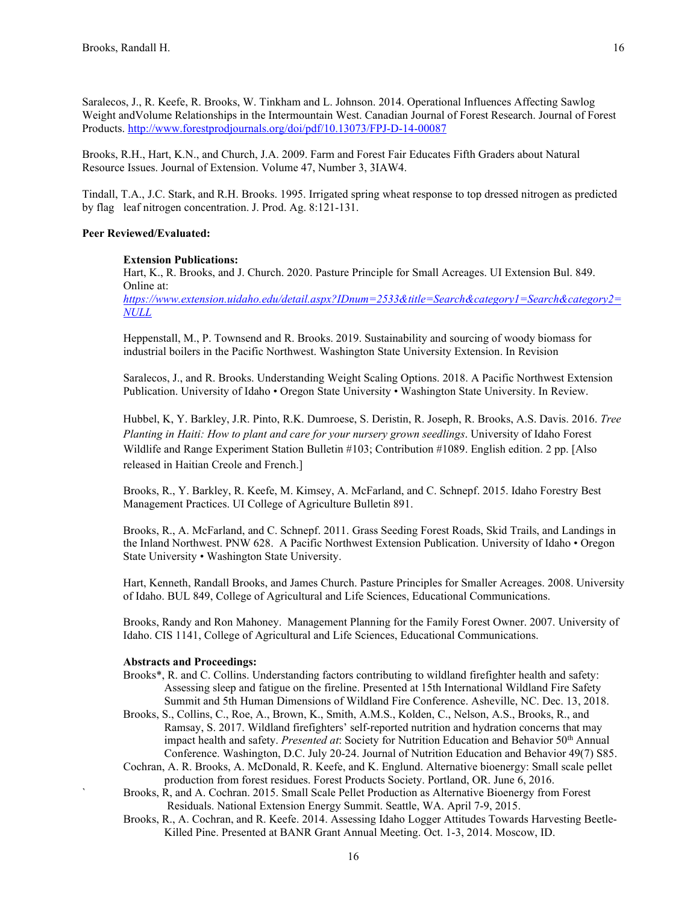Saralecos, J., R. Keefe, R. Brooks, W. Tinkham and L. Johnson. 2014. Operational Influences Affecting Sawlog Weight andVolume Relationships in the Intermountain West. Canadian Journal of Forest Research. Journal of Forest Products. http://www.forestprodjournals.org/doi/pdf/10.13073/FPJ-D-14-00087

Brooks, R.H., Hart, K.N., and Church, J.A. 2009. Farm and Forest Fair Educates Fifth Graders about Natural Resource Issues. Journal of Extension. Volume 47, Number 3, 3IAW4.

Tindall, T.A., J.C. Stark, and R.H. Brooks. 1995. Irrigated spring wheat response to top dressed nitrogen as predicted by flag leaf nitrogen concentration. J. Prod. Ag. 8:121-131.

**Peer Reviewed/Evaluated:**

**Extension Publications:**

Hart, K., R. Brooks, and J. Church. 2020. Pasture Principle for Small Acreages. UI Extension Bul. 849. Online at: *https://www.extension.uidaho.edu/detail.aspx?IDnum=2533&title=Search&category1=Search&category2=NULL*

Heppenstall, M., P. Townsend and R. Brooks. 2019. Sustainability and sourcing of woody biomass for industrial boilers in the Pacific Northwest. Washington State University Extension. In Revision

Saralecos, J., and R. Brooks. Understanding Weight Scaling Options. 2018. A Pacific Northwest Extension Publication. University of Idaho • Oregon State University • Washington State University. In Review.

Hubbel, K, Y. Barkley, J.R. Pinto, R.K. Dumroese, S. Deristin, R. Joseph, R. Brooks, A.S. Davis. 2016. *Tree Planting in Haiti: How to plant and care for your nursery grown seedlings*. University of Idaho Forest Wildlife and Range Experiment Station Bulletin #103; Contribution #1089. English edition. 2 pp. [Also released in Haitian Creole and French.]

Brooks, R., Y. Barkley, R. Keefe, M. Kimsey, A. McFarland, and C. Schnepf. 2015. Idaho Forestry Best Management Practices. UI College of Agriculture Bulletin 891.

Brooks, R., A. McFarland, and C. Schnepf. 2011. Grass Seeding Forest Roads, Skid Trails, and Landings in the Inland Northwest. PNW 628. A Pacific Northwest Extension Publication. University of Idaho • Oregon State University • Washington State University.

Hart, Kenneth, Randall Brooks, and James Church. Pasture Principles for Smaller Acreages. 2008. University of Idaho. BUL 849, College of Agricultural and Life Sciences, Educational Communications.

Brooks, Randy and Ron Mahoney. Management Planning for the Family Forest Owner. 2007. University of Idaho. CIS 1141, College of Agricultural and Life Sciences, Educational Communications.

**Abstracts and Proceedings:**

Brooks*, R. and C. Collins. Understanding factors contributing to wildland firefighter health and safety: Assessing sleep and fatigue on the fireline. Presented at 15th International Wildland Fire Safety Summit and 5th Human Dimensions of Wildland Fire Conference. Asheville, NC. Dec. 13, 2018.

Brooks, S., Collins, C., Roe, A., Brown, K., Smith, A.M.S., Kolden, C., Nelson, A.S., Brooks, R., and Ramsay, S. 2017. Wildland firefighters' self-reported nutrition and hydration concerns that may impact health and safety. *Presented at*: Society for Nutrition Education and Behavior 50th Annual Conference. Washington, D.C. July 20-24. Journal of Nutrition Education and Behavior 49(7) S85.

Cochran, A. R. Brooks, A. McDonald, R. Keefe, and K. Englund. Alternative bioenergy: Small scale pellet production from forest residues. Forest Products Society. Portland, OR. June 6, 2016.

Brooks, R, and A. Cochran. 2015. Small Scale Pellet Production as Alternative Bioenergy from Forest Residuals. National Extension Energy Summit. Seattle, WA. April 7-9, 2015.

Brooks, R., A. Cochran, and R. Keefe. 2014. Assessing Idaho Logger Attitudes Towards Harvesting Beetle-Killed Pine. Presented at BANR Grant Annual Meeting. Oct. 1-3, 2014. Moscow, ID.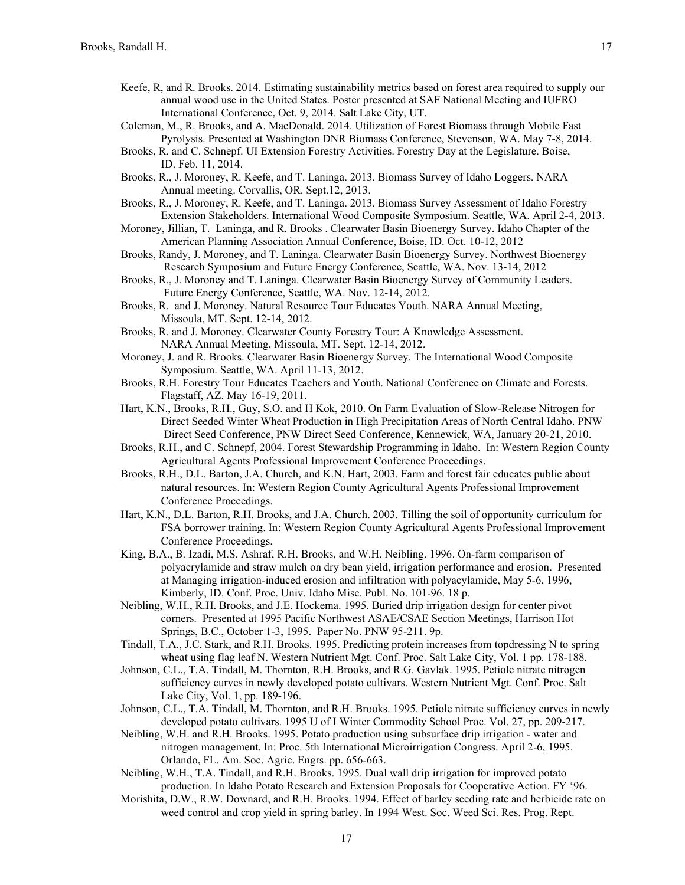Keefe, R, and R. Brooks. 2014. Estimating sustainability metrics based on forest area required to supply our annual wood use in the United States. Poster presented at SAF National Meeting and IUFRO International Conference, Oct. 9, 2014. Salt Lake City, UT.

Coleman, M., R. Brooks, and A. MacDonald. 2014. Utilization of Forest Biomass through Mobile Fast Pyrolysis. Presented at Washington DNR Biomass Conference, Stevenson, WA. May 7-8, 2014.

Brooks, R. and C. Schnepf. UI Extension Forestry Activities. Forestry Day at the Legislature. Boise, ID. Feb. 11, 2014.

Brooks, R., J. Moroney, R. Keefe, and T. Laninga. 2013. Biomass Survey of Idaho Loggers. NARA Annual meeting. Corvallis, OR. Sept.12, 2013.

Brooks, R., J. Moroney, R. Keefe, and T. Laninga. 2013. Biomass Survey Assessment of Idaho Forestry Extension Stakeholders. International Wood Composite Symposium. Seattle, WA. April 2-4, 2013.

Moroney, Jillian, T. Laninga, and R. Brooks . Clearwater Basin Bioenergy Survey. Idaho Chapter of the American Planning Association Annual Conference, Boise, ID. Oct. 10-12, 2012

Brooks, Randy, J. Moroney, and T. Laninga. Clearwater Basin Bioenergy Survey. Northwest Bioenergy Research Symposium and Future Energy Conference, Seattle, WA. Nov. 13-14, 2012

Brooks, R., J. Moroney and T. Laninga. Clearwater Basin Bioenergy Survey of Community Leaders. Future Energy Conference, Seattle, WA. Nov. 12-14, 2012.

Brooks, R. and J. Moroney. Natural Resource Tour Educates Youth. NARA Annual Meeting, Missoula, MT. Sept. 12-14, 2012.

Brooks, R. and J. Moroney. Clearwater County Forestry Tour: A Knowledge Assessment. NARA Annual Meeting, Missoula, MT. Sept. 12-14, 2012.

Moroney, J. and R. Brooks. Clearwater Basin Bioenergy Survey. The International Wood Composite Symposium. Seattle, WA. April 11-13, 2012.

Brooks, R.H. Forestry Tour Educates Teachers and Youth. National Conference on Climate and Forests. Flagstaff, AZ. May 16-19, 2011.

Hart, K.N., Brooks, R.H., Guy, S.O. and H Kok, 2010. On Farm Evaluation of Slow-Release Nitrogen for Direct Seeded Winter Wheat Production in High Precipitation Areas of North Central Idaho. PNW Direct Seed Conference, PNW Direct Seed Conference, Kennewick, WA, January 20-21, 2010.

Brooks, R.H., and C. Schnepf, 2004. Forest Stewardship Programming in Idaho. In: Western Region County Agricultural Agents Professional Improvement Conference Proceedings.

Brooks, R.H., D.L. Barton, J.A. Church, and K.N. Hart, 2003. Farm and forest fair educates public about natural resources. In: Western Region County Agricultural Agents Professional Improvement Conference Proceedings.

Hart, K.N., D.L. Barton, R.H. Brooks, and J.A. Church. 2003. Tilling the soil of opportunity curriculum for FSA borrower training. In: Western Region County Agricultural Agents Professional Improvement Conference Proceedings.

King, B.A., B. Izadi, M.S. Ashraf, R.H. Brooks, and W.H. Neibling. 1996. On-farm comparison of polyacrylamide and straw mulch on dry bean yield, irrigation performance and erosion. Presented at Managing irrigation-induced erosion and infiltration with polyacylamide, May 5-6, 1996, Kimberly, ID. Conf. Proc. Univ. Idaho Misc. Publ. No. 101-96. 18 p.

Neibling, W.H., R.H. Brooks, and J.E. Hockema. 1995. Buried drip irrigation design for center pivot corners. Presented at 1995 Pacific Northwest ASAE/CSAE Section Meetings, Harrison Hot Springs, B.C., October 1-3, 1995. Paper No. PNW 95-211. 9p.

Tindall, T.A., J.C. Stark, and R.H. Brooks. 1995. Predicting protein increases from topdressing N to spring wheat using flag leaf N. Western Nutrient Mgt. Conf. Proc. Salt Lake City, Vol. 1 pp. 178-188.

Johnson, C.L., T.A. Tindall, M. Thornton, R.H. Brooks, and R.G. Gavlak. 1995. Petiole nitrate nitrogen sufficiency curves in newly developed potato cultivars. Western Nutrient Mgt. Conf. Proc. Salt Lake City, Vol. 1, pp. 189-196.

Johnson, C.L., T.A. Tindall, M. Thornton, and R.H. Brooks. 1995. Petiole nitrate sufficiency curves in newly developed potato cultivars. 1995 U of I Winter Commodity School Proc. Vol. 27, pp. 209-217.

Neibling, W.H. and R.H. Brooks. 1995. Potato production using subsurface drip irrigation - water and nitrogen management. In: Proc. 5th International Microirrigation Congress. April 2-6, 1995. Orlando, FL. Am. Soc. Agric. Engrs. pp. 656-663.

Neibling, W.H., T.A. Tindall, and R.H. Brooks. 1995. Dual wall drip irrigation for improved potato production. In Idaho Potato Research and Extension Proposals for Cooperative Action. FY '96.

Morishita, D.W., R.W. Downard, and R.H. Brooks. 1994. Effect of barley seeding rate and herbicide rate on weed control and crop yield in spring barley. In 1994 West. Soc. Weed Sci. Res. Prog. Rept.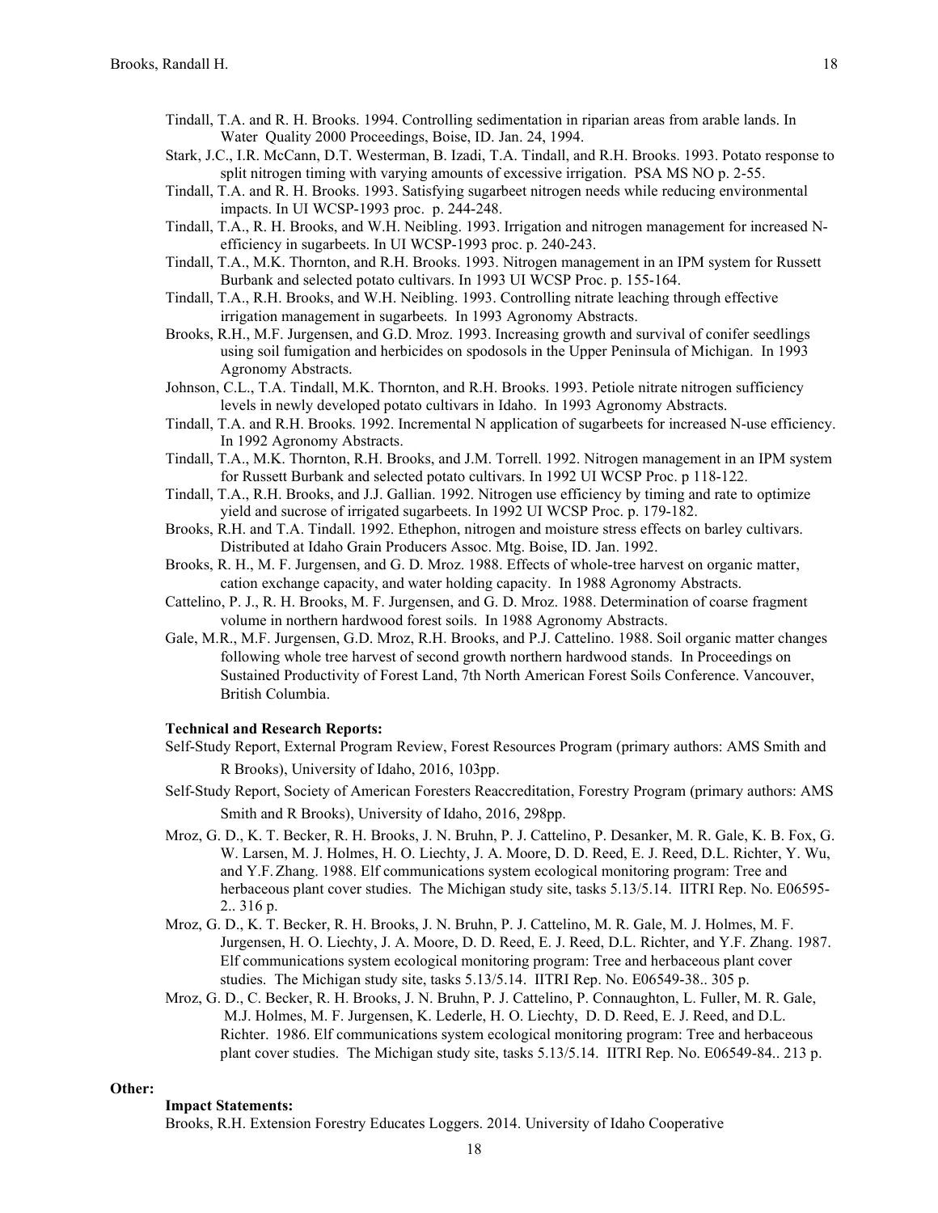Tindall, T.A. and R. H. Brooks. 1994. Controlling sedimentation in riparian areas from arable lands. In Water Quality 2000 Proceedings, Boise, ID. Jan. 24, 1994.

Stark, J.C., I.R. McCann, D.T. Westerman, B. Izadi, T.A. Tindall, and R.H. Brooks. 1993. Potato response to split nitrogen timing with varying amounts of excessive irrigation. PSA MS NO p. 2-55.

Tindall, T.A. and R. H. Brooks. 1993. Satisfying sugarbeet nitrogen needs while reducing environmental impacts. In UI WCSP-1993 proc. p. 244-248.

Tindall, T.A., R. H. Brooks, and W.H. Neibling. 1993. Irrigation and nitrogen management for increased N-efficiency in sugarbeets. In UI WCSP-1993 proc. p. 240-243.

Tindall, T.A., M.K. Thornton, and R.H. Brooks. 1993. Nitrogen management in an IPM system for Russett Burbank and selected potato cultivars. In 1993 UI WCSP Proc. p. 155-164.

Tindall, T.A., R.H. Brooks, and W.H. Neibling. 1993. Controlling nitrate leaching through effective irrigation management in sugarbeets. In 1993 Agronomy Abstracts.

Brooks, R.H., M.F. Jurgensen, and G.D. Mroz. 1993. Increasing growth and survival of conifer seedlings using soil fumigation and herbicides on spodosols in the Upper Peninsula of Michigan. In 1993 Agronomy Abstracts.

Johnson, C.L., T.A. Tindall, M.K. Thornton, and R.H. Brooks. 1993. Petiole nitrate nitrogen sufficiency levels in newly developed potato cultivars in Idaho. In 1993 Agronomy Abstracts.

Tindall, T.A. and R.H. Brooks. 1992. Incremental N application of sugarbeets for increased N-use efficiency. In 1992 Agronomy Abstracts.

Tindall, T.A., M.K. Thornton, R.H. Brooks, and J.M. Torrell. 1992. Nitrogen management in an IPM system for Russett Burbank and selected potato cultivars. In 1992 UI WCSP Proc. p 118-122.

Tindall, T.A., R.H. Brooks, and J.J. Gallian. 1992. Nitrogen use efficiency by timing and rate to optimize yield and sucrose of irrigated sugarbeets. In 1992 UI WCSP Proc. p. 179-182.

Brooks, R.H. and T.A. Tindall. 1992. Ethephon, nitrogen and moisture stress effects on barley cultivars. Distributed at Idaho Grain Producers Assoc. Mtg. Boise, ID. Jan. 1992.

Brooks, R. H., M. F. Jurgensen, and G. D. Mroz. 1988. Effects of whole-tree harvest on organic matter, cation exchange capacity, and water holding capacity. In 1988 Agronomy Abstracts.

Cattelino, P. J., R. H. Brooks, M. F. Jurgensen, and G. D. Mroz. 1988. Determination of coarse fragment volume in northern hardwood forest soils. In 1988 Agronomy Abstracts.

Gale, M.R., M.F. Jurgensen, G.D. Mroz, R.H. Brooks, and P.J. Cattelino. 1988. Soil organic matter changes following whole tree harvest of second growth northern hardwood stands. In Proceedings on Sustained Productivity of Forest Land, 7th North American Forest Soils Conference. Vancouver, British Columbia.

**Technical and Research Reports:**

Self-Study Report, External Program Review, Forest Resources Program (primary authors: AMS Smith and R Brooks), University of Idaho, 2016, 103pp.

Self-Study Report, Society of American Foresters Reaccreditation, Forestry Program (primary authors: AMS Smith and R Brooks), University of Idaho, 2016, 298pp.

Mroz, G. D., K. T. Becker, R. H. Brooks, J. N. Bruhn, P. J. Cattelino, P. Desanker, M. R. Gale, K. B. Fox, G. W. Larsen, M. J. Holmes, H. O. Liechty, J. A. Moore, D. D. Reed, E. J. Reed, D.L. Richter, Y. Wu, and Y.F. Zhang. 1988. Elf communications system ecological monitoring program: Tree and herbaceous plant cover studies. The Michigan study site, tasks 5.13/5.14. IITRI Rep. No. E06595-2.. 316 p.

Mroz, G. D., K. T. Becker, R. H. Brooks, J. N. Bruhn, P. J. Cattelino, M. R. Gale, M. J. Holmes, M. F. Jurgensen, H. O. Liechty, J. A. Moore, D. D. Reed, E. J. Reed, D.L. Richter, and Y.F. Zhang. 1987. Elf communications system ecological monitoring program: Tree and herbaceous plant cover studies. The Michigan study site, tasks 5.13/5.14. IITRI Rep. No. E06549-38.. 305 p.

Mroz, G. D., C. Becker, R. H. Brooks, J. N. Bruhn, P. J. Cattelino, P. Connaughton, L. Fuller, M. R. Gale, M.J. Holmes, M. F. Jurgensen, K. Lederle, H. O. Liechty, D. D. Reed, E. J. Reed, and D.L. Richter. 1986. Elf communications system ecological monitoring program: Tree and herbaceous plant cover studies. The Michigan study site, tasks 5.13/5.14. IITRI Rep. No. E06549-84.. 213 p.

**Other:**

**Impact Statements:**

Brooks, R.H. Extension Forestry Educates Loggers. 2014. University of Idaho Cooperative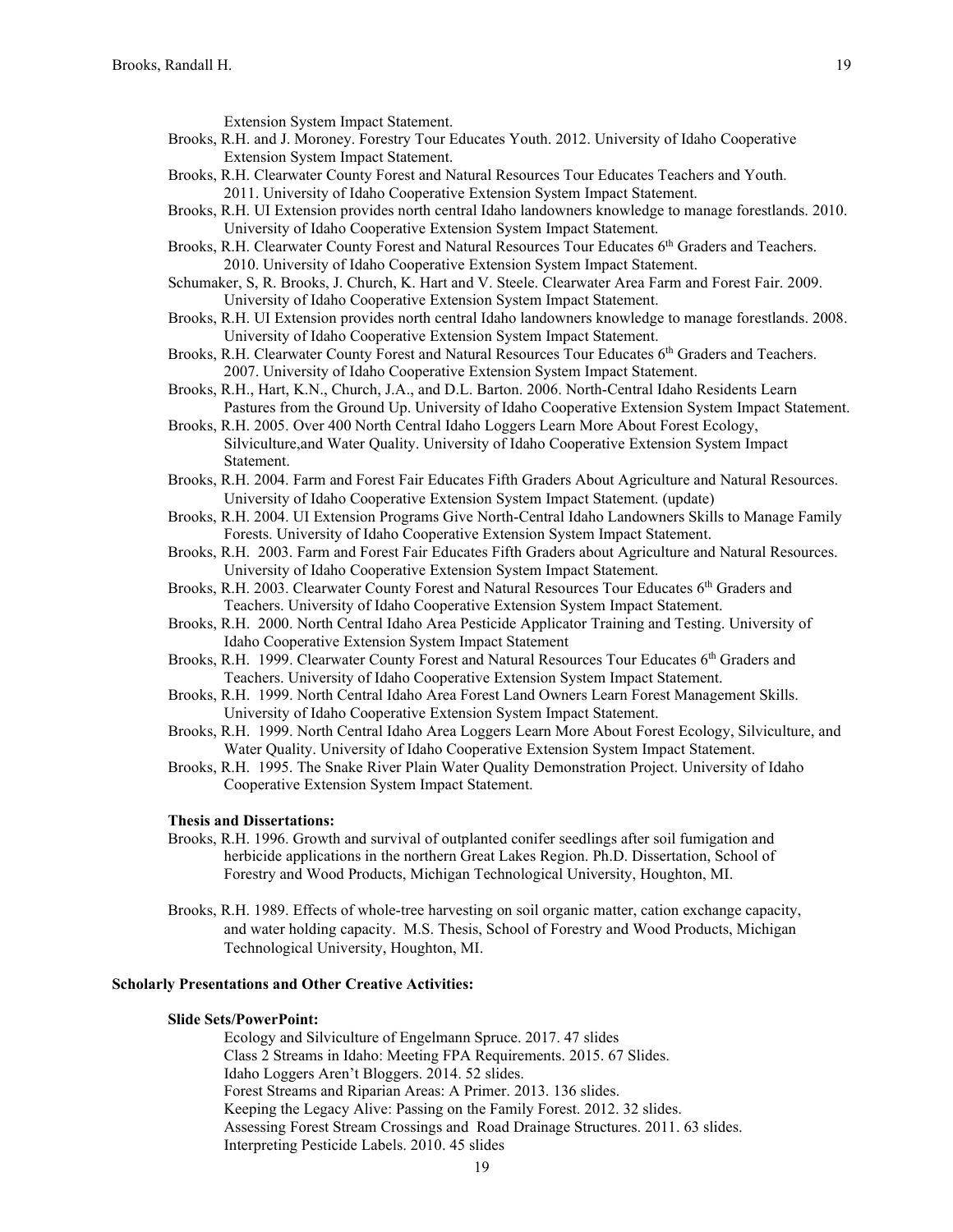Extension System Impact Statement.

Brooks, R.H. and J. Moroney. Forestry Tour Educates Youth. 2012. University of Idaho Cooperative Extension System Impact Statement.

Brooks, R.H. Clearwater County Forest and Natural Resources Tour Educates Teachers and Youth. 2011. University of Idaho Cooperative Extension System Impact Statement.

Brooks, R.H. UI Extension provides north central Idaho landowners knowledge to manage forestlands. 2010. University of Idaho Cooperative Extension System Impact Statement.

Brooks, R.H. Clearwater County Forest and Natural Resources Tour Educates 6th Graders and Teachers. 2010. University of Idaho Cooperative Extension System Impact Statement.

Schumaker, S, R. Brooks, J. Church, K. Hart and V. Steele. Clearwater Area Farm and Forest Fair. 2009. University of Idaho Cooperative Extension System Impact Statement.

Brooks, R.H. UI Extension provides north central Idaho landowners knowledge to manage forestlands. 2008. University of Idaho Cooperative Extension System Impact Statement.

Brooks, R.H. Clearwater County Forest and Natural Resources Tour Educates 6th Graders and Teachers. 2007. University of Idaho Cooperative Extension System Impact Statement.

Brooks, R.H., Hart, K.N., Church, J.A., and D.L. Barton. 2006. North-Central Idaho Residents Learn Pastures from the Ground Up. University of Idaho Cooperative Extension System Impact Statement.

Brooks, R.H. 2005. Over 400 North Central Idaho Loggers Learn More About Forest Ecology, Silviculture,and Water Quality. University of Idaho Cooperative Extension System Impact Statement.

Brooks, R.H. 2004. Farm and Forest Fair Educates Fifth Graders About Agriculture and Natural Resources. University of Idaho Cooperative Extension System Impact Statement. (update)

Brooks, R.H. 2004. UI Extension Programs Give North-Central Idaho Landowners Skills to Manage Family Forests. University of Idaho Cooperative Extension System Impact Statement.

Brooks, R.H. 2003. Farm and Forest Fair Educates Fifth Graders about Agriculture and Natural Resources. University of Idaho Cooperative Extension System Impact Statement.

Brooks, R.H. 2003. Clearwater County Forest and Natural Resources Tour Educates 6th Graders and Teachers. University of Idaho Cooperative Extension System Impact Statement.

Brooks, R.H. 2000. North Central Idaho Area Pesticide Applicator Training and Testing. University of Idaho Cooperative Extension System Impact Statement

Brooks, R.H. 1999. Clearwater County Forest and Natural Resources Tour Educates 6th Graders and Teachers. University of Idaho Cooperative Extension System Impact Statement.

Brooks, R.H. 1999. North Central Idaho Area Forest Land Owners Learn Forest Management Skills. University of Idaho Cooperative Extension System Impact Statement.

Brooks, R.H. 1999. North Central Idaho Area Loggers Learn More About Forest Ecology, Silviculture, and Water Quality. University of Idaho Cooperative Extension System Impact Statement.

Brooks, R.H. 1995. The Snake River Plain Water Quality Demonstration Project. University of Idaho Cooperative Extension System Impact Statement.

**Thesis and Dissertations:**

Brooks, R.H. 1996. Growth and survival of outplanted conifer seedlings after soil fumigation and herbicide applications in the northern Great Lakes Region. Ph.D. Dissertation, School of Forestry and Wood Products, Michigan Technological University, Houghton, MI.

Brooks, R.H. 1989. Effects of whole-tree harvesting on soil organic matter, cation exchange capacity, and water holding capacity. M.S. Thesis, School of Forestry and Wood Products, Michigan Technological University, Houghton, MI.

## Scholarly Presentations and Other Creative Activities:

**Slide Sets/PowerPoint:**

Ecology and Silviculture of Engelmann Spruce. 2017. 47 slides
Class 2 Streams in Idaho: Meeting FPA Requirements. 2015. 67 Slides.
Idaho Loggers Aren't Bloggers. 2014. 52 slides.
Forest Streams and Riparian Areas: A Primer. 2013. 136 slides.
Keeping the Legacy Alive: Passing on the Family Forest. 2012. 32 slides.
Assessing Forest Stream Crossings and Road Drainage Structures. 2011. 63 slides.
Interpreting Pesticide Labels. 2010. 45 slides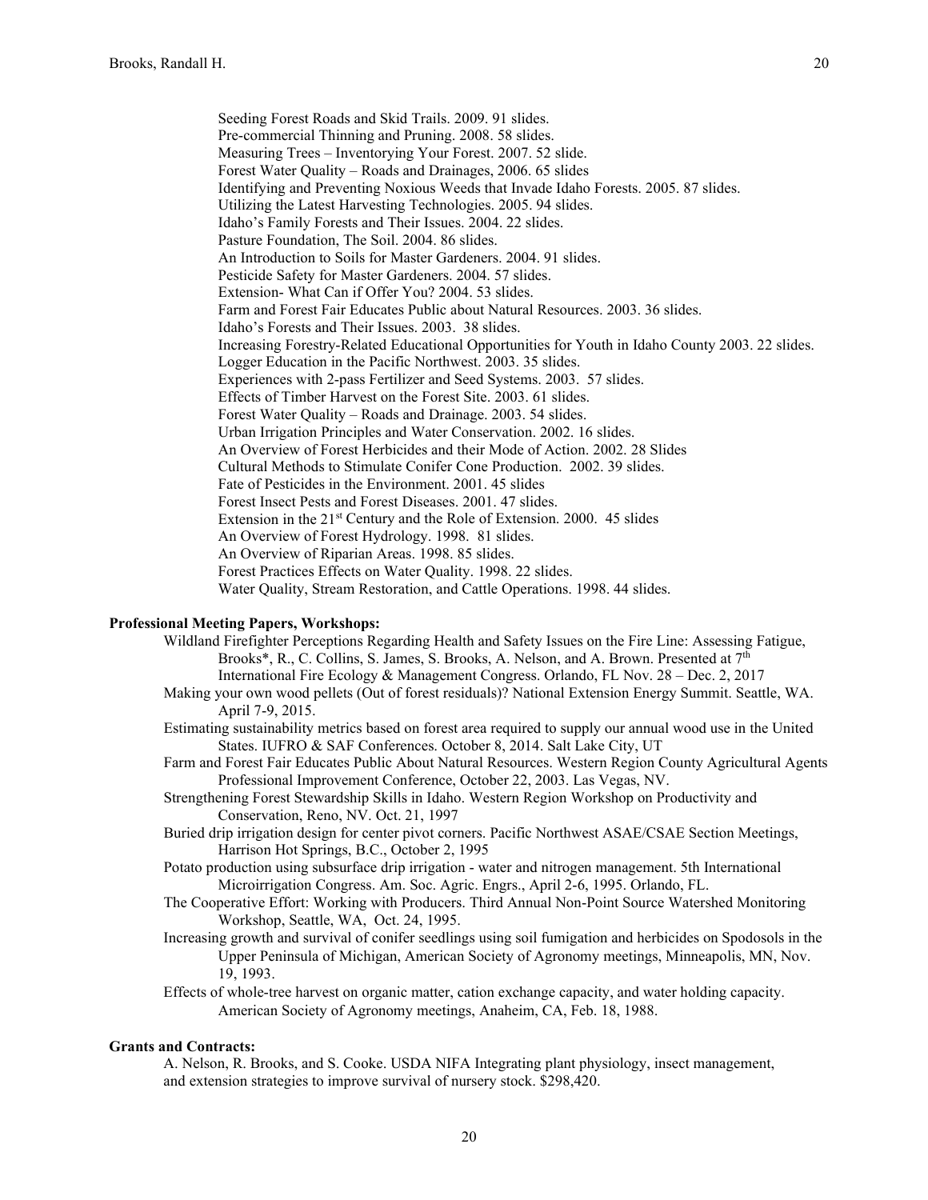Seeding Forest Roads and Skid Trails. 2009. 91 slides.
Pre-commercial Thinning and Pruning. 2008. 58 slides.
Measuring Trees – Inventorying Your Forest. 2007. 52 slide.
Forest Water Quality – Roads and Drainages, 2006. 65 slides
Identifying and Preventing Noxious Weeds that Invade Idaho Forests. 2005. 87 slides.
Utilizing the Latest Harvesting Technologies. 2005. 94 slides.
Idaho's Family Forests and Their Issues. 2004. 22 slides.
Pasture Foundation, The Soil. 2004. 86 slides.
An Introduction to Soils for Master Gardeners. 2004. 91 slides.
Pesticide Safety for Master Gardeners. 2004. 57 slides.
Extension- What Can if Offer You? 2004. 53 slides.
Farm and Forest Fair Educates Public about Natural Resources. 2003. 36 slides.
Idaho's Forests and Their Issues. 2003. 38 slides.
Increasing Forestry-Related Educational Opportunities for Youth in Idaho County 2003. 22 slides.
Logger Education in the Pacific Northwest. 2003. 35 slides.
Experiences with 2-pass Fertilizer and Seed Systems. 2003. 57 slides.
Effects of Timber Harvest on the Forest Site. 2003. 61 slides.
Forest Water Quality – Roads and Drainage. 2003. 54 slides.
Urban Irrigation Principles and Water Conservation. 2002. 16 slides.
An Overview of Forest Herbicides and their Mode of Action. 2002. 28 Slides
Cultural Methods to Stimulate Conifer Cone Production. 2002. 39 slides.
Fate of Pesticides in the Environment. 2001. 45 slides
Forest Insect Pests and Forest Diseases. 2001. 47 slides.
Extension in the 21st Century and the Role of Extension. 2000. 45 slides
An Overview of Forest Hydrology. 1998. 81 slides.
An Overview of Riparian Areas. 1998. 85 slides.
Forest Practices Effects on Water Quality. 1998. 22 slides.
Water Quality, Stream Restoration, and Cattle Operations. 1998. 44 slides.

**Professional Meeting Papers, Workshops:**

Wildland Firefighter Perceptions Regarding Health and Safety Issues on the Fire Line: Assessing Fatigue, Brooks*, R., C. Collins, S. James, S. Brooks, A. Nelson, and A. Brown. Presented at 7th International Fire Ecology & Management Congress. Orlando, FL Nov. 28 – Dec. 2, 2017

Making your own wood pellets (Out of forest residuals)? National Extension Energy Summit. Seattle, WA. April 7-9, 2015.

Estimating sustainability metrics based on forest area required to supply our annual wood use in the United States. IUFRO & SAF Conferences. October 8, 2014. Salt Lake City, UT

Farm and Forest Fair Educates Public About Natural Resources. Western Region County Agricultural Agents Professional Improvement Conference, October 22, 2003. Las Vegas, NV.

Strengthening Forest Stewardship Skills in Idaho. Western Region Workshop on Productivity and Conservation, Reno, NV. Oct. 21, 1997

Buried drip irrigation design for center pivot corners. Pacific Northwest ASAE/CSAE Section Meetings, Harrison Hot Springs, B.C., October 2, 1995

Potato production using subsurface drip irrigation - water and nitrogen management. 5th International Microirrigation Congress. Am. Soc. Agric. Engrs., April 2-6, 1995. Orlando, FL.

The Cooperative Effort: Working with Producers. Third Annual Non-Point Source Watershed Monitoring Workshop, Seattle, WA, Oct. 24, 1995.

Increasing growth and survival of conifer seedlings using soil fumigation and herbicides on Spodosols in the Upper Peninsula of Michigan, American Society of Agronomy meetings, Minneapolis, MN, Nov. 19, 1993.

Effects of whole-tree harvest on organic matter, cation exchange capacity, and water holding capacity. American Society of Agronomy meetings, Anaheim, CA, Feb. 18, 1988.

**Grants and Contracts:**

A. Nelson, R. Brooks, and S. Cooke. USDA NIFA Integrating plant physiology, insect management, and extension strategies to improve survival of nursery stock. $298,420.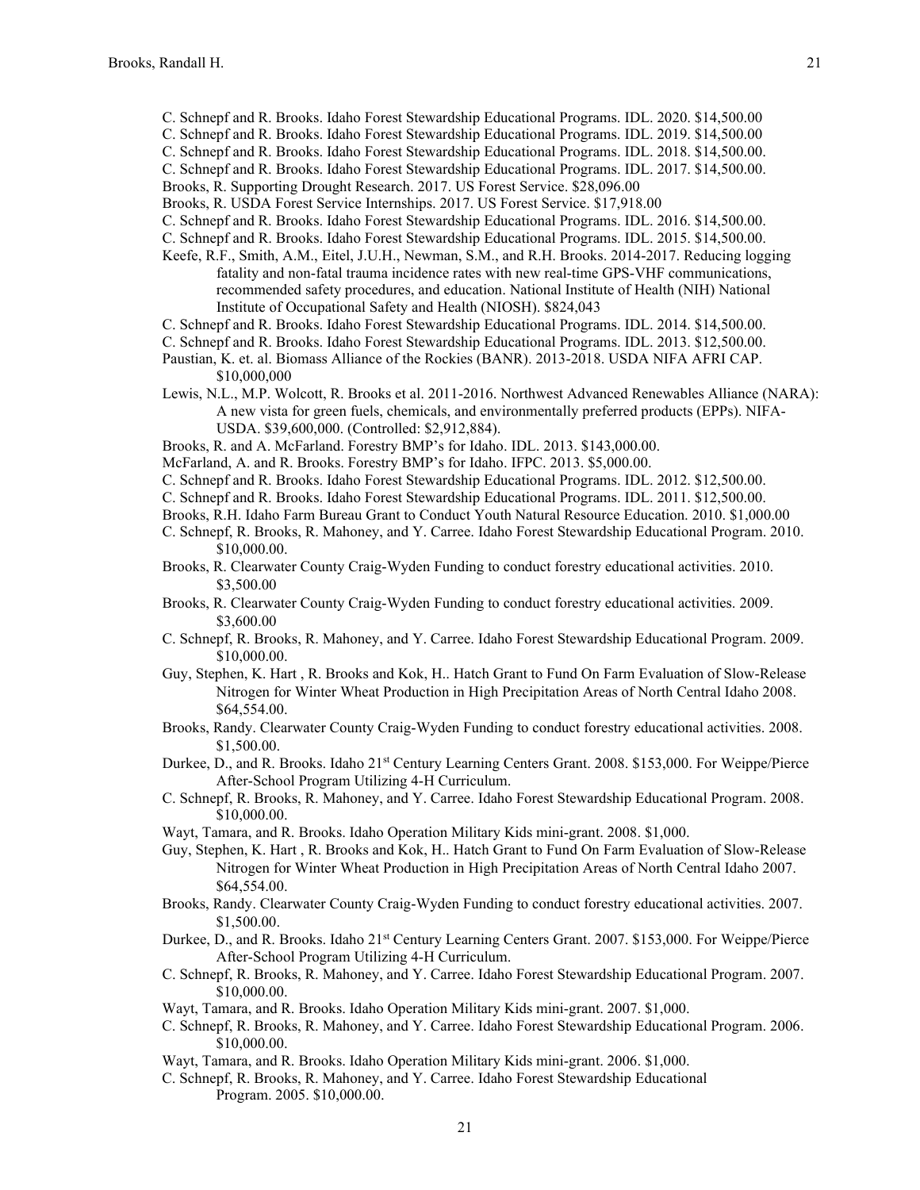C. Schnepf and R. Brooks. Idaho Forest Stewardship Educational Programs. IDL. 2020. $14,500.00

C. Schnepf and R. Brooks. Idaho Forest Stewardship Educational Programs. IDL. 2019. $14,500.00

C. Schnepf and R. Brooks. Idaho Forest Stewardship Educational Programs. IDL. 2018. $14,500.00.

C. Schnepf and R. Brooks. Idaho Forest Stewardship Educational Programs. IDL. 2017. $14,500.00.

Brooks, R. Supporting Drought Research. 2017. US Forest Service. $28,096.00

Brooks, R. USDA Forest Service Internships. 2017. US Forest Service. $17,918.00

C. Schnepf and R. Brooks. Idaho Forest Stewardship Educational Programs. IDL. 2016. $14,500.00.

C. Schnepf and R. Brooks. Idaho Forest Stewardship Educational Programs. IDL. 2015. $14,500.00.

Keefe, R.F., Smith, A.M., Eitel, J.U.H., Newman, S.M., and R.H. Brooks. 2014-2017. Reducing logging fatality and non-fatal trauma incidence rates with new real-time GPS-VHF communications, recommended safety procedures, and education. National Institute of Health (NIH) National Institute of Occupational Safety and Health (NIOSH). $824,043

C. Schnepf and R. Brooks. Idaho Forest Stewardship Educational Programs. IDL. 2014. $14,500.00.

C. Schnepf and R. Brooks. Idaho Forest Stewardship Educational Programs. IDL. 2013. $12,500.00.

Paustian, K. et. al. Biomass Alliance of the Rockies (BANR). 2013-2018. USDA NIFA AFRI CAP. $10,000,000

Lewis, N.L., M.P. Wolcott, R. Brooks et al. 2011-2016. Northwest Advanced Renewables Alliance (NARA): A new vista for green fuels, chemicals, and environmentally preferred products (EPPs). NIFA-USDA. $39,600,000. (Controlled: $2,912,884).

Brooks, R. and A. McFarland. Forestry BMP's for Idaho. IDL. 2013. $143,000.00.

McFarland, A. and R. Brooks. Forestry BMP's for Idaho. IFPC. 2013. $5,000.00.

C. Schnepf and R. Brooks. Idaho Forest Stewardship Educational Programs. IDL. 2012. $12,500.00.

C. Schnepf and R. Brooks. Idaho Forest Stewardship Educational Programs. IDL. 2011. $12,500.00.

Brooks, R.H. Idaho Farm Bureau Grant to Conduct Youth Natural Resource Education. 2010. $1,000.00

C. Schnepf, R. Brooks, R. Mahoney, and Y. Carree. Idaho Forest Stewardship Educational Program. 2010. $10,000.00.

Brooks, R. Clearwater County Craig-Wyden Funding to conduct forestry educational activities. 2010. $3,500.00

Brooks, R. Clearwater County Craig-Wyden Funding to conduct forestry educational activities. 2009. $3,600.00

C. Schnepf, R. Brooks, R. Mahoney, and Y. Carree. Idaho Forest Stewardship Educational Program. 2009. $10,000.00.

Guy, Stephen, K. Hart , R. Brooks and Kok, H.. Hatch Grant to Fund On Farm Evaluation of Slow-Release Nitrogen for Winter Wheat Production in High Precipitation Areas of North Central Idaho 2008. $64,554.00.

Brooks, Randy. Clearwater County Craig-Wyden Funding to conduct forestry educational activities. 2008. $1,500.00.

Durkee, D., and R. Brooks. Idaho 21st Century Learning Centers Grant. 2008. $153,000. For Weippe/Pierce After-School Program Utilizing 4-H Curriculum.

C. Schnepf, R. Brooks, R. Mahoney, and Y. Carree. Idaho Forest Stewardship Educational Program. 2008. $10,000.00.

Wayt, Tamara, and R. Brooks. Idaho Operation Military Kids mini-grant. 2008. $1,000.

Guy, Stephen, K. Hart , R. Brooks and Kok, H.. Hatch Grant to Fund On Farm Evaluation of Slow-Release Nitrogen for Winter Wheat Production in High Precipitation Areas of North Central Idaho 2007. $64,554.00.

Brooks, Randy. Clearwater County Craig-Wyden Funding to conduct forestry educational activities. 2007. $1,500.00.

Durkee, D., and R. Brooks. Idaho 21st Century Learning Centers Grant. 2007. $153,000. For Weippe/Pierce After-School Program Utilizing 4-H Curriculum.

C. Schnepf, R. Brooks, R. Mahoney, and Y. Carree. Idaho Forest Stewardship Educational Program. 2007. $10,000.00.

Wayt, Tamara, and R. Brooks. Idaho Operation Military Kids mini-grant. 2007. $1,000.

C. Schnepf, R. Brooks, R. Mahoney, and Y. Carree. Idaho Forest Stewardship Educational Program. 2006. $10,000.00.

Wayt, Tamara, and R. Brooks. Idaho Operation Military Kids mini-grant. 2006. $1,000.

C. Schnepf, R. Brooks, R. Mahoney, and Y. Carree. Idaho Forest Stewardship Educational Program. 2005. $10,000.00.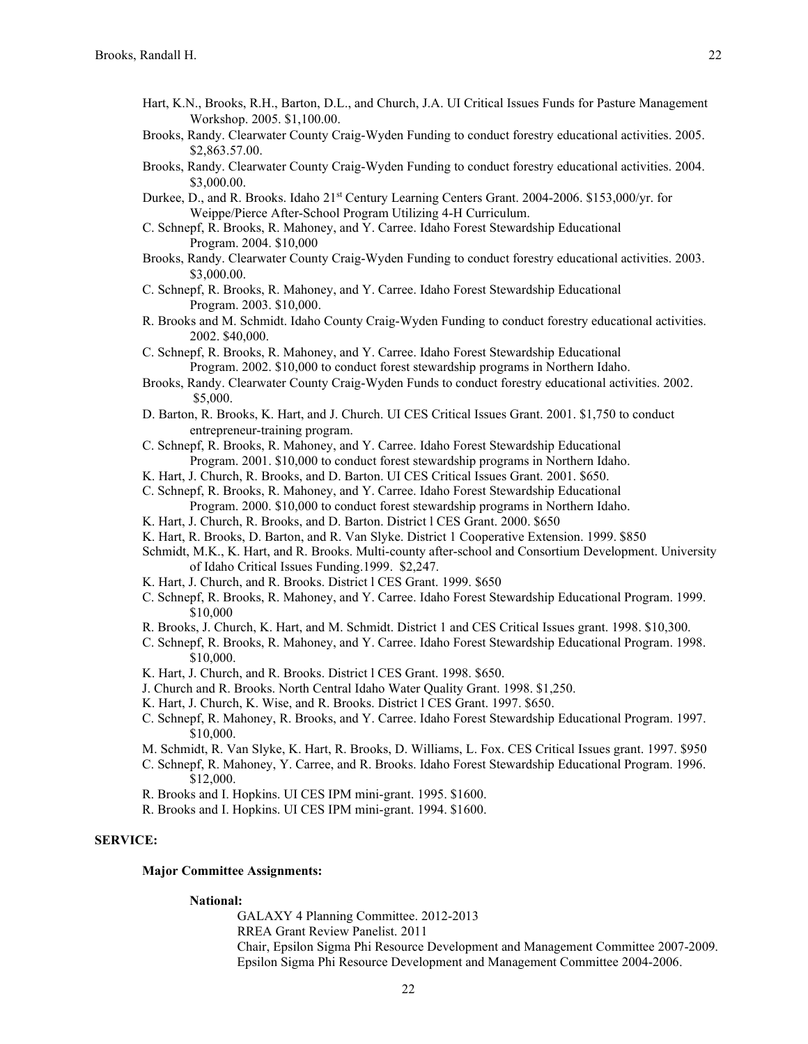Hart, K.N., Brooks, R.H., Barton, D.L., and Church, J.A. UI Critical Issues Funds for Pasture Management Workshop. 2005. $1,100.00.

Brooks, Randy. Clearwater County Craig-Wyden Funding to conduct forestry educational activities. 2005. $2,863.57.00.

Brooks, Randy. Clearwater County Craig-Wyden Funding to conduct forestry educational activities. 2004. $3,000.00.

Durkee, D., and R. Brooks. Idaho 21st Century Learning Centers Grant. 2004-2006. $153,000/yr. for Weippe/Pierce After-School Program Utilizing 4-H Curriculum.

C. Schnepf, R. Brooks, R. Mahoney, and Y. Carree. Idaho Forest Stewardship Educational Program. 2004. $10,000

Brooks, Randy. Clearwater County Craig-Wyden Funding to conduct forestry educational activities. 2003. $3,000.00.

C. Schnepf, R. Brooks, R. Mahoney, and Y. Carree. Idaho Forest Stewardship Educational Program. 2003. $10,000.

R. Brooks and M. Schmidt. Idaho County Craig-Wyden Funding to conduct forestry educational activities. 2002. $40,000.

C. Schnepf, R. Brooks, R. Mahoney, and Y. Carree. Idaho Forest Stewardship Educational Program. 2002. $10,000 to conduct forest stewardship programs in Northern Idaho.

Brooks, Randy. Clearwater County Craig-Wyden Funds to conduct forestry educational activities. 2002. $5,000.

D. Barton, R. Brooks, K. Hart, and J. Church. UI CES Critical Issues Grant. 2001. $1,750 to conduct entrepreneur-training program.

C. Schnepf, R. Brooks, R. Mahoney, and Y. Carree. Idaho Forest Stewardship Educational Program. 2001. $10,000 to conduct forest stewardship programs in Northern Idaho.

K. Hart, J. Church, R. Brooks, and D. Barton. UI CES Critical Issues Grant. 2001. $650.

C. Schnepf, R. Brooks, R. Mahoney, and Y. Carree. Idaho Forest Stewardship Educational Program. 2000. $10,000 to conduct forest stewardship programs in Northern Idaho.

K. Hart, J. Church, R. Brooks, and D. Barton. District l CES Grant. 2000. $650

K. Hart, R. Brooks, D. Barton, and R. Van Slyke. District 1 Cooperative Extension. 1999. $850

Schmidt, M.K., K. Hart, and R. Brooks. Multi-county after-school and Consortium Development. University of Idaho Critical Issues Funding.1999. $2,247.

K. Hart, J. Church, and R. Brooks. District l CES Grant. 1999. $650

C. Schnepf, R. Brooks, R. Mahoney, and Y. Carree. Idaho Forest Stewardship Educational Program. 1999. $10,000

R. Brooks, J. Church, K. Hart, and M. Schmidt. District 1 and CES Critical Issues grant. 1998. $10,300.

C. Schnepf, R. Brooks, R. Mahoney, and Y. Carree. Idaho Forest Stewardship Educational Program. 1998. $10,000.

K. Hart, J. Church, and R. Brooks. District l CES Grant. 1998. $650.

J. Church and R. Brooks. North Central Idaho Water Quality Grant. 1998. $1,250.

K. Hart, J. Church, K. Wise, and R. Brooks. District l CES Grant. 1997. $650.

C. Schnepf, R. Mahoney, R. Brooks, and Y. Carree. Idaho Forest Stewardship Educational Program. 1997. $10,000.

M. Schmidt, R. Van Slyke, K. Hart, R. Brooks, D. Williams, L. Fox. CES Critical Issues grant. 1997. $950

C. Schnepf, R. Mahoney, Y. Carree, and R. Brooks. Idaho Forest Stewardship Educational Program. 1996. $12,000.

R. Brooks and I. Hopkins. UI CES IPM mini-grant. 1995. $1600.

R. Brooks and I. Hopkins. UI CES IPM mini-grant. 1994. $1600.

## SERVICE:

### Major Committee Assignments:

#### National:

GALAXY 4 Planning Committee. 2012-2013

RREA Grant Review Panelist. 2011

Chair, Epsilon Sigma Phi Resource Development and Management Committee 2007-2009.

Epsilon Sigma Phi Resource Development and Management Committee 2004-2006.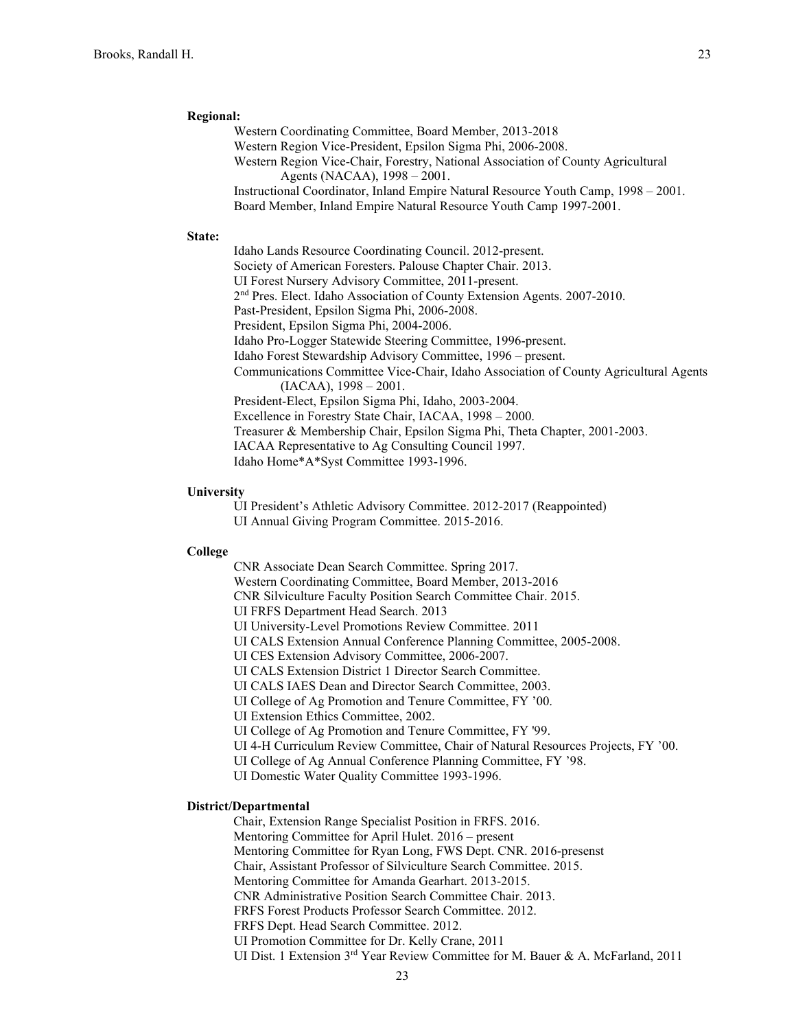**Regional:**

Western Coordinating Committee, Board Member, 2013-2018
Western Region Vice-President, Epsilon Sigma Phi, 2006-2008.
Western Region Vice-Chair, Forestry, National Association of County Agricultural Agents (NACAA), 1998 – 2001.
Instructional Coordinator, Inland Empire Natural Resource Youth Camp, 1998 – 2001.
Board Member, Inland Empire Natural Resource Youth Camp 1997-2001.

**State:**

Idaho Lands Resource Coordinating Council. 2012-present.
Society of American Foresters. Palouse Chapter Chair. 2013.
UI Forest Nursery Advisory Committee, 2011-present.
2nd Pres. Elect. Idaho Association of County Extension Agents. 2007-2010.
Past-President, Epsilon Sigma Phi, 2006-2008.
President, Epsilon Sigma Phi, 2004-2006.
Idaho Pro-Logger Statewide Steering Committee, 1996-present.
Idaho Forest Stewardship Advisory Committee, 1996 – present.
Communications Committee Vice-Chair, Idaho Association of County Agricultural Agents (IACAA), 1998 – 2001.
President-Elect, Epsilon Sigma Phi, Idaho, 2003-2004.
Excellence in Forestry State Chair, IACAA, 1998 – 2000.
Treasurer & Membership Chair, Epsilon Sigma Phi, Theta Chapter, 2001-2003.
IACAA Representative to Ag Consulting Council 1997.
Idaho Home*A*Syst Committee 1993-1996.

**University**

UI President's Athletic Advisory Committee. 2012-2017 (Reappointed)
UI Annual Giving Program Committee. 2015-2016.

**College**

CNR Associate Dean Search Committee. Spring 2017.
Western Coordinating Committee, Board Member, 2013-2016
CNR Silviculture Faculty Position Search Committee Chair. 2015.
UI FRFS Department Head Search. 2013
UI University-Level Promotions Review Committee. 2011
UI CALS Extension Annual Conference Planning Committee, 2005-2008.
UI CES Extension Advisory Committee, 2006-2007.
UI CALS Extension District 1 Director Search Committee.
UI CALS IAES Dean and Director Search Committee, 2003.
UI College of Ag Promotion and Tenure Committee, FY '00.
UI Extension Ethics Committee, 2002.
UI College of Ag Promotion and Tenure Committee, FY '99.
UI 4-H Curriculum Review Committee, Chair of Natural Resources Projects, FY '00.
UI College of Ag Annual Conference Planning Committee, FY '98.
UI Domestic Water Quality Committee 1993-1996.

**District/Departmental**

Chair, Extension Range Specialist Position in FRFS. 2016.
Mentoring Committee for April Hulet. 2016 – present
Mentoring Committee for Ryan Long, FWS Dept. CNR. 2016-presenst
Chair, Assistant Professor of Silviculture Search Committee. 2015.
Mentoring Committee for Amanda Gearhart. 2013-2015.
CNR Administrative Position Search Committee Chair. 2013.
FRFS Forest Products Professor Search Committee. 2012.
FRFS Dept. Head Search Committee. 2012.
UI Promotion Committee for Dr. Kelly Crane, 2011
UI Dist. 1 Extension 3rd Year Review Committee for M. Bauer & A. McFarland, 2011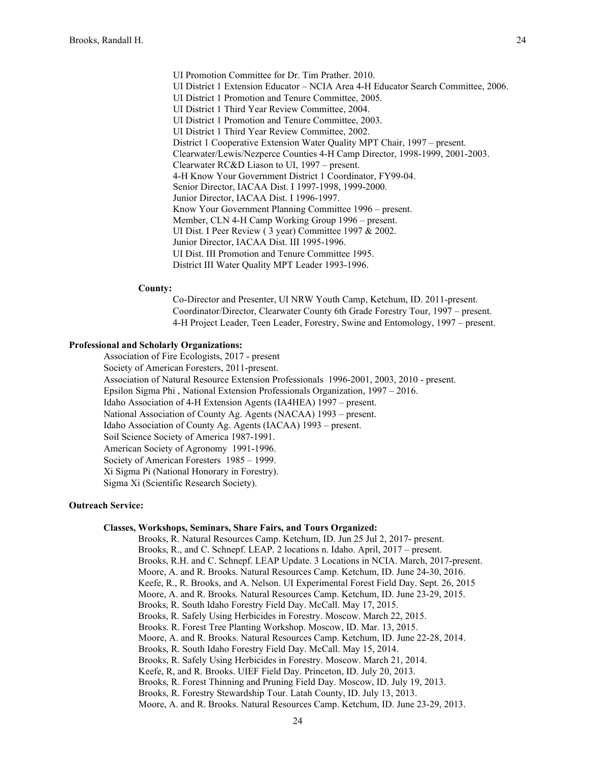UI Promotion Committee for Dr. Tim Prather. 2010.
UI District 1 Extension Educator – NCIA Area 4-H Educator Search Committee, 2006.
UI District 1 Promotion and Tenure Committee, 2005.
UI District 1 Third Year Review Committee, 2004.
UI District 1 Promotion and Tenure Committee, 2003.
UI District 1 Third Year Review Committee, 2002.
District 1 Cooperative Extension Water Quality MPT Chair, 1997 – present.
Clearwater/Lewis/Nezperce Counties 4-H Camp Director, 1998-1999, 2001-2003.
Clearwater RC&D Liason to UI, 1997 – present.
4-H Know Your Government District 1 Coordinator, FY99-04.
Senior Director, IACAA Dist. I 1997-1998, 1999-2000.
Junior Director, IACAA Dist. I 1996-1997.
Know Your Government Planning Committee 1996 – present.
Member, CLN 4-H Camp Working Group 1996 – present.
UI Dist. I Peer Review ( 3 year) Committee 1997 & 2002.
Junior Director, IACAA Dist. III 1995-1996.
UI Dist. III Promotion and Tenure Committee 1995.
District III Water Quality MPT Leader 1993-1996.

**County:**

Co-Director and Presenter, UI NRW Youth Camp, Ketchum, ID. 2011-present.
Coordinator/Director, Clearwater County 6th Grade Forestry Tour, 1997 – present.
4-H Project Leader, Teen Leader, Forestry, Swine and Entomology, 1997 – present.

**Professional and Scholarly Organizations:**

Association of Fire Ecologists, 2017 - present
Society of American Foresters, 2011-present.
Association of Natural Resource Extension Professionals 1996-2001, 2003, 2010 - present.
Epsilon Sigma Phi , National Extension Professionals Organization, 1997 – 2016.
Idaho Association of 4-H Extension Agents (IA4HEA) 1997 – present.
National Association of County Ag. Agents (NACAA) 1993 – present.
Idaho Association of County Ag. Agents (IACAA) 1993 – present.
Soil Science Society of America 1987-1991.
American Society of Agronomy 1991-1996.
Society of American Foresters 1985 – 1999.
Xi Sigma Pi (National Honorary in Forestry).
Sigma Xi (Scientific Research Society).

**Outreach Service:**

**Classes, Workshops, Seminars, Share Fairs, and Tours Organized:**

Brooks, R. Natural Resources Camp. Ketchum, ID. Jun 25 Jul 2, 2017- present.
Brooks, R., and C. Schnepf. LEAP. 2 locations n. Idaho. April, 2017 – present.
Brooks, R.H. and C. Schnepf. LEAP Update. 3 Locations in NCIA. March, 2017-present.
Moore, A. and R. Brooks. Natural Resources Camp. Ketchum, ID. June 24-30, 2016.
Keefe, R., R. Brooks, and A. Nelson. UI Experimental Forest Field Day. Sept. 26, 2015
Moore, A. and R. Brooks. Natural Resources Camp. Ketchum, ID. June 23-29, 2015.
Brooks, R. South Idaho Forestry Field Day. McCall. May 17, 2015.
Brooks, R. Safely Using Herbicides in Forestry. Moscow. March 22, 2015.
Brooks. R. Forest Tree Planting Workshop. Moscow, ID. Mar. 13, 2015.
Moore, A. and R. Brooks. Natural Resources Camp. Ketchum, ID. June 22-28, 2014.
Brooks, R. South Idaho Forestry Field Day. McCall. May 15, 2014.
Brooks, R. Safely Using Herbicides in Forestry. Moscow. March 21, 2014.
Keefe, R, and R. Brooks. UIEF Field Day. Princeton, ID. July 20, 2013.
Brooks, R. Forest Thinning and Pruning Field Day. Moscow, ID. July 19, 2013.
Brooks, R. Forestry Stewardship Tour. Latah County, ID. July 13, 2013.
Moore, A. and R. Brooks. Natural Resources Camp. Ketchum, ID. June 23-29, 2013.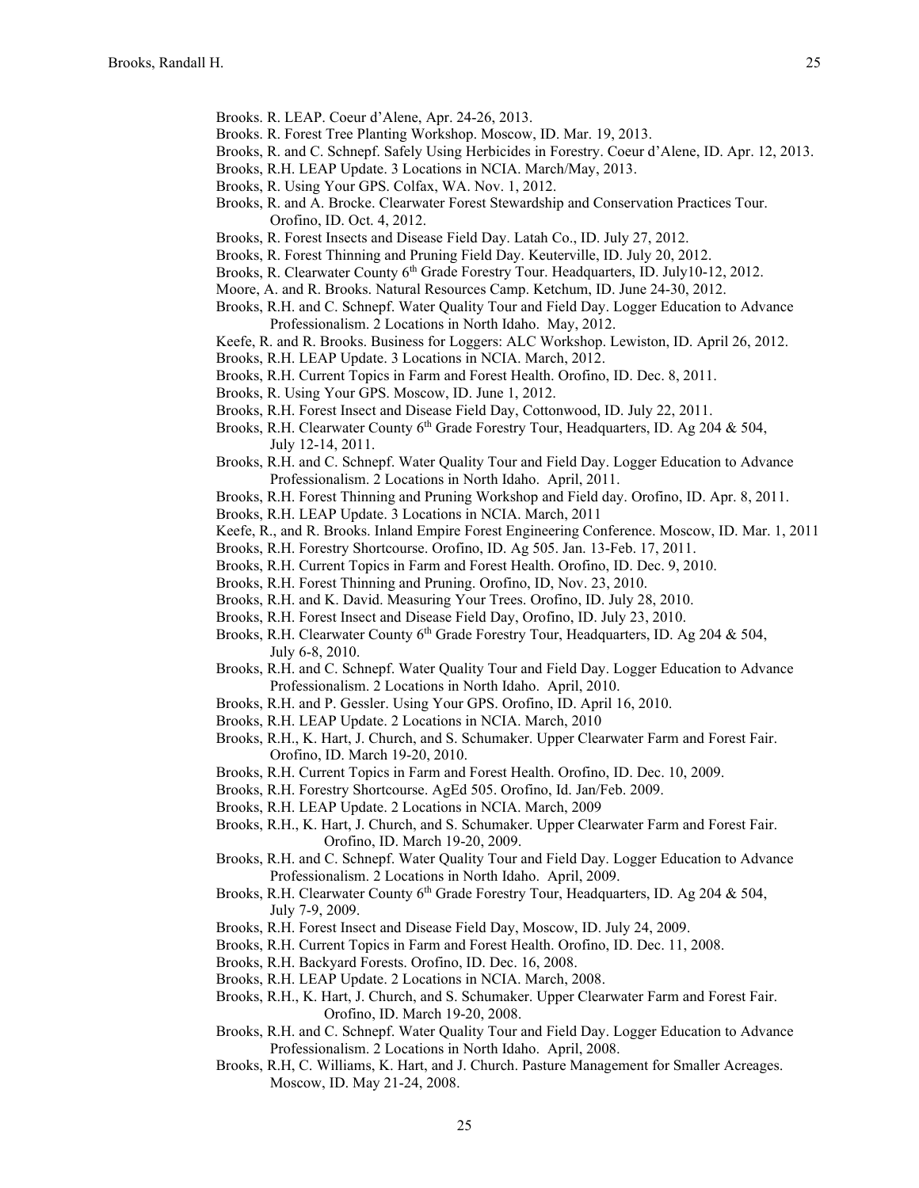Brooks. R. LEAP. Coeur d'Alene, Apr. 24-26, 2013.

Brooks. R. Forest Tree Planting Workshop. Moscow, ID. Mar. 19, 2013.

Brooks, R. and C. Schnepf. Safely Using Herbicides in Forestry. Coeur d'Alene, ID. Apr. 12, 2013.

Brooks, R.H. LEAP Update. 3 Locations in NCIA. March/May, 2013.

Brooks, R. Using Your GPS. Colfax, WA. Nov. 1, 2012.

Brooks, R. and A. Brocke. Clearwater Forest Stewardship and Conservation Practices Tour. Orofino, ID. Oct. 4, 2012.

Brooks, R. Forest Insects and Disease Field Day. Latah Co., ID. July 27, 2012.

Brooks, R. Forest Thinning and Pruning Field Day. Keuterville, ID. July 20, 2012.

Brooks, R. Clearwater County 6th Grade Forestry Tour. Headquarters, ID. July10-12, 2012.

Moore, A. and R. Brooks. Natural Resources Camp. Ketchum, ID. June 24-30, 2012.

Brooks, R.H. and C. Schnepf. Water Quality Tour and Field Day. Logger Education to Advance Professionalism. 2 Locations in North Idaho. May, 2012.

Keefe, R. and R. Brooks. Business for Loggers: ALC Workshop. Lewiston, ID. April 26, 2012.

Brooks, R.H. LEAP Update. 3 Locations in NCIA. March, 2012.

Brooks, R.H. Current Topics in Farm and Forest Health. Orofino, ID. Dec. 8, 2011.

Brooks, R. Using Your GPS. Moscow, ID. June 1, 2012.

Brooks, R.H. Forest Insect and Disease Field Day, Cottonwood, ID. July 22, 2011.

Brooks, R.H. Clearwater County 6th Grade Forestry Tour, Headquarters, ID. Ag 204 & 504, July 12-14, 2011.

Brooks, R.H. and C. Schnepf. Water Quality Tour and Field Day. Logger Education to Advance Professionalism. 2 Locations in North Idaho. April, 2011.

Brooks, R.H. Forest Thinning and Pruning Workshop and Field day. Orofino, ID. Apr. 8, 2011.

Brooks, R.H. LEAP Update. 3 Locations in NCIA. March, 2011

Keefe, R., and R. Brooks. Inland Empire Forest Engineering Conference. Moscow, ID. Mar. 1, 2011

Brooks, R.H. Forestry Shortcourse. Orofino, ID. Ag 505. Jan. 13-Feb. 17, 2011.

Brooks, R.H. Current Topics in Farm and Forest Health. Orofino, ID. Dec. 9, 2010.

Brooks, R.H. Forest Thinning and Pruning. Orofino, ID, Nov. 23, 2010.

Brooks, R.H. and K. David. Measuring Your Trees. Orofino, ID. July 28, 2010.

Brooks, R.H. Forest Insect and Disease Field Day, Orofino, ID. July 23, 2010.

Brooks, R.H. Clearwater County 6th Grade Forestry Tour, Headquarters, ID. Ag 204 & 504, July 6-8, 2010.

Brooks, R.H. and C. Schnepf. Water Quality Tour and Field Day. Logger Education to Advance Professionalism. 2 Locations in North Idaho. April, 2010.

Brooks, R.H. and P. Gessler. Using Your GPS. Orofino, ID. April 16, 2010.

Brooks, R.H. LEAP Update. 2 Locations in NCIA. March, 2010

Brooks, R.H., K. Hart, J. Church, and S. Schumaker. Upper Clearwater Farm and Forest Fair. Orofino, ID. March 19-20, 2010.

Brooks, R.H. Current Topics in Farm and Forest Health. Orofino, ID. Dec. 10, 2009.

Brooks, R.H. Forestry Shortcourse. AgEd 505. Orofino, Id. Jan/Feb. 2009.

Brooks, R.H. LEAP Update. 2 Locations in NCIA. March, 2009

Brooks, R.H., K. Hart, J. Church, and S. Schumaker. Upper Clearwater Farm and Forest Fair. Orofino, ID. March 19-20, 2009.

Brooks, R.H. and C. Schnepf. Water Quality Tour and Field Day. Logger Education to Advance Professionalism. 2 Locations in North Idaho. April, 2009.

Brooks, R.H. Clearwater County 6th Grade Forestry Tour, Headquarters, ID. Ag 204 & 504, July 7-9, 2009.

Brooks, R.H. Forest Insect and Disease Field Day, Moscow, ID. July 24, 2009.

Brooks, R.H. Current Topics in Farm and Forest Health. Orofino, ID. Dec. 11, 2008.

Brooks, R.H. Backyard Forests. Orofino, ID. Dec. 16, 2008.

Brooks, R.H. LEAP Update. 2 Locations in NCIA. March, 2008.

Brooks, R.H., K. Hart, J. Church, and S. Schumaker. Upper Clearwater Farm and Forest Fair. Orofino, ID. March 19-20, 2008.

Brooks, R.H. and C. Schnepf. Water Quality Tour and Field Day. Logger Education to Advance Professionalism. 2 Locations in North Idaho. April, 2008.

Brooks, R.H, C. Williams, K. Hart, and J. Church. Pasture Management for Smaller Acreages. Moscow, ID. May 21-24, 2008.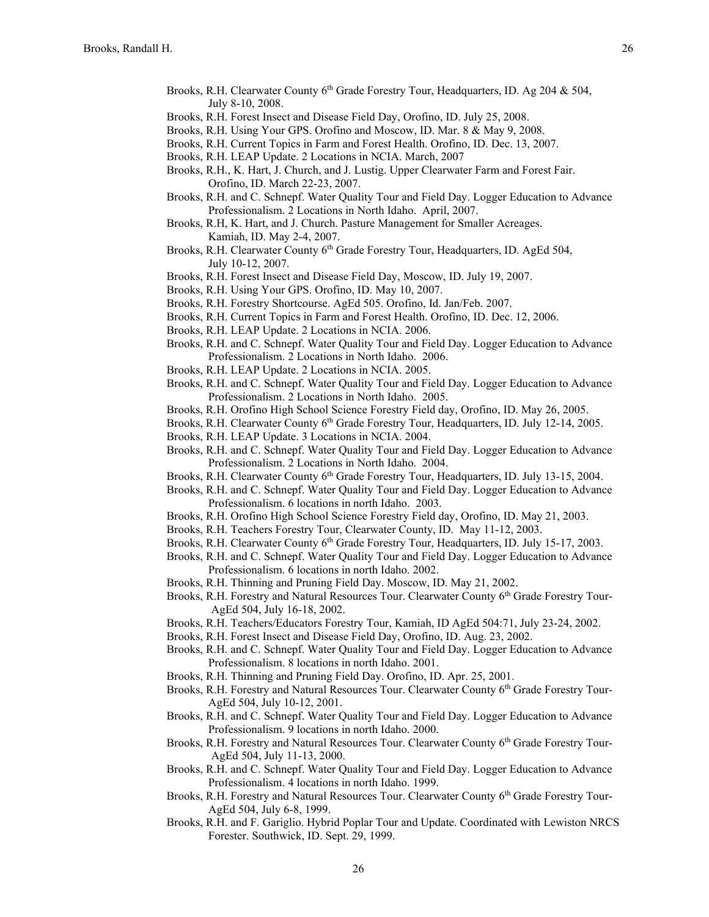- Brooks, R.H. Clearwater County 6th Grade Forestry Tour, Headquarters, ID. Ag 204 & 504, July 8-10, 2008.
- Brooks, R.H. Forest Insect and Disease Field Day, Orofino, ID. July 25, 2008.
- Brooks, R.H. Using Your GPS. Orofino and Moscow, ID. Mar. 8 & May 9, 2008.
- Brooks, R.H. Current Topics in Farm and Forest Health. Orofino, ID. Dec. 13, 2007.
- Brooks, R.H. LEAP Update. 2 Locations in NCIA. March, 2007
- Brooks, R.H., K. Hart, J. Church, and J. Lustig. Upper Clearwater Farm and Forest Fair. Orofino, ID. March 22-23, 2007.
- Brooks, R.H. and C. Schnepf. Water Quality Tour and Field Day. Logger Education to Advance Professionalism. 2 Locations in North Idaho. April, 2007.
- Brooks, R.H, K. Hart, and J. Church. Pasture Management for Smaller Acreages. Kamiah, ID. May 2-4, 2007.
- Brooks, R.H. Clearwater County 6th Grade Forestry Tour, Headquarters, ID. AgEd 504, July 10-12, 2007.
- Brooks, R.H. Forest Insect and Disease Field Day, Moscow, ID. July 19, 2007.
- Brooks, R.H. Using Your GPS. Orofino, ID. May 10, 2007.
- Brooks, R.H. Forestry Shortcourse. AgEd 505. Orofino, Id. Jan/Feb. 2007.
- Brooks, R.H. Current Topics in Farm and Forest Health. Orofino, ID. Dec. 12, 2006.
- Brooks, R.H. LEAP Update. 2 Locations in NCIA. 2006.
- Brooks, R.H. and C. Schnepf. Water Quality Tour and Field Day. Logger Education to Advance Professionalism. 2 Locations in North Idaho. 2006.
- Brooks, R.H. LEAP Update. 2 Locations in NCIA. 2005.
- Brooks, R.H. and C. Schnepf. Water Quality Tour and Field Day. Logger Education to Advance Professionalism. 2 Locations in North Idaho. 2005.
- Brooks, R.H. Orofino High School Science Forestry Field day, Orofino, ID. May 26, 2005.
- Brooks, R.H. Clearwater County 6th Grade Forestry Tour, Headquarters, ID. July 12-14, 2005.
- Brooks, R.H. LEAP Update. 3 Locations in NCIA. 2004.
- Brooks, R.H. and C. Schnepf. Water Quality Tour and Field Day. Logger Education to Advance Professionalism. 2 Locations in North Idaho. 2004.
- Brooks, R.H. Clearwater County 6th Grade Forestry Tour, Headquarters, ID. July 13-15, 2004.
- Brooks, R.H. and C. Schnepf. Water Quality Tour and Field Day. Logger Education to Advance Professionalism. 6 locations in north Idaho. 2003.
- Brooks, R.H. Orofino High School Science Forestry Field day, Orofino, ID. May 21, 2003.
- Brooks, R.H. Teachers Forestry Tour, Clearwater County, ID. May 11-12, 2003.
- Brooks, R.H. Clearwater County 6th Grade Forestry Tour, Headquarters, ID. July 15-17, 2003.
- Brooks, R.H. and C. Schnepf. Water Quality Tour and Field Day. Logger Education to Advance Professionalism. 6 locations in north Idaho. 2002.
- Brooks, R.H. Thinning and Pruning Field Day. Moscow, ID. May 21, 2002.
- Brooks, R.H. Forestry and Natural Resources Tour. Clearwater County 6th Grade Forestry Tour-AgEd 504, July 16-18, 2002.
- Brooks, R.H. Teachers/Educators Forestry Tour, Kamiah, ID AgEd 504:71, July 23-24, 2002.
- Brooks, R.H. Forest Insect and Disease Field Day, Orofino, ID. Aug. 23, 2002.
- Brooks, R.H. and C. Schnepf. Water Quality Tour and Field Day. Logger Education to Advance Professionalism. 8 locations in north Idaho. 2001.
- Brooks, R.H. Thinning and Pruning Field Day. Orofino, ID. Apr. 25, 2001.
- Brooks, R.H. Forestry and Natural Resources Tour. Clearwater County 6th Grade Forestry Tour-AgEd 504, July 10-12, 2001.
- Brooks, R.H. and C. Schnepf. Water Quality Tour and Field Day. Logger Education to Advance Professionalism. 9 locations in north Idaho. 2000.
- Brooks, R.H. Forestry and Natural Resources Tour. Clearwater County 6th Grade Forestry Tour-AgEd 504, July 11-13, 2000.
- Brooks, R.H. and C. Schnepf. Water Quality Tour and Field Day. Logger Education to Advance Professionalism. 4 locations in north Idaho. 1999.
- Brooks, R.H. Forestry and Natural Resources Tour. Clearwater County 6th Grade Forestry Tour-AgEd 504, July 6-8, 1999.
- Brooks, R.H. and F. Gariglio. Hybrid Poplar Tour and Update. Coordinated with Lewiston NRCS Forester. Southwick, ID. Sept. 29, 1999.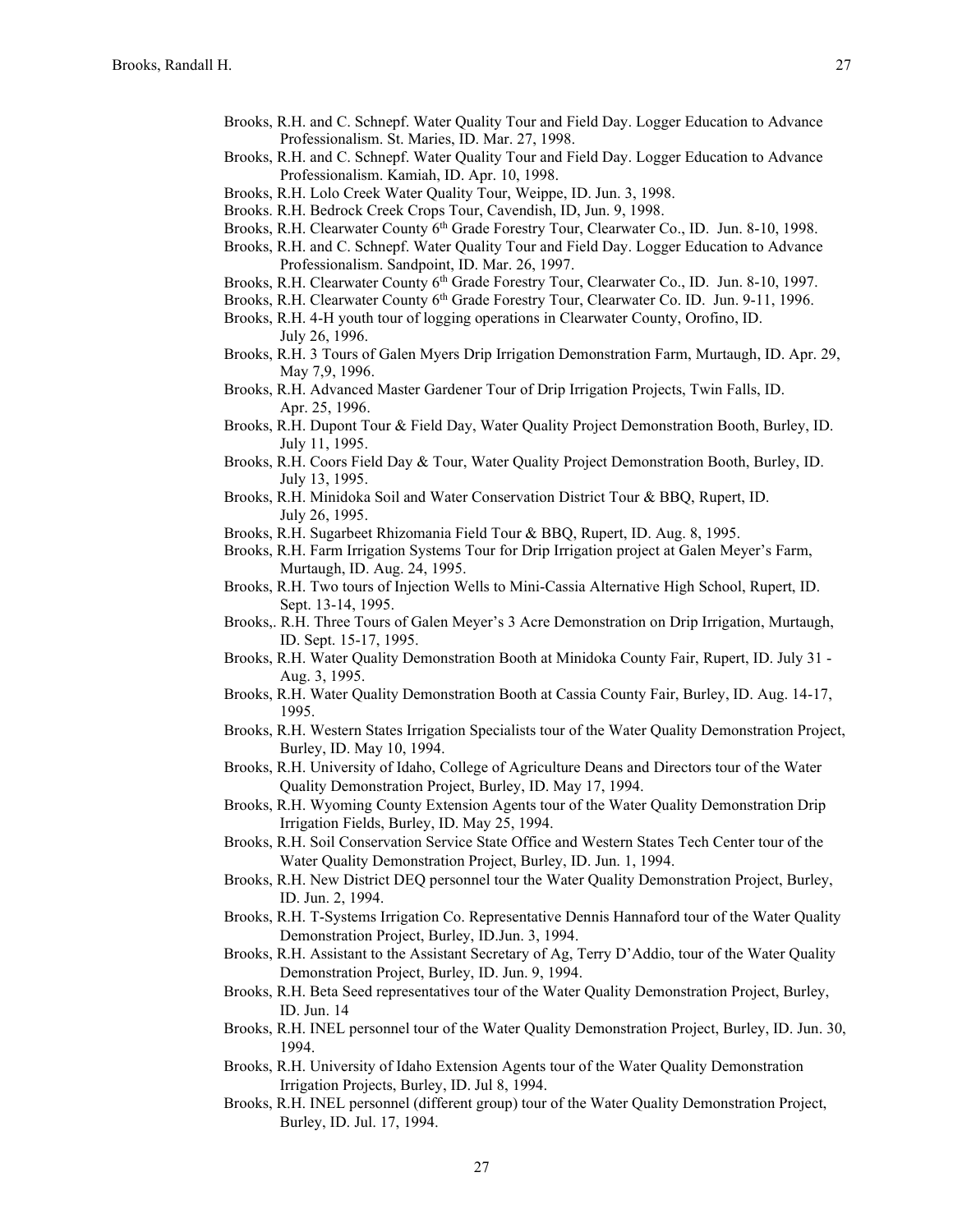Brooks, R.H. and C. Schnepf. Water Quality Tour and Field Day. Logger Education to Advance Professionalism. St. Maries, ID. Mar. 27, 1998.

Brooks, R.H. and C. Schnepf. Water Quality Tour and Field Day. Logger Education to Advance Professionalism. Kamiah, ID. Apr. 10, 1998.

Brooks, R.H. Lolo Creek Water Quality Tour, Weippe, ID. Jun. 3, 1998.

Brooks. R.H. Bedrock Creek Crops Tour, Cavendish, ID, Jun. 9, 1998.

Brooks, R.H. Clearwater County 6th Grade Forestry Tour, Clearwater Co., ID. Jun. 8-10, 1998.

Brooks, R.H. and C. Schnepf. Water Quality Tour and Field Day. Logger Education to Advance Professionalism. Sandpoint, ID. Mar. 26, 1997.

Brooks, R.H. Clearwater County 6th Grade Forestry Tour, Clearwater Co., ID. Jun. 8-10, 1997.

Brooks, R.H. Clearwater County 6th Grade Forestry Tour, Clearwater Co. ID. Jun. 9-11, 1996.

Brooks, R.H. 4-H youth tour of logging operations in Clearwater County, Orofino, ID. July 26, 1996.

Brooks, R.H. 3 Tours of Galen Myers Drip Irrigation Demonstration Farm, Murtaugh, ID. Apr. 29, May 7,9, 1996.

Brooks, R.H. Advanced Master Gardener Tour of Drip Irrigation Projects, Twin Falls, ID. Apr. 25, 1996.

Brooks, R.H. Dupont Tour & Field Day, Water Quality Project Demonstration Booth, Burley, ID. July 11, 1995.

Brooks, R.H. Coors Field Day & Tour, Water Quality Project Demonstration Booth, Burley, ID. July 13, 1995.

Brooks, R.H. Minidoka Soil and Water Conservation District Tour & BBQ, Rupert, ID. July 26, 1995.

Brooks, R.H. Sugarbeet Rhizomania Field Tour & BBQ, Rupert, ID. Aug. 8, 1995.

Brooks, R.H. Farm Irrigation Systems Tour for Drip Irrigation project at Galen Meyer's Farm, Murtaugh, ID. Aug. 24, 1995.

Brooks, R.H. Two tours of Injection Wells to Mini-Cassia Alternative High School, Rupert, ID. Sept. 13-14, 1995.

Brooks,. R.H. Three Tours of Galen Meyer's 3 Acre Demonstration on Drip Irrigation, Murtaugh, ID. Sept. 15-17, 1995.

Brooks, R.H. Water Quality Demonstration Booth at Minidoka County Fair, Rupert, ID. July 31 - Aug. 3, 1995.

Brooks, R.H. Water Quality Demonstration Booth at Cassia County Fair, Burley, ID. Aug. 14-17, 1995.

Brooks, R.H. Western States Irrigation Specialists tour of the Water Quality Demonstration Project, Burley, ID. May 10, 1994.

Brooks, R.H. University of Idaho, College of Agriculture Deans and Directors tour of the Water Quality Demonstration Project, Burley, ID. May 17, 1994.

Brooks, R.H. Wyoming County Extension Agents tour of the Water Quality Demonstration Drip Irrigation Fields, Burley, ID. May 25, 1994.

Brooks, R.H. Soil Conservation Service State Office and Western States Tech Center tour of the Water Quality Demonstration Project, Burley, ID. Jun. 1, 1994.

Brooks, R.H. New District DEQ personnel tour the Water Quality Demonstration Project, Burley, ID. Jun. 2, 1994.

Brooks, R.H. T-Systems Irrigation Co. Representative Dennis Hannaford tour of the Water Quality Demonstration Project, Burley, ID.Jun. 3, 1994.

Brooks, R.H. Assistant to the Assistant Secretary of Ag, Terry D'Addio, tour of the Water Quality Demonstration Project, Burley, ID. Jun. 9, 1994.

Brooks, R.H. Beta Seed representatives tour of the Water Quality Demonstration Project, Burley, ID. Jun. 14

Brooks, R.H. INEL personnel tour of the Water Quality Demonstration Project, Burley, ID. Jun. 30, 1994.

Brooks, R.H. University of Idaho Extension Agents tour of the Water Quality Demonstration Irrigation Projects, Burley, ID. Jul 8, 1994.

Brooks, R.H. INEL personnel (different group) tour of the Water Quality Demonstration Project, Burley, ID. Jul. 17, 1994.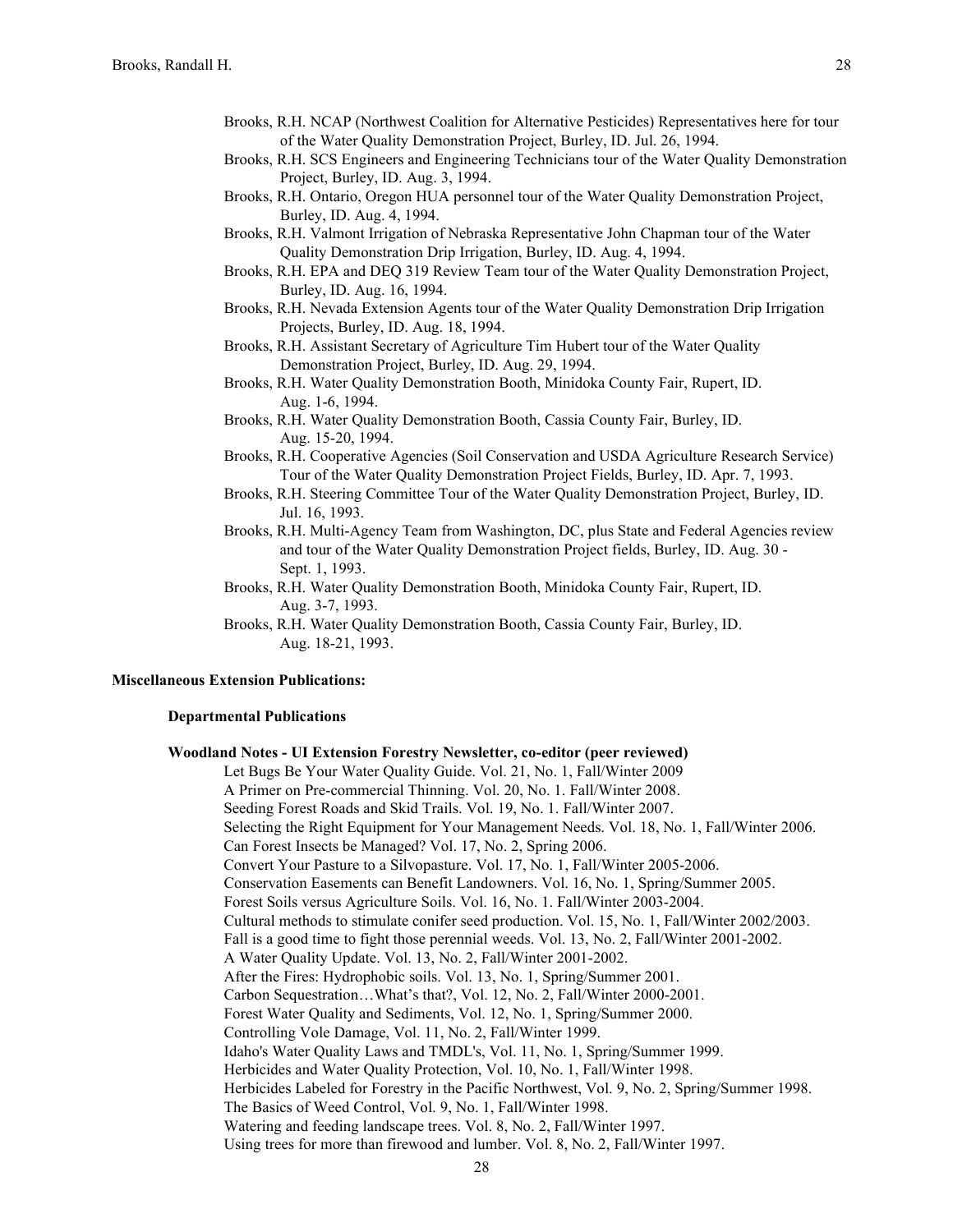Brooks, R.H. NCAP (Northwest Coalition for Alternative Pesticides) Representatives here for tour of the Water Quality Demonstration Project, Burley, ID. Jul. 26, 1994.

Brooks, R.H. SCS Engineers and Engineering Technicians tour of the Water Quality Demonstration Project, Burley, ID. Aug. 3, 1994.

Brooks, R.H. Ontario, Oregon HUA personnel tour of the Water Quality Demonstration Project, Burley, ID. Aug. 4, 1994.

Brooks, R.H. Valmont Irrigation of Nebraska Representative John Chapman tour of the Water Quality Demonstration Drip Irrigation, Burley, ID. Aug. 4, 1994.

Brooks, R.H. EPA and DEQ 319 Review Team tour of the Water Quality Demonstration Project, Burley, ID. Aug. 16, 1994.

Brooks, R.H. Nevada Extension Agents tour of the Water Quality Demonstration Drip Irrigation Projects, Burley, ID. Aug. 18, 1994.

Brooks, R.H. Assistant Secretary of Agriculture Tim Hubert tour of the Water Quality Demonstration Project, Burley, ID. Aug. 29, 1994.

Brooks, R.H. Water Quality Demonstration Booth, Minidoka County Fair, Rupert, ID. Aug. 1-6, 1994.

Brooks, R.H. Water Quality Demonstration Booth, Cassia County Fair, Burley, ID. Aug. 15-20, 1994.

Brooks, R.H. Cooperative Agencies (Soil Conservation and USDA Agriculture Research Service) Tour of the Water Quality Demonstration Project Fields, Burley, ID. Apr. 7, 1993.

Brooks, R.H. Steering Committee Tour of the Water Quality Demonstration Project, Burley, ID. Jul. 16, 1993.

Brooks, R.H. Multi-Agency Team from Washington, DC, plus State and Federal Agencies review and tour of the Water Quality Demonstration Project fields, Burley, ID. Aug. 30 - Sept. 1, 1993.

Brooks, R.H. Water Quality Demonstration Booth, Minidoka County Fair, Rupert, ID. Aug. 3-7, 1993.

Brooks, R.H. Water Quality Demonstration Booth, Cassia County Fair, Burley, ID. Aug. 18-21, 1993.

**Miscellaneous Extension Publications:**

**Departmental Publications**

**Woodland Notes - UI Extension Forestry Newsletter, co-editor (peer reviewed)**

Let Bugs Be Your Water Quality Guide. Vol. 21, No. 1, Fall/Winter 2009

A Primer on Pre-commercial Thinning. Vol. 20, No. 1. Fall/Winter 2008.

Seeding Forest Roads and Skid Trails. Vol. 19, No. 1. Fall/Winter 2007.

Selecting the Right Equipment for Your Management Needs. Vol. 18, No. 1, Fall/Winter 2006.

Can Forest Insects be Managed? Vol. 17, No. 2, Spring 2006.

Convert Your Pasture to a Silvopasture. Vol. 17, No. 1, Fall/Winter 2005-2006.

Conservation Easements can Benefit Landowners. Vol. 16, No. 1, Spring/Summer 2005.

Forest Soils versus Agriculture Soils. Vol. 16, No. 1. Fall/Winter 2003-2004.

Cultural methods to stimulate conifer seed production. Vol. 15, No. 1, Fall/Winter 2002/2003.

Fall is a good time to fight those perennial weeds. Vol. 13, No. 2, Fall/Winter 2001-2002.

A Water Quality Update. Vol. 13, No. 2, Fall/Winter 2001-2002.

After the Fires: Hydrophobic soils. Vol. 13, No. 1, Spring/Summer 2001.

Carbon Sequestration…What's that?, Vol. 12, No. 2, Fall/Winter 2000-2001.

Forest Water Quality and Sediments, Vol. 12, No. 1, Spring/Summer 2000.

Controlling Vole Damage, Vol. 11, No. 2, Fall/Winter 1999.

Idaho's Water Quality Laws and TMDL's, Vol. 11, No. 1, Spring/Summer 1999.

Herbicides and Water Quality Protection, Vol. 10, No. 1, Fall/Winter 1998.

Herbicides Labeled for Forestry in the Pacific Northwest, Vol. 9, No. 2, Spring/Summer 1998.

The Basics of Weed Control, Vol. 9, No. 1, Fall/Winter 1998.

Watering and feeding landscape trees. Vol. 8, No. 2, Fall/Winter 1997.

Using trees for more than firewood and lumber. Vol. 8, No. 2, Fall/Winter 1997.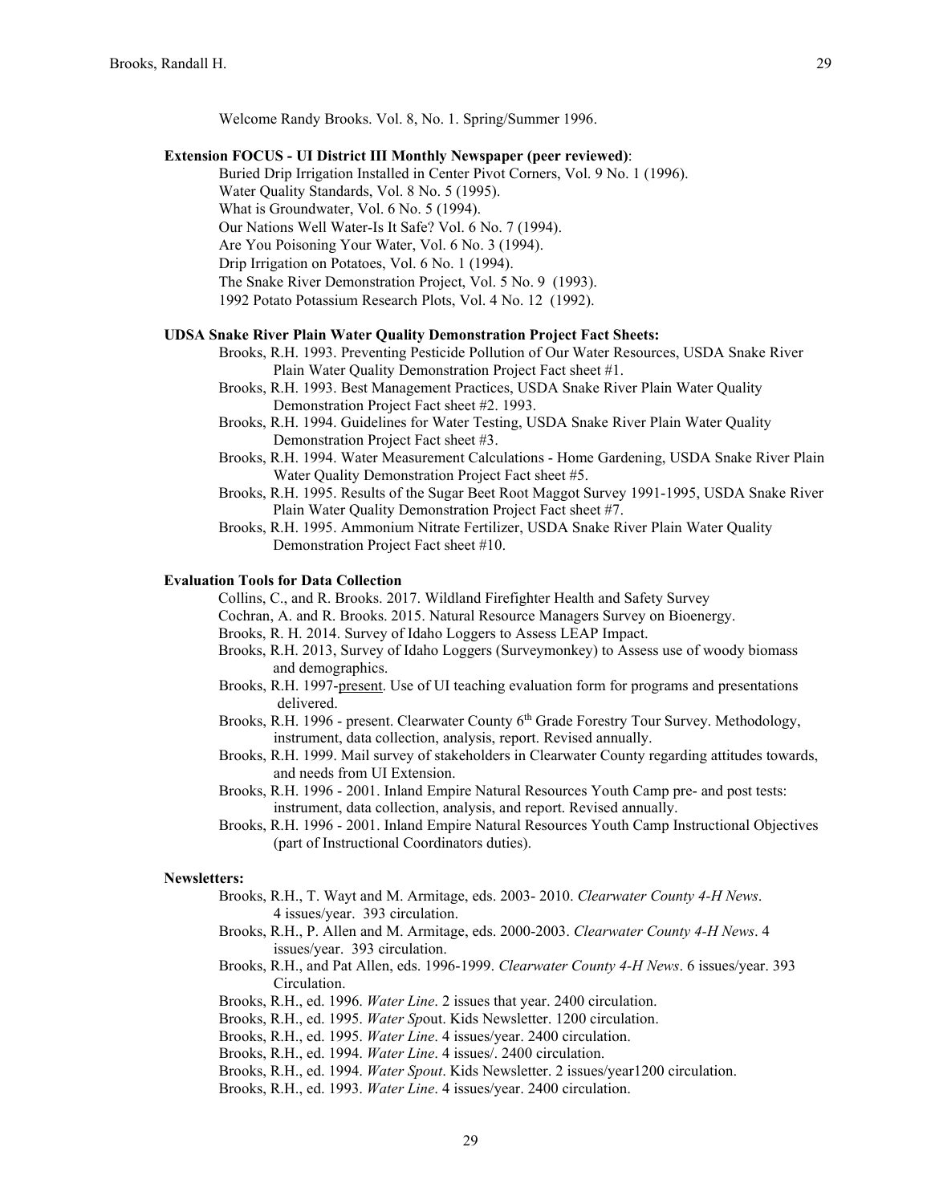Welcome Randy Brooks. Vol. 8, No. 1. Spring/Summer 1996.

**Extension FOCUS - UI District III Monthly Newspaper (peer reviewed)**:

Buried Drip Irrigation Installed in Center Pivot Corners, Vol. 9 No. 1 (1996).
Water Quality Standards, Vol. 8 No. 5 (1995).
What is Groundwater, Vol. 6 No. 5 (1994).
Our Nations Well Water-Is It Safe? Vol. 6 No. 7 (1994).
Are You Poisoning Your Water, Vol. 6 No. 3 (1994).
Drip Irrigation on Potatoes, Vol. 6 No. 1 (1994).
The Snake River Demonstration Project, Vol. 5 No. 9 (1993).
1992 Potato Potassium Research Plots, Vol. 4 No. 12 (1992).

**UDSA Snake River Plain Water Quality Demonstration Project Fact Sheets:**

Brooks, R.H. 1993. Preventing Pesticide Pollution of Our Water Resources, USDA Snake River Plain Water Quality Demonstration Project Fact sheet #1.

Brooks, R.H. 1993. Best Management Practices, USDA Snake River Plain Water Quality Demonstration Project Fact sheet #2. 1993.

Brooks, R.H. 1994. Guidelines for Water Testing, USDA Snake River Plain Water Quality Demonstration Project Fact sheet #3.

Brooks, R.H. 1994. Water Measurement Calculations - Home Gardening, USDA Snake River Plain Water Quality Demonstration Project Fact sheet #5.

Brooks, R.H. 1995. Results of the Sugar Beet Root Maggot Survey 1991-1995, USDA Snake River Plain Water Quality Demonstration Project Fact sheet #7.

Brooks, R.H. 1995. Ammonium Nitrate Fertilizer, USDA Snake River Plain Water Quality Demonstration Project Fact sheet #10.

**Evaluation Tools for Data Collection**

Collins, C., and R. Brooks. 2017. Wildland Firefighter Health and Safety Survey

Cochran, A. and R. Brooks. 2015. Natural Resource Managers Survey on Bioenergy.

Brooks, R. H. 2014. Survey of Idaho Loggers to Assess LEAP Impact.

Brooks, R.H. 2013, Survey of Idaho Loggers (Surveymonkey) to Assess use of woody biomass and demographics.

Brooks, R.H. 1997-present. Use of UI teaching evaluation form for programs and presentations delivered.

Brooks, R.H. 1996 - present. Clearwater County 6th Grade Forestry Tour Survey. Methodology, instrument, data collection, analysis, report. Revised annually.

Brooks, R.H. 1999. Mail survey of stakeholders in Clearwater County regarding attitudes towards, and needs from UI Extension.

Brooks, R.H. 1996 - 2001. Inland Empire Natural Resources Youth Camp pre- and post tests: instrument, data collection, analysis, and report. Revised annually.

Brooks, R.H. 1996 - 2001. Inland Empire Natural Resources Youth Camp Instructional Objectives (part of Instructional Coordinators duties).

**Newsletters:**

Brooks, R.H., T. Wayt and M. Armitage, eds. 2003- 2010. *Clearwater County 4-H News*. 4 issues/year. 393 circulation.

Brooks, R.H., P. Allen and M. Armitage, eds. 2000-2003. *Clearwater County 4-H News*. 4 issues/year. 393 circulation.

Brooks, R.H., and Pat Allen, eds. 1996-1999. *Clearwater County 4-H News*. 6 issues/year. 393 Circulation.

Brooks, R.H., ed. 1996. *Water Line*. 2 issues that year. 2400 circulation.

Brooks, R.H., ed. 1995. *Water Sp*out. Kids Newsletter. 1200 circulation.

Brooks, R.H., ed. 1995. *Water Line*. 4 issues/year. 2400 circulation.

Brooks, R.H., ed. 1994. *Water Line*. 4 issues/. 2400 circulation.

Brooks, R.H., ed. 1994. *Water Spout*. Kids Newsletter. 2 issues/year1200 circulation.

Brooks, R.H., ed. 1993. *Water Line*. 4 issues/year. 2400 circulation.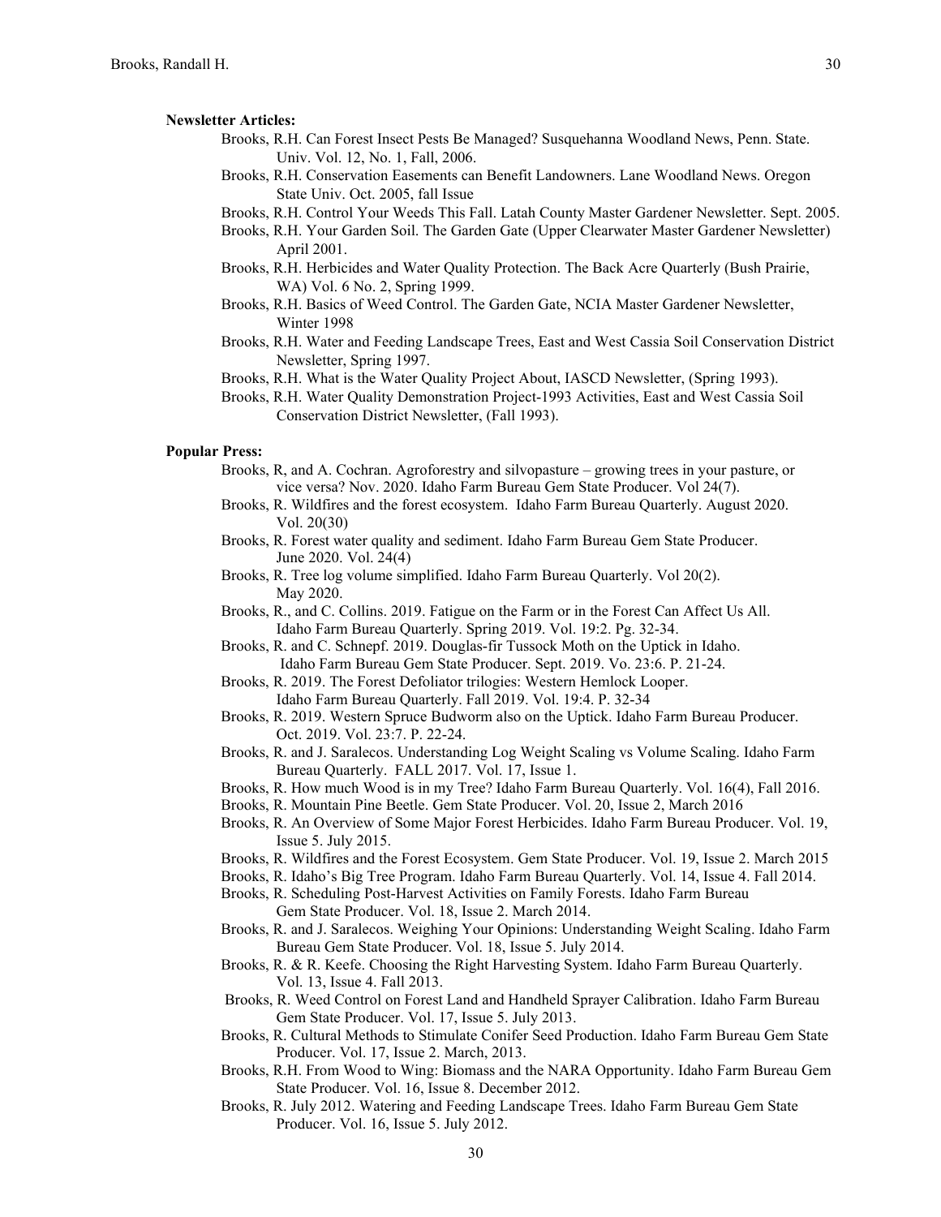**Newsletter Articles:**

Brooks, R.H. Can Forest Insect Pests Be Managed? Susquehanna Woodland News, Penn. State. Univ. Vol. 12, No. 1, Fall, 2006.

Brooks, R.H. Conservation Easements can Benefit Landowners. Lane Woodland News. Oregon State Univ. Oct. 2005, fall Issue

Brooks, R.H. Control Your Weeds This Fall. Latah County Master Gardener Newsletter. Sept. 2005.

Brooks, R.H. Your Garden Soil. The Garden Gate (Upper Clearwater Master Gardener Newsletter) April 2001.

Brooks, R.H. Herbicides and Water Quality Protection. The Back Acre Quarterly (Bush Prairie, WA) Vol. 6 No. 2, Spring 1999.

Brooks, R.H. Basics of Weed Control. The Garden Gate, NCIA Master Gardener Newsletter, Winter 1998

Brooks, R.H. Water and Feeding Landscape Trees, East and West Cassia Soil Conservation District Newsletter, Spring 1997.

Brooks, R.H. What is the Water Quality Project About, IASCD Newsletter, (Spring 1993).

Brooks, R.H. Water Quality Demonstration Project-1993 Activities, East and West Cassia Soil Conservation District Newsletter, (Fall 1993).

**Popular Press:**

Brooks, R, and A. Cochran. Agroforestry and silvopasture – growing trees in your pasture, or vice versa? Nov. 2020. Idaho Farm Bureau Gem State Producer. Vol 24(7).

Brooks, R. Wildfires and the forest ecosystem. Idaho Farm Bureau Quarterly. August 2020. Vol. 20(30)

Brooks, R. Forest water quality and sediment. Idaho Farm Bureau Gem State Producer. June 2020. Vol. 24(4)

Brooks, R. Tree log volume simplified. Idaho Farm Bureau Quarterly. Vol 20(2). May 2020.

Brooks, R., and C. Collins. 2019. Fatigue on the Farm or in the Forest Can Affect Us All. Idaho Farm Bureau Quarterly. Spring 2019. Vol. 19:2. Pg. 32-34.

Brooks, R. and C. Schnepf. 2019. Douglas-fir Tussock Moth on the Uptick in Idaho. Idaho Farm Bureau Gem State Producer. Sept. 2019. Vo. 23:6. P. 21-24.

Brooks, R. 2019. The Forest Defoliator trilogies: Western Hemlock Looper. Idaho Farm Bureau Quarterly. Fall 2019. Vol. 19:4. P. 32-34

Brooks, R. 2019. Western Spruce Budworm also on the Uptick. Idaho Farm Bureau Producer. Oct. 2019. Vol. 23:7. P. 22-24.

Brooks, R. and J. Saralecos. Understanding Log Weight Scaling vs Volume Scaling. Idaho Farm Bureau Quarterly. FALL 2017. Vol. 17, Issue 1.

Brooks, R. How much Wood is in my Tree? Idaho Farm Bureau Quarterly. Vol. 16(4), Fall 2016.

Brooks, R. Mountain Pine Beetle. Gem State Producer. Vol. 20, Issue 2, March 2016

Brooks, R. An Overview of Some Major Forest Herbicides. Idaho Farm Bureau Producer. Vol. 19, Issue 5. July 2015.

Brooks, R. Wildfires and the Forest Ecosystem. Gem State Producer. Vol. 19, Issue 2. March 2015

Brooks, R. Idaho's Big Tree Program. Idaho Farm Bureau Quarterly. Vol. 14, Issue 4. Fall 2014.

Brooks, R. Scheduling Post-Harvest Activities on Family Forests. Idaho Farm Bureau Gem State Producer. Vol. 18, Issue 2. March 2014.

Brooks, R. and J. Saralecos. Weighing Your Opinions: Understanding Weight Scaling. Idaho Farm Bureau Gem State Producer. Vol. 18, Issue 5. July 2014.

Brooks, R. & R. Keefe. Choosing the Right Harvesting System. Idaho Farm Bureau Quarterly. Vol. 13, Issue 4. Fall 2013.

Brooks, R. Weed Control on Forest Land and Handheld Sprayer Calibration. Idaho Farm Bureau Gem State Producer. Vol. 17, Issue 5. July 2013.

Brooks, R. Cultural Methods to Stimulate Conifer Seed Production. Idaho Farm Bureau Gem State Producer. Vol. 17, Issue 2. March, 2013.

Brooks, R.H. From Wood to Wing: Biomass and the NARA Opportunity. Idaho Farm Bureau Gem State Producer. Vol. 16, Issue 8. December 2012.

Brooks, R. July 2012. Watering and Feeding Landscape Trees. Idaho Farm Bureau Gem State Producer. Vol. 16, Issue 5. July 2012.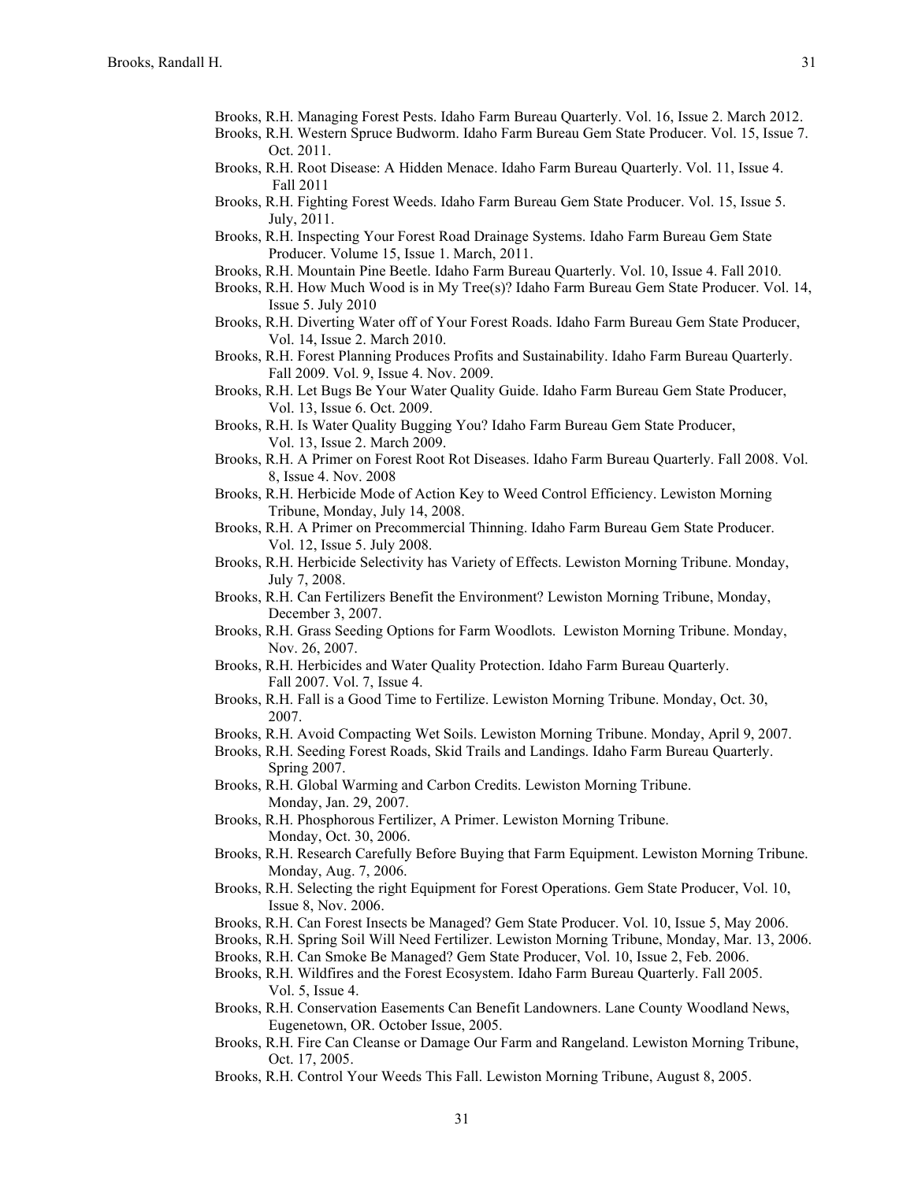Brooks, R.H. Managing Forest Pests. Idaho Farm Bureau Quarterly. Vol. 16, Issue 2. March 2012.

Brooks, R.H. Western Spruce Budworm. Idaho Farm Bureau Gem State Producer. Vol. 15, Issue 7. Oct. 2011.

Brooks, R.H. Root Disease: A Hidden Menace. Idaho Farm Bureau Quarterly. Vol. 11, Issue 4. Fall 2011

Brooks, R.H. Fighting Forest Weeds. Idaho Farm Bureau Gem State Producer. Vol. 15, Issue 5. July, 2011.

Brooks, R.H. Inspecting Your Forest Road Drainage Systems. Idaho Farm Bureau Gem State Producer. Volume 15, Issue 1. March, 2011.

Brooks, R.H. Mountain Pine Beetle. Idaho Farm Bureau Quarterly. Vol. 10, Issue 4. Fall 2010.

Brooks, R.H. How Much Wood is in My Tree(s)? Idaho Farm Bureau Gem State Producer. Vol. 14, Issue 5. July 2010

Brooks, R.H. Diverting Water off of Your Forest Roads. Idaho Farm Bureau Gem State Producer, Vol. 14, Issue 2. March 2010.

Brooks, R.H. Forest Planning Produces Profits and Sustainability. Idaho Farm Bureau Quarterly. Fall 2009. Vol. 9, Issue 4. Nov. 2009.

Brooks, R.H. Let Bugs Be Your Water Quality Guide. Idaho Farm Bureau Gem State Producer, Vol. 13, Issue 6. Oct. 2009.

Brooks, R.H. Is Water Quality Bugging You? Idaho Farm Bureau Gem State Producer, Vol. 13, Issue 2. March 2009.

Brooks, R.H. A Primer on Forest Root Rot Diseases. Idaho Farm Bureau Quarterly. Fall 2008. Vol. 8, Issue 4. Nov. 2008

Brooks, R.H. Herbicide Mode of Action Key to Weed Control Efficiency. Lewiston Morning Tribune, Monday, July 14, 2008.

Brooks, R.H. A Primer on Precommercial Thinning. Idaho Farm Bureau Gem State Producer. Vol. 12, Issue 5. July 2008.

Brooks, R.H. Herbicide Selectivity has Variety of Effects. Lewiston Morning Tribune. Monday, July 7, 2008.

Brooks, R.H. Can Fertilizers Benefit the Environment? Lewiston Morning Tribune, Monday, December 3, 2007.

Brooks, R.H. Grass Seeding Options for Farm Woodlots. Lewiston Morning Tribune. Monday, Nov. 26, 2007.

Brooks, R.H. Herbicides and Water Quality Protection. Idaho Farm Bureau Quarterly. Fall 2007. Vol. 7, Issue 4.

Brooks, R.H. Fall is a Good Time to Fertilize. Lewiston Morning Tribune. Monday, Oct. 30, 2007.

Brooks, R.H. Avoid Compacting Wet Soils. Lewiston Morning Tribune. Monday, April 9, 2007.

Brooks, R.H. Seeding Forest Roads, Skid Trails and Landings. Idaho Farm Bureau Quarterly. Spring 2007.

Brooks, R.H. Global Warming and Carbon Credits. Lewiston Morning Tribune. Monday, Jan. 29, 2007.

Brooks, R.H. Phosphorous Fertilizer, A Primer. Lewiston Morning Tribune. Monday, Oct. 30, 2006.

Brooks, R.H. Research Carefully Before Buying that Farm Equipment. Lewiston Morning Tribune. Monday, Aug. 7, 2006.

Brooks, R.H. Selecting the right Equipment for Forest Operations. Gem State Producer, Vol. 10, Issue 8, Nov. 2006.

Brooks, R.H. Can Forest Insects be Managed? Gem State Producer. Vol. 10, Issue 5, May 2006.

Brooks, R.H. Spring Soil Will Need Fertilizer. Lewiston Morning Tribune, Monday, Mar. 13, 2006.

Brooks, R.H. Can Smoke Be Managed? Gem State Producer, Vol. 10, Issue 2, Feb. 2006.

Brooks, R.H. Wildfires and the Forest Ecosystem. Idaho Farm Bureau Quarterly. Fall 2005. Vol. 5, Issue 4.

Brooks, R.H. Conservation Easements Can Benefit Landowners. Lane County Woodland News, Eugenetown, OR. October Issue, 2005.

Brooks, R.H. Fire Can Cleanse or Damage Our Farm and Rangeland. Lewiston Morning Tribune, Oct. 17, 2005.

Brooks, R.H. Control Your Weeds This Fall. Lewiston Morning Tribune, August 8, 2005.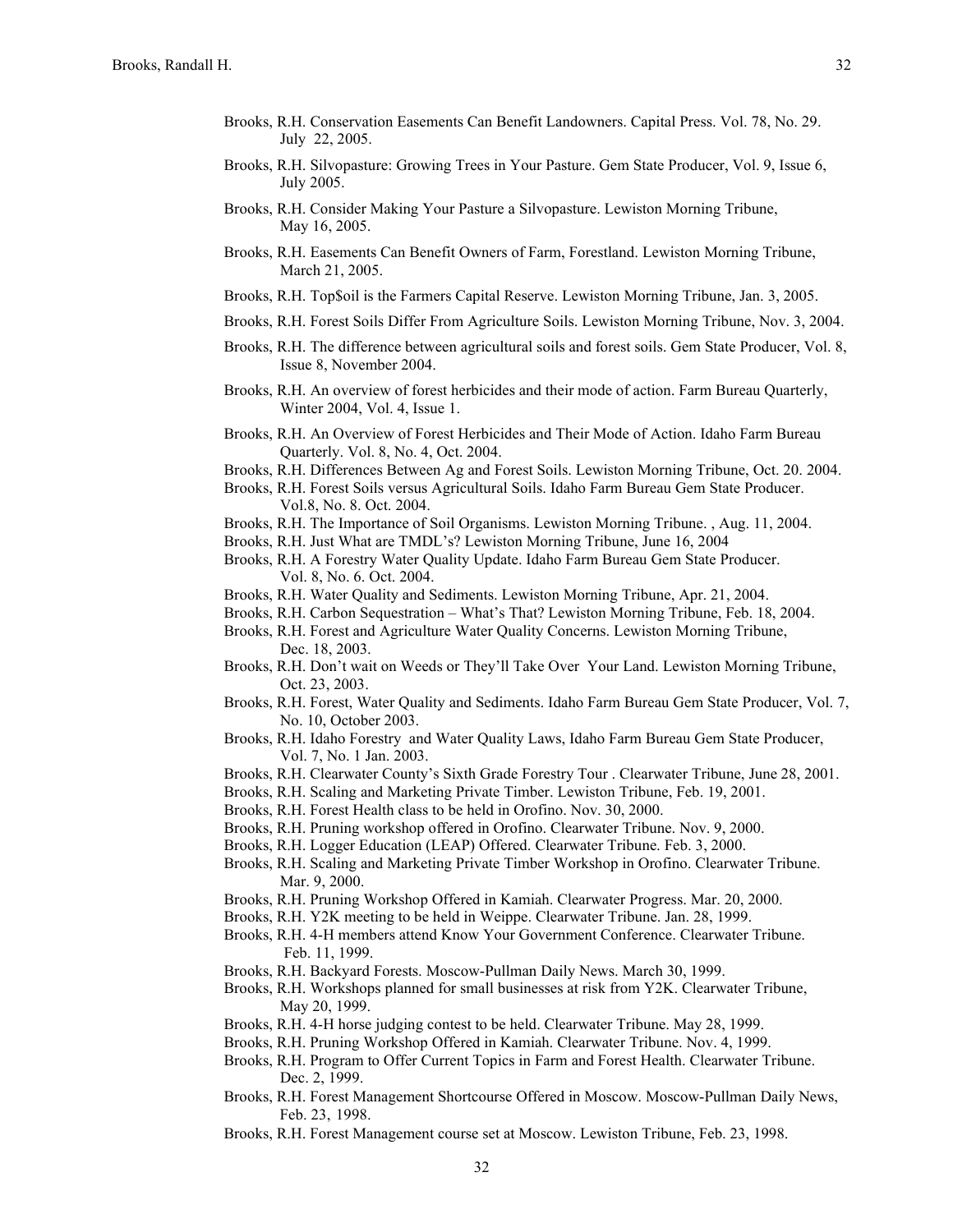Brooks, R.H. Conservation Easements Can Benefit Landowners. Capital Press. Vol. 78, No. 29. July 22, 2005.

Brooks, R.H. Silvopasture: Growing Trees in Your Pasture. Gem State Producer, Vol. 9, Issue 6, July 2005.

Brooks, R.H. Consider Making Your Pasture a Silvopasture. Lewiston Morning Tribune, May 16, 2005.

Brooks, R.H. Easements Can Benefit Owners of Farm, Forestland. Lewiston Morning Tribune, March 21, 2005.

Brooks, R.H. Top$oil is the Farmers Capital Reserve. Lewiston Morning Tribune, Jan. 3, 2005.

Brooks, R.H. Forest Soils Differ From Agriculture Soils. Lewiston Morning Tribune, Nov. 3, 2004.

Brooks, R.H. The difference between agricultural soils and forest soils. Gem State Producer, Vol. 8, Issue 8, November 2004.

Brooks, R.H. An overview of forest herbicides and their mode of action. Farm Bureau Quarterly, Winter 2004, Vol. 4, Issue 1.

Brooks, R.H. An Overview of Forest Herbicides and Their Mode of Action. Idaho Farm Bureau Quarterly. Vol. 8, No. 4, Oct. 2004.

Brooks, R.H. Differences Between Ag and Forest Soils. Lewiston Morning Tribune, Oct. 20. 2004.

Brooks, R.H. Forest Soils versus Agricultural Soils. Idaho Farm Bureau Gem State Producer. Vol.8, No. 8. Oct. 2004.

Brooks, R.H. The Importance of Soil Organisms. Lewiston Morning Tribune. , Aug. 11, 2004.

Brooks, R.H. Just What are TMDL's? Lewiston Morning Tribune, June 16, 2004

Brooks, R.H. A Forestry Water Quality Update. Idaho Farm Bureau Gem State Producer. Vol. 8, No. 6. Oct. 2004.

Brooks, R.H. Water Quality and Sediments. Lewiston Morning Tribune, Apr. 21, 2004.

Brooks, R.H. Carbon Sequestration – What's That? Lewiston Morning Tribune, Feb. 18, 2004.

Brooks, R.H. Forest and Agriculture Water Quality Concerns. Lewiston Morning Tribune, Dec. 18, 2003.

Brooks, R.H. Don't wait on Weeds or They'll Take Over Your Land. Lewiston Morning Tribune, Oct. 23, 2003.

Brooks, R.H. Forest, Water Quality and Sediments. Idaho Farm Bureau Gem State Producer, Vol. 7, No. 10, October 2003.

Brooks, R.H. Idaho Forestry and Water Quality Laws, Idaho Farm Bureau Gem State Producer, Vol. 7, No. 1 Jan. 2003.

Brooks, R.H. Clearwater County's Sixth Grade Forestry Tour . Clearwater Tribune, June 28, 2001.

Brooks, R.H. Scaling and Marketing Private Timber. Lewiston Tribune, Feb. 19, 2001.

Brooks, R.H. Forest Health class to be held in Orofino. Nov. 30, 2000.

Brooks, R.H. Pruning workshop offered in Orofino. Clearwater Tribune. Nov. 9, 2000.

Brooks, R.H. Logger Education (LEAP) Offered. Clearwater Tribune. Feb. 3, 2000.

Brooks, R.H. Scaling and Marketing Private Timber Workshop in Orofino. Clearwater Tribune. Mar. 9, 2000.

Brooks, R.H. Pruning Workshop Offered in Kamiah. Clearwater Progress. Mar. 20, 2000.

Brooks, R.H. Y2K meeting to be held in Weippe. Clearwater Tribune. Jan. 28, 1999.

Brooks, R.H. 4-H members attend Know Your Government Conference. Clearwater Tribune. Feb. 11, 1999.

Brooks, R.H. Backyard Forests. Moscow-Pullman Daily News. March 30, 1999.

Brooks, R.H. Workshops planned for small businesses at risk from Y2K. Clearwater Tribune, May 20, 1999.

Brooks, R.H. 4-H horse judging contest to be held. Clearwater Tribune. May 28, 1999.

Brooks, R.H. Pruning Workshop Offered in Kamiah. Clearwater Tribune. Nov. 4, 1999.

Brooks, R.H. Program to Offer Current Topics in Farm and Forest Health. Clearwater Tribune. Dec. 2, 1999.

Brooks, R.H. Forest Management Shortcourse Offered in Moscow. Moscow-Pullman Daily News, Feb. 23, 1998.

Brooks, R.H. Forest Management course set at Moscow. Lewiston Tribune, Feb. 23, 1998.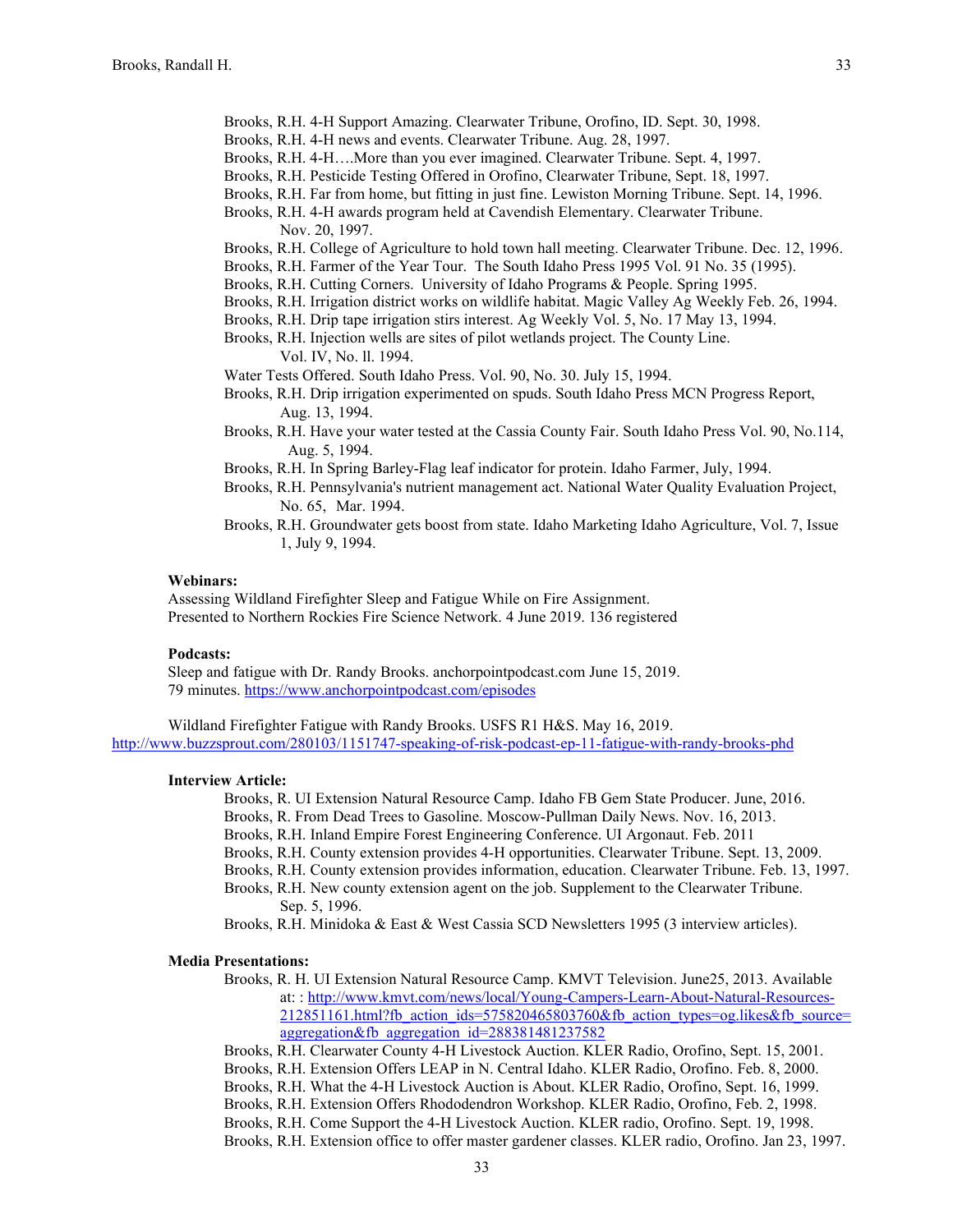Brooks, R.H. 4-H Support Amazing. Clearwater Tribune, Orofino, ID. Sept. 30, 1998.
Brooks, R.H. 4-H news and events. Clearwater Tribune. Aug. 28, 1997.
Brooks, R.H. 4-H….More than you ever imagined. Clearwater Tribune. Sept. 4, 1997.
Brooks, R.H. Pesticide Testing Offered in Orofino, Clearwater Tribune, Sept. 18, 1997.
Brooks, R.H. Far from home, but fitting in just fine. Lewiston Morning Tribune. Sept. 14, 1996.
Brooks, R.H. 4-H awards program held at Cavendish Elementary. Clearwater Tribune. Nov. 20, 1997.
Brooks, R.H. College of Agriculture to hold town hall meeting. Clearwater Tribune. Dec. 12, 1996.
Brooks, R.H. Farmer of the Year Tour. The South Idaho Press 1995 Vol. 91 No. 35 (1995).
Brooks, R.H. Cutting Corners. University of Idaho Programs & People. Spring 1995.
Brooks, R.H. Irrigation district works on wildlife habitat. Magic Valley Ag Weekly Feb. 26, 1994.
Brooks, R.H. Drip tape irrigation stirs interest. Ag Weekly Vol. 5, No. 17 May 13, 1994.
Brooks, R.H. Injection wells are sites of pilot wetlands project. The County Line. Vol. IV, No. ll. 1994.
Water Tests Offered. South Idaho Press. Vol. 90, No. 30. July 15, 1994.
Brooks, R.H. Drip irrigation experimented on spuds. South Idaho Press MCN Progress Report, Aug. 13, 1994.
Brooks, R.H. Have your water tested at the Cassia County Fair. South Idaho Press Vol. 90, No.114, Aug. 5, 1994.
Brooks, R.H. In Spring Barley-Flag leaf indicator for protein. Idaho Farmer, July, 1994.
Brooks, R.H. Pennsylvania's nutrient management act. National Water Quality Evaluation Project, No. 65, Mar. 1994.
Brooks, R.H. Groundwater gets boost from state. Idaho Marketing Idaho Agriculture, Vol. 7, Issue 1, July 9, 1994.

**Webinars:**

Assessing Wildland Firefighter Sleep and Fatigue While on Fire Assignment.
Presented to Northern Rockies Fire Science Network. 4 June 2019. 136 registered

**Podcasts:**

Sleep and fatigue with Dr. Randy Brooks. anchorpointpodcast.com June 15, 2019.
79 minutes. https://www.anchorpointpodcast.com/episodes

Wildland Firefighter Fatigue with Randy Brooks. USFS R1 H&S. May 16, 2019.
http://www.buzzsprout.com/280103/1151747-speaking-of-risk-podcast-ep-11-fatigue-with-randy-brooks-phd

**Interview Article:**

Brooks, R. UI Extension Natural Resource Camp. Idaho FB Gem State Producer. June, 2016.
Brooks, R. From Dead Trees to Gasoline. Moscow-Pullman Daily News. Nov. 16, 2013.
Brooks, R.H. Inland Empire Forest Engineering Conference. UI Argonaut. Feb. 2011
Brooks, R.H. County extension provides 4-H opportunities. Clearwater Tribune. Sept. 13, 2009.
Brooks, R.H. County extension provides information, education. Clearwater Tribune. Feb. 13, 1997.
Brooks, R.H. New county extension agent on the job. Supplement to the Clearwater Tribune. Sep. 5, 1996.
Brooks, R.H. Minidoka & East & West Cassia SCD Newsletters 1995 (3 interview articles).

**Media Presentations:**

Brooks, R. H. UI Extension Natural Resource Camp. KMVT Television. June25, 2013. Available at: : http://www.kmvt.com/news/local/Young-Campers-Learn-About-Natural-Resources-212851161.html?fb_action_ids=575820465803760&fb_action_types=og.likes&fb_source=aggregation&fb_aggregation_id=288381481237582
Brooks, R.H. Clearwater County 4-H Livestock Auction. KLER Radio, Orofino, Sept. 15, 2001.
Brooks, R.H. Extension Offers LEAP in N. Central Idaho. KLER Radio, Orofino. Feb. 8, 2000.
Brooks, R.H. What the 4-H Livestock Auction is About. KLER Radio, Orofino, Sept. 16, 1999.
Brooks, R.H. Extension Offers Rhododendron Workshop. KLER Radio, Orofino, Feb. 2, 1998.
Brooks, R.H. Come Support the 4-H Livestock Auction. KLER radio, Orofino. Sept. 19, 1998.
Brooks, R.H. Extension office to offer master gardener classes. KLER radio, Orofino. Jan 23, 1997.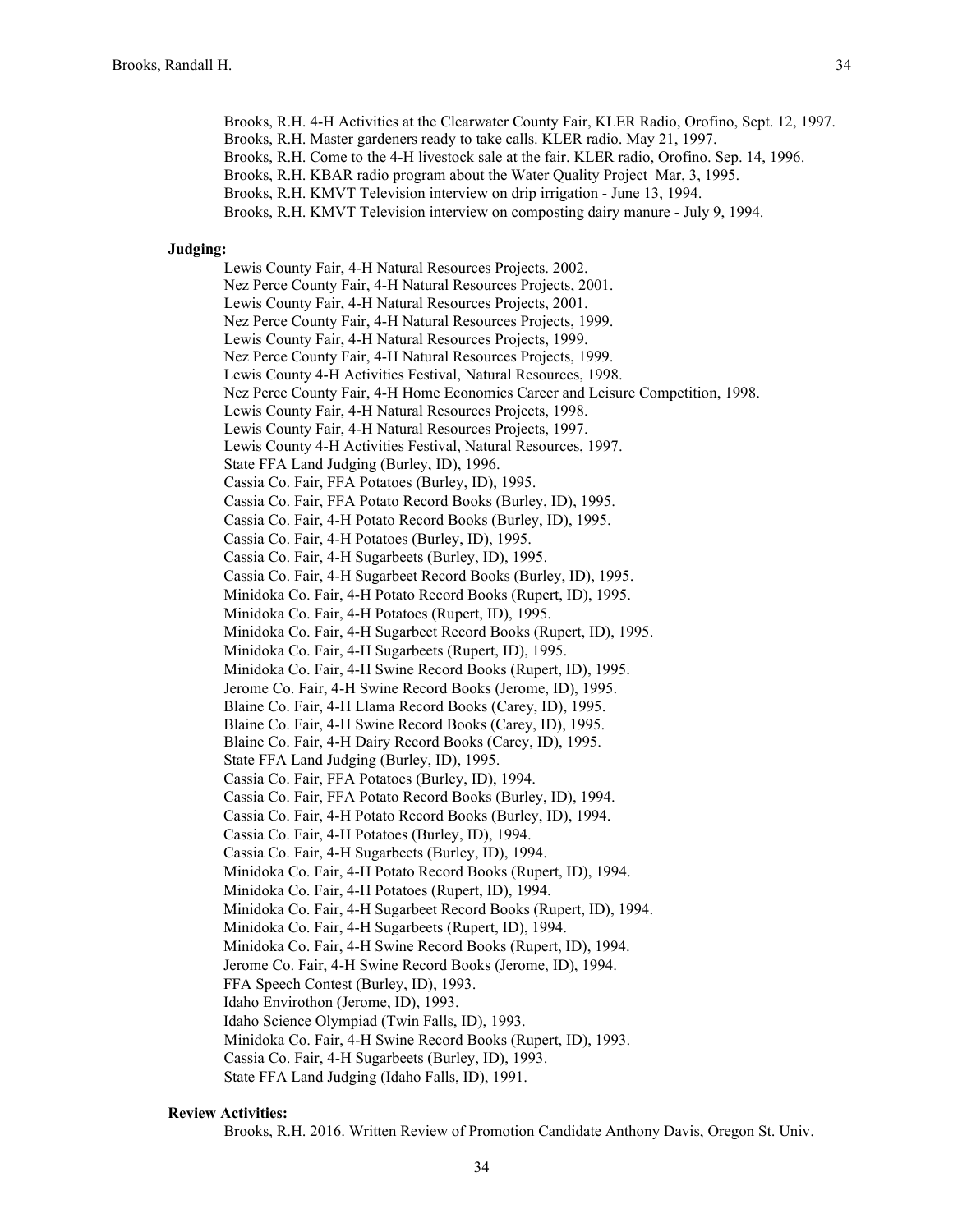Brooks, R.H. 4-H Activities at the Clearwater County Fair, KLER Radio, Orofino, Sept. 12, 1997.
Brooks, R.H. Master gardeners ready to take calls. KLER radio. May 21, 1997.
Brooks, R.H. Come to the 4-H livestock sale at the fair. KLER radio, Orofino. Sep. 14, 1996.
Brooks, R.H. KBAR radio program about the Water Quality Project Mar, 3, 1995.
Brooks, R.H. KMVT Television interview on drip irrigation - June 13, 1994.
Brooks, R.H. KMVT Television interview on composting dairy manure - July 9, 1994.

**Judging:**

Lewis County Fair, 4-H Natural Resources Projects. 2002.
Nez Perce County Fair, 4-H Natural Resources Projects, 2001.
Lewis County Fair, 4-H Natural Resources Projects, 2001.
Nez Perce County Fair, 4-H Natural Resources Projects, 1999.
Lewis County Fair, 4-H Natural Resources Projects, 1999.
Nez Perce County Fair, 4-H Natural Resources Projects, 1999.
Lewis County 4-H Activities Festival, Natural Resources, 1998.
Nez Perce County Fair, 4-H Home Economics Career and Leisure Competition, 1998.
Lewis County Fair, 4-H Natural Resources Projects, 1998.
Lewis County Fair, 4-H Natural Resources Projects, 1997.
Lewis County 4-H Activities Festival, Natural Resources, 1997.
State FFA Land Judging (Burley, ID), 1996.
Cassia Co. Fair, FFA Potatoes (Burley, ID), 1995.
Cassia Co. Fair, FFA Potato Record Books (Burley, ID), 1995.
Cassia Co. Fair, 4-H Potato Record Books (Burley, ID), 1995.
Cassia Co. Fair, 4-H Potatoes (Burley, ID), 1995.
Cassia Co. Fair, 4-H Sugarbeets (Burley, ID), 1995.
Cassia Co. Fair, 4-H Sugarbeet Record Books (Burley, ID), 1995.
Minidoka Co. Fair, 4-H Potato Record Books (Rupert, ID), 1995.
Minidoka Co. Fair, 4-H Potatoes (Rupert, ID), 1995.
Minidoka Co. Fair, 4-H Sugarbeet Record Books (Rupert, ID), 1995.
Minidoka Co. Fair, 4-H Sugarbeets (Rupert, ID), 1995.
Minidoka Co. Fair, 4-H Swine Record Books (Rupert, ID), 1995.
Jerome Co. Fair, 4-H Swine Record Books (Jerome, ID), 1995.
Blaine Co. Fair, 4-H Llama Record Books (Carey, ID), 1995.
Blaine Co. Fair, 4-H Swine Record Books (Carey, ID), 1995.
Blaine Co. Fair, 4-H Dairy Record Books (Carey, ID), 1995.
State FFA Land Judging (Burley, ID), 1995.
Cassia Co. Fair, FFA Potatoes (Burley, ID), 1994.
Cassia Co. Fair, FFA Potato Record Books (Burley, ID), 1994.
Cassia Co. Fair, 4-H Potato Record Books (Burley, ID), 1994.
Cassia Co. Fair, 4-H Potatoes (Burley, ID), 1994.
Cassia Co. Fair, 4-H Sugarbeets (Burley, ID), 1994.
Minidoka Co. Fair, 4-H Potato Record Books (Rupert, ID), 1994.
Minidoka Co. Fair, 4-H Potatoes (Rupert, ID), 1994.
Minidoka Co. Fair, 4-H Sugarbeet Record Books (Rupert, ID), 1994.
Minidoka Co. Fair, 4-H Sugarbeets (Rupert, ID), 1994.
Minidoka Co. Fair, 4-H Swine Record Books (Rupert, ID), 1994.
Jerome Co. Fair, 4-H Swine Record Books (Jerome, ID), 1994.
FFA Speech Contest (Burley, ID), 1993.
Idaho Envirothon (Jerome, ID), 1993.
Idaho Science Olympiad (Twin Falls, ID), 1993.
Minidoka Co. Fair, 4-H Swine Record Books (Rupert, ID), 1993.
Cassia Co. Fair, 4-H Sugarbeets (Burley, ID), 1993.
State FFA Land Judging (Idaho Falls, ID), 1991.

**Review Activities:**

Brooks, R.H. 2016. Written Review of Promotion Candidate Anthony Davis, Oregon St. Univ.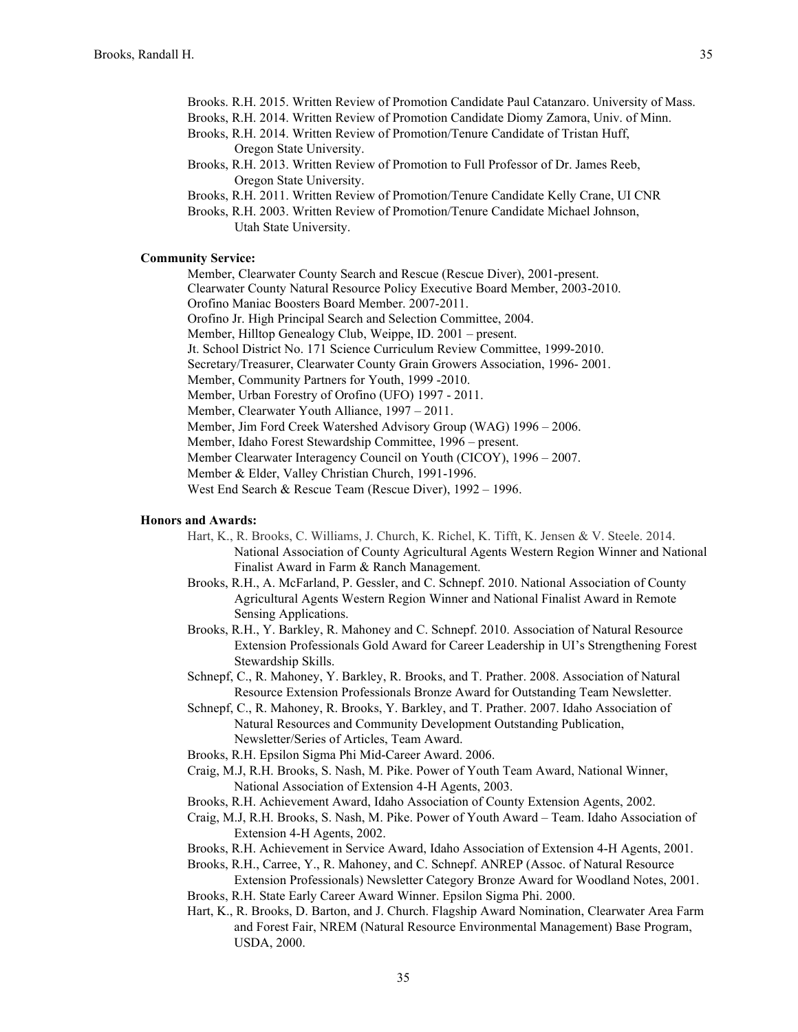Brooks. R.H. 2015. Written Review of Promotion Candidate Paul Catanzaro. University of Mass.

Brooks, R.H. 2014. Written Review of Promotion Candidate Diomy Zamora, Univ. of Minn.

Brooks, R.H. 2014. Written Review of Promotion/Tenure Candidate of Tristan Huff, Oregon State University.

Brooks, R.H. 2013. Written Review of Promotion to Full Professor of Dr. James Reeb, Oregon State University.

Brooks, R.H. 2011. Written Review of Promotion/Tenure Candidate Kelly Crane, UI CNR

Brooks, R.H. 2003. Written Review of Promotion/Tenure Candidate Michael Johnson, Utah State University.

**Community Service:**

Member, Clearwater County Search and Rescue (Rescue Diver), 2001-present.

Clearwater County Natural Resource Policy Executive Board Member, 2003-2010.

Orofino Maniac Boosters Board Member. 2007-2011.

Orofino Jr. High Principal Search and Selection Committee, 2004.

Member, Hilltop Genealogy Club, Weippe, ID. 2001 – present.

Jt. School District No. 171 Science Curriculum Review Committee, 1999-2010.

Secretary/Treasurer, Clearwater County Grain Growers Association, 1996- 2001.

Member, Community Partners for Youth, 1999 -2010.

Member, Urban Forestry of Orofino (UFO) 1997 - 2011.

Member, Clearwater Youth Alliance, 1997 – 2011.

Member, Jim Ford Creek Watershed Advisory Group (WAG) 1996 – 2006.

Member, Idaho Forest Stewardship Committee, 1996 – present.

Member Clearwater Interagency Council on Youth (CICOY), 1996 – 2007.

Member & Elder, Valley Christian Church, 1991-1996.

West End Search & Rescue Team (Rescue Diver), 1992 – 1996.

**Honors and Awards:**

Hart, K., R. Brooks, C. Williams, J. Church, K. Richel, K. Tifft, K. Jensen & V. Steele. 2014. National Association of County Agricultural Agents Western Region Winner and National Finalist Award in Farm & Ranch Management.

Brooks, R.H., A. McFarland, P. Gessler, and C. Schnepf. 2010. National Association of County Agricultural Agents Western Region Winner and National Finalist Award in Remote Sensing Applications.

Brooks, R.H., Y. Barkley, R. Mahoney and C. Schnepf. 2010. Association of Natural Resource Extension Professionals Gold Award for Career Leadership in UI's Strengthening Forest Stewardship Skills.

Schnepf, C., R. Mahoney, Y. Barkley, R. Brooks, and T. Prather. 2008. Association of Natural Resource Extension Professionals Bronze Award for Outstanding Team Newsletter.

Schnepf, C., R. Mahoney, R. Brooks, Y. Barkley, and T. Prather. 2007. Idaho Association of Natural Resources and Community Development Outstanding Publication, Newsletter/Series of Articles, Team Award.

Brooks, R.H. Epsilon Sigma Phi Mid-Career Award. 2006.

Craig, M.J, R.H. Brooks, S. Nash, M. Pike. Power of Youth Team Award, National Winner, National Association of Extension 4-H Agents, 2003.

Brooks, R.H. Achievement Award, Idaho Association of County Extension Agents, 2002.

Craig, M.J, R.H. Brooks, S. Nash, M. Pike. Power of Youth Award – Team. Idaho Association of Extension 4-H Agents, 2002.

Brooks, R.H. Achievement in Service Award, Idaho Association of Extension 4-H Agents, 2001.

Brooks, R.H., Carree, Y., R. Mahoney, and C. Schnepf. ANREP (Assoc. of Natural Resource Extension Professionals) Newsletter Category Bronze Award for Woodland Notes, 2001.

Brooks, R.H. State Early Career Award Winner. Epsilon Sigma Phi. 2000.

Hart, K., R. Brooks, D. Barton, and J. Church. Flagship Award Nomination, Clearwater Area Farm and Forest Fair, NREM (Natural Resource Environmental Management) Base Program, USDA, 2000.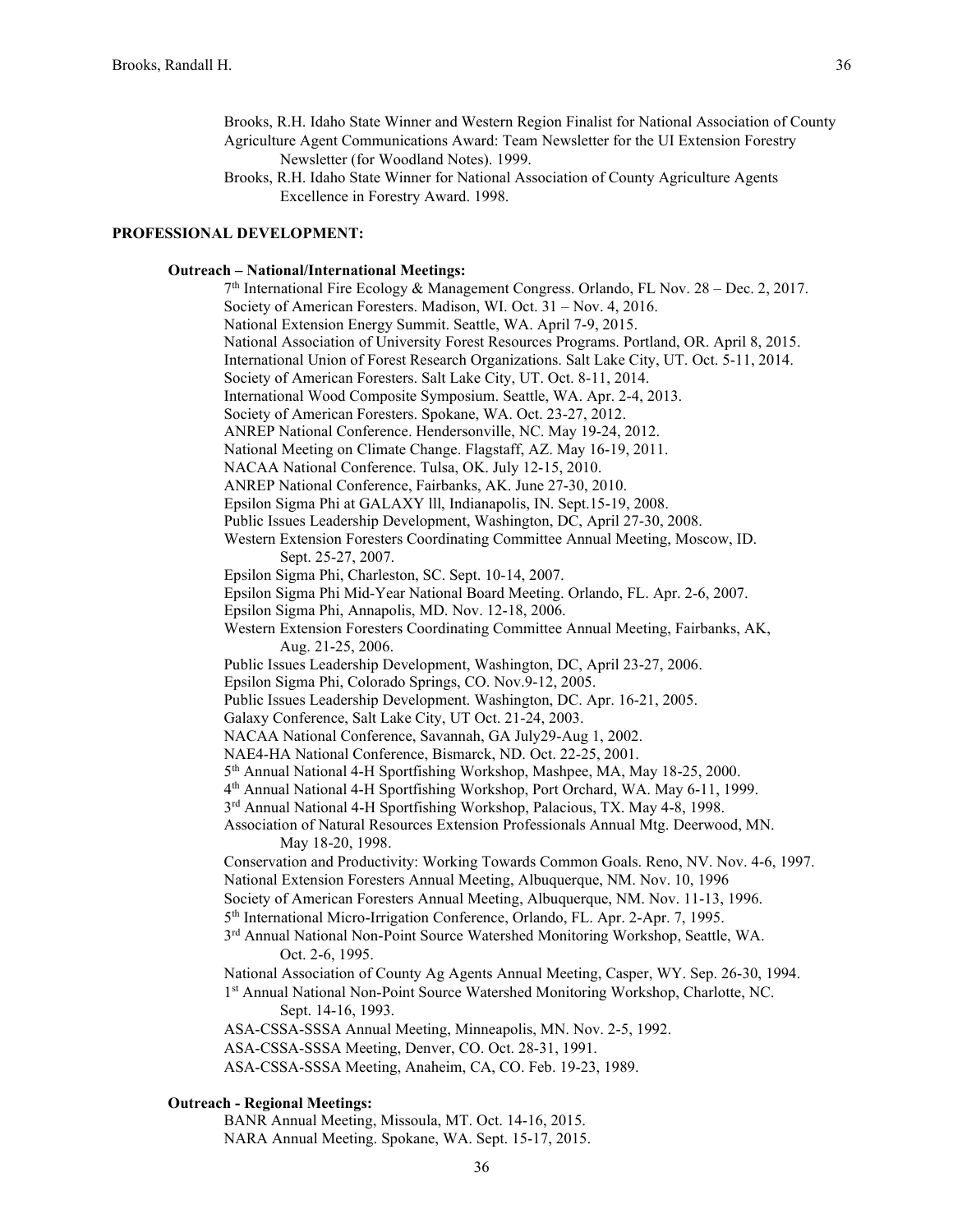Brooks, R.H. Idaho State Winner and Western Region Finalist for National Association of County Agriculture Agent Communications Award: Team Newsletter for the UI Extension Forestry Newsletter (for Woodland Notes). 1999.

Brooks, R.H. Idaho State Winner for National Association of County Agriculture Agents Excellence in Forestry Award. 1998.

## PROFESSIONAL DEVELOPMENT:

### Outreach – National/International Meetings:

7th International Fire Ecology & Management Congress. Orlando, FL Nov. 28 – Dec. 2, 2017.
Society of American Foresters. Madison, WI. Oct. 31 – Nov. 4, 2016.
National Extension Energy Summit. Seattle, WA. April 7-9, 2015.
National Association of University Forest Resources Programs. Portland, OR. April 8, 2015.
International Union of Forest Research Organizations. Salt Lake City, UT. Oct. 5-11, 2014.
Society of American Foresters. Salt Lake City, UT. Oct. 8-11, 2014.
International Wood Composite Symposium. Seattle, WA. Apr. 2-4, 2013.
Society of American Foresters. Spokane, WA. Oct. 23-27, 2012.
ANREP National Conference. Hendersonville, NC. May 19-24, 2012.
National Meeting on Climate Change. Flagstaff, AZ. May 16-19, 2011.
NACAA National Conference. Tulsa, OK. July 12-15, 2010.
ANREP National Conference, Fairbanks, AK. June 27-30, 2010.
Epsilon Sigma Phi at GALAXY lll, Indianapolis, IN. Sept.15-19, 2008.
Public Issues Leadership Development, Washington, DC, April 27-30, 2008.
Western Extension Foresters Coordinating Committee Annual Meeting, Moscow, ID. Sept. 25-27, 2007.
Epsilon Sigma Phi, Charleston, SC. Sept. 10-14, 2007.
Epsilon Sigma Phi Mid-Year National Board Meeting. Orlando, FL. Apr. 2-6, 2007.
Epsilon Sigma Phi, Annapolis, MD. Nov. 12-18, 2006.
Western Extension Foresters Coordinating Committee Annual Meeting, Fairbanks, AK, Aug. 21-25, 2006.
Public Issues Leadership Development, Washington, DC, April 23-27, 2006.
Epsilon Sigma Phi, Colorado Springs, CO. Nov.9-12, 2005.
Public Issues Leadership Development. Washington, DC. Apr. 16-21, 2005.
Galaxy Conference, Salt Lake City, UT Oct. 21-24, 2003.
NACAA National Conference, Savannah, GA July29-Aug 1, 2002.
NAE4-HA National Conference, Bismarck, ND. Oct. 22-25, 2001.
5th Annual National 4-H Sportfishing Workshop, Mashpee, MA, May 18-25, 2000.
4th Annual National 4-H Sportfishing Workshop, Port Orchard, WA. May 6-11, 1999.
3rd Annual National 4-H Sportfishing Workshop, Palacious, TX. May 4-8, 1998.
Association of Natural Resources Extension Professionals Annual Mtg. Deerwood, MN. May 18-20, 1998.
Conservation and Productivity: Working Towards Common Goals. Reno, NV. Nov. 4-6, 1997.
National Extension Foresters Annual Meeting, Albuquerque, NM. Nov. 10, 1996
Society of American Foresters Annual Meeting, Albuquerque, NM. Nov. 11-13, 1996.
5th International Micro-Irrigation Conference, Orlando, FL. Apr. 2-Apr. 7, 1995.
3rd Annual National Non-Point Source Watershed Monitoring Workshop, Seattle, WA. Oct. 2-6, 1995.
National Association of County Ag Agents Annual Meeting, Casper, WY. Sep. 26-30, 1994.
1st Annual National Non-Point Source Watershed Monitoring Workshop, Charlotte, NC. Sept. 14-16, 1993.
ASA-CSSA-SSSA Annual Meeting, Minneapolis, MN. Nov. 2-5, 1992.
ASA-CSSA-SSSA Meeting, Denver, CO. Oct. 28-31, 1991.
ASA-CSSA-SSSA Meeting, Anaheim, CA, CO. Feb. 19-23, 1989.

### Outreach - Regional Meetings:

BANR Annual Meeting, Missoula, MT. Oct. 14-16, 2015.
NARA Annual Meeting. Spokane, WA. Sept. 15-17, 2015.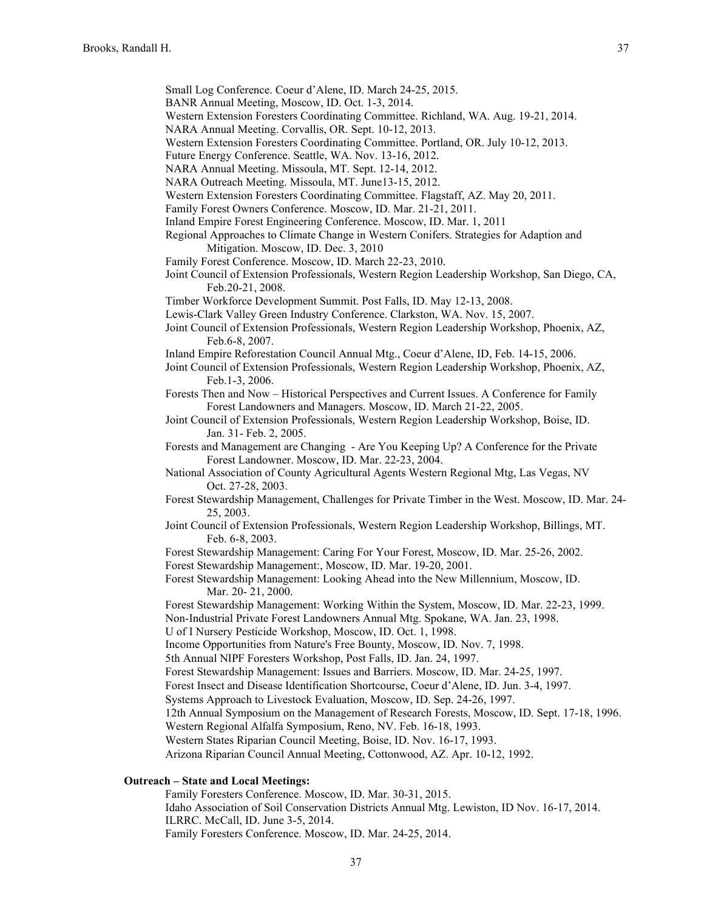Small Log Conference. Coeur d'Alene, ID. March 24-25, 2015.
BANR Annual Meeting, Moscow, ID. Oct. 1-3, 2014.
Western Extension Foresters Coordinating Committee. Richland, WA. Aug. 19-21, 2014.
NARA Annual Meeting. Corvallis, OR. Sept. 10-12, 2013.
Western Extension Foresters Coordinating Committee. Portland, OR. July 10-12, 2013.
Future Energy Conference. Seattle, WA. Nov. 13-16, 2012.
NARA Annual Meeting. Missoula, MT. Sept. 12-14, 2012.
NARA Outreach Meeting. Missoula, MT. June13-15, 2012.
Western Extension Foresters Coordinating Committee. Flagstaff, AZ. May 20, 2011.
Family Forest Owners Conference. Moscow, ID. Mar. 21-21, 2011.
Inland Empire Forest Engineering Conference. Moscow, ID. Mar. 1, 2011
Regional Approaches to Climate Change in Western Conifers. Strategies for Adaption and Mitigation. Moscow, ID. Dec. 3, 2010
Family Forest Conference. Moscow, ID. March 22-23, 2010.
Joint Council of Extension Professionals, Western Region Leadership Workshop, San Diego, CA, Feb.20-21, 2008.
Timber Workforce Development Summit. Post Falls, ID. May 12-13, 2008.
Lewis-Clark Valley Green Industry Conference. Clarkston, WA. Nov. 15, 2007.
Joint Council of Extension Professionals, Western Region Leadership Workshop, Phoenix, AZ, Feb.6-8, 2007.
Inland Empire Reforestation Council Annual Mtg., Coeur d'Alene, ID, Feb. 14-15, 2006.
Joint Council of Extension Professionals, Western Region Leadership Workshop, Phoenix, AZ, Feb.1-3, 2006.
Forests Then and Now – Historical Perspectives and Current Issues. A Conference for Family Forest Landowners and Managers. Moscow, ID. March 21-22, 2005.
Joint Council of Extension Professionals, Western Region Leadership Workshop, Boise, ID. Jan. 31- Feb. 2, 2005.
Forests and Management are Changing - Are You Keeping Up? A Conference for the Private Forest Landowner. Moscow, ID. Mar. 22-23, 2004.
National Association of County Agricultural Agents Western Regional Mtg, Las Vegas, NV Oct. 27-28, 2003.
Forest Stewardship Management, Challenges for Private Timber in the West. Moscow, ID. Mar. 24-25, 2003.
Joint Council of Extension Professionals, Western Region Leadership Workshop, Billings, MT. Feb. 6-8, 2003.
Forest Stewardship Management: Caring For Your Forest, Moscow, ID. Mar. 25-26, 2002.
Forest Stewardship Management:, Moscow, ID. Mar. 19-20, 2001.
Forest Stewardship Management: Looking Ahead into the New Millennium, Moscow, ID. Mar. 20- 21, 2000.
Forest Stewardship Management: Working Within the System, Moscow, ID. Mar. 22-23, 1999.
Non-Industrial Private Forest Landowners Annual Mtg. Spokane, WA. Jan. 23, 1998.
U of I Nursery Pesticide Workshop, Moscow, ID. Oct. 1, 1998.
Income Opportunities from Nature's Free Bounty, Moscow, ID. Nov. 7, 1998.
5th Annual NIPF Foresters Workshop, Post Falls, ID. Jan. 24, 1997.
Forest Stewardship Management: Issues and Barriers. Moscow, ID. Mar. 24-25, 1997.
Forest Insect and Disease Identification Shortcourse, Coeur d'Alene, ID. Jun. 3-4, 1997.
Systems Approach to Livestock Evaluation, Moscow, ID. Sep. 24-26, 1997.
12th Annual Symposium on the Management of Research Forests, Moscow, ID. Sept. 17-18, 1996.
Western Regional Alfalfa Symposium, Reno, NV. Feb. 16-18, 1993.
Western States Riparian Council Meeting, Boise, ID. Nov. 16-17, 1993.
Arizona Riparian Council Annual Meeting, Cottonwood, AZ. Apr. 10-12, 1992.

**Outreach – State and Local Meetings:**

Family Foresters Conference. Moscow, ID. Mar. 30-31, 2015.
Idaho Association of Soil Conservation Districts Annual Mtg. Lewiston, ID Nov. 16-17, 2014.
ILRRC. McCall, ID. June 3-5, 2014.
Family Foresters Conference. Moscow, ID. Mar. 24-25, 2014.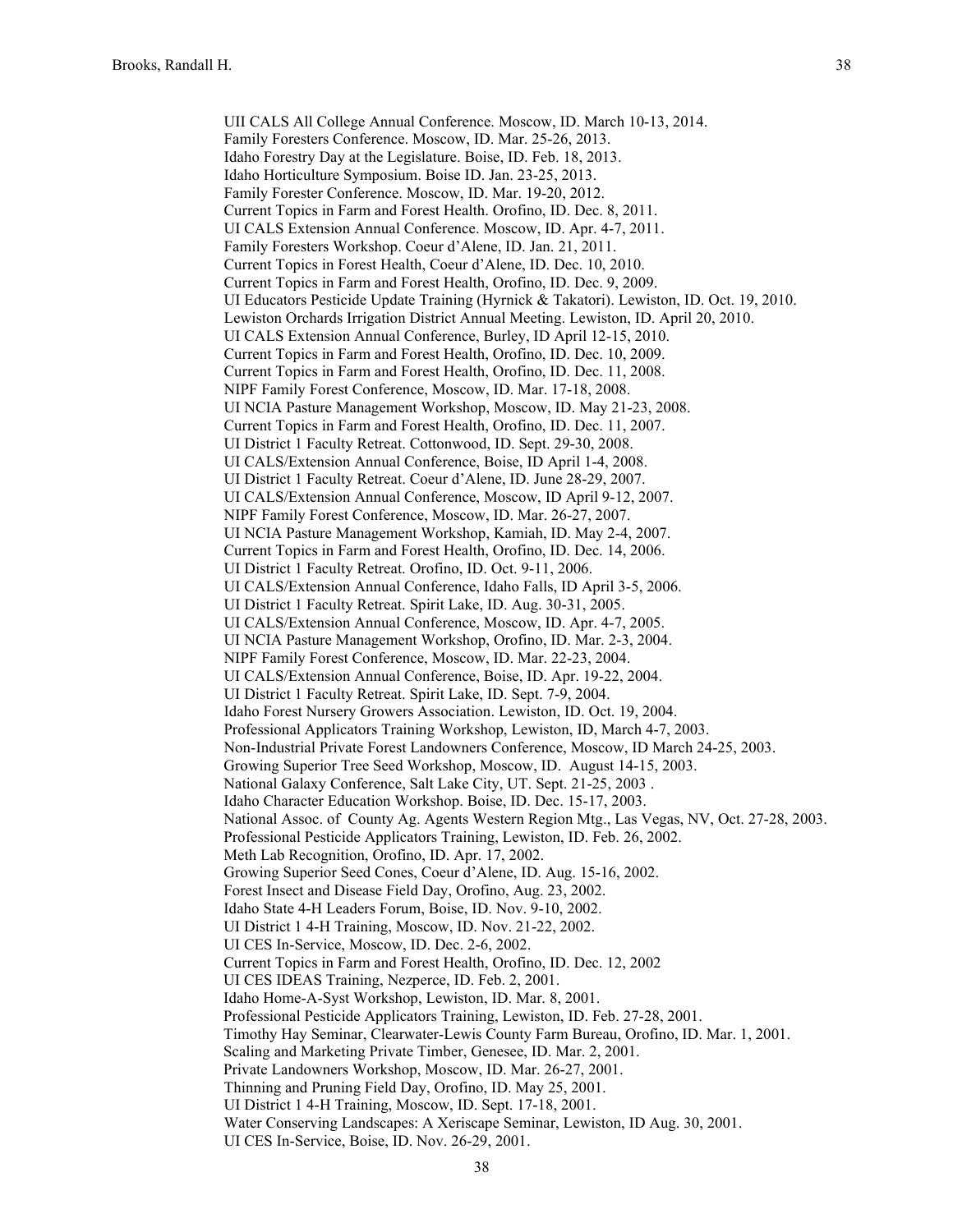UII CALS All College Annual Conference. Moscow, ID. March 10-13, 2014.
Family Foresters Conference. Moscow, ID. Mar. 25-26, 2013.
Idaho Forestry Day at the Legislature. Boise, ID. Feb. 18, 2013.
Idaho Horticulture Symposium. Boise ID. Jan. 23-25, 2013.
Family Forester Conference. Moscow, ID. Mar. 19-20, 2012.
Current Topics in Farm and Forest Health. Orofino, ID. Dec. 8, 2011.
UI CALS Extension Annual Conference. Moscow, ID. Apr. 4-7, 2011.
Family Foresters Workshop. Coeur d'Alene, ID. Jan. 21, 2011.
Current Topics in Forest Health, Coeur d'Alene, ID. Dec. 10, 2010.
Current Topics in Farm and Forest Health, Orofino, ID. Dec. 9, 2009.
UI Educators Pesticide Update Training (Hyrnick & Takatori). Lewiston, ID. Oct. 19, 2010.
Lewiston Orchards Irrigation District Annual Meeting. Lewiston, ID. April 20, 2010.
UI CALS Extension Annual Conference, Burley, ID April 12-15, 2010.
Current Topics in Farm and Forest Health, Orofino, ID. Dec. 10, 2009.
Current Topics in Farm and Forest Health, Orofino, ID. Dec. 11, 2008.
NIPF Family Forest Conference, Moscow, ID. Mar. 17-18, 2008.
UI NCIA Pasture Management Workshop, Moscow, ID. May 21-23, 2008.
Current Topics in Farm and Forest Health, Orofino, ID. Dec. 11, 2007.
UI District 1 Faculty Retreat. Cottonwood, ID. Sept. 29-30, 2008.
UI CALS/Extension Annual Conference, Boise, ID April 1-4, 2008.
UI District 1 Faculty Retreat. Coeur d'Alene, ID. June 28-29, 2007.
UI CALS/Extension Annual Conference, Moscow, ID April 9-12, 2007.
NIPF Family Forest Conference, Moscow, ID. Mar. 26-27, 2007.
UI NCIA Pasture Management Workshop, Kamiah, ID. May 2-4, 2007.
Current Topics in Farm and Forest Health, Orofino, ID. Dec. 14, 2006.
UI District 1 Faculty Retreat. Orofino, ID. Oct. 9-11, 2006.
UI CALS/Extension Annual Conference, Idaho Falls, ID April 3-5, 2006.
UI District 1 Faculty Retreat. Spirit Lake, ID. Aug. 30-31, 2005.
UI CALS/Extension Annual Conference, Moscow, ID. Apr. 4-7, 2005.
UI NCIA Pasture Management Workshop, Orofino, ID. Mar. 2-3, 2004.
NIPF Family Forest Conference, Moscow, ID. Mar. 22-23, 2004.
UI CALS/Extension Annual Conference, Boise, ID. Apr. 19-22, 2004.
UI District 1 Faculty Retreat. Spirit Lake, ID. Sept. 7-9, 2004.
Idaho Forest Nursery Growers Association. Lewiston, ID. Oct. 19, 2004.
Professional Applicators Training Workshop, Lewiston, ID, March 4-7, 2003.
Non-Industrial Private Forest Landowners Conference, Moscow, ID March 24-25, 2003.
Growing Superior Tree Seed Workshop, Moscow, ID. August 14-15, 2003.
National Galaxy Conference, Salt Lake City, UT. Sept. 21-25, 2003 .
Idaho Character Education Workshop. Boise, ID. Dec. 15-17, 2003.
National Assoc. of County Ag. Agents Western Region Mtg., Las Vegas, NV, Oct. 27-28, 2003.
Professional Pesticide Applicators Training, Lewiston, ID. Feb. 26, 2002.
Meth Lab Recognition, Orofino, ID. Apr. 17, 2002.
Growing Superior Seed Cones, Coeur d'Alene, ID. Aug. 15-16, 2002.
Forest Insect and Disease Field Day, Orofino, Aug. 23, 2002.
Idaho State 4-H Leaders Forum, Boise, ID. Nov. 9-10, 2002.
UI District 1 4-H Training, Moscow, ID. Nov. 21-22, 2002.
UI CES In-Service, Moscow, ID. Dec. 2-6, 2002.
Current Topics in Farm and Forest Health, Orofino, ID. Dec. 12, 2002
UI CES IDEAS Training, Nezperce, ID. Feb. 2, 2001.
Idaho Home-A-Syst Workshop, Lewiston, ID. Mar. 8, 2001.
Professional Pesticide Applicators Training, Lewiston, ID. Feb. 27-28, 2001.
Timothy Hay Seminar, Clearwater-Lewis County Farm Bureau, Orofino, ID. Mar. 1, 2001.
Scaling and Marketing Private Timber, Genesee, ID. Mar. 2, 2001.
Private Landowners Workshop, Moscow, ID. Mar. 26-27, 2001.
Thinning and Pruning Field Day, Orofino, ID. May 25, 2001.
UI District 1 4-H Training, Moscow, ID. Sept. 17-18, 2001.
Water Conserving Landscapes: A Xeriscape Seminar, Lewiston, ID Aug. 30, 2001.
UI CES In-Service, Boise, ID. Nov. 26-29, 2001.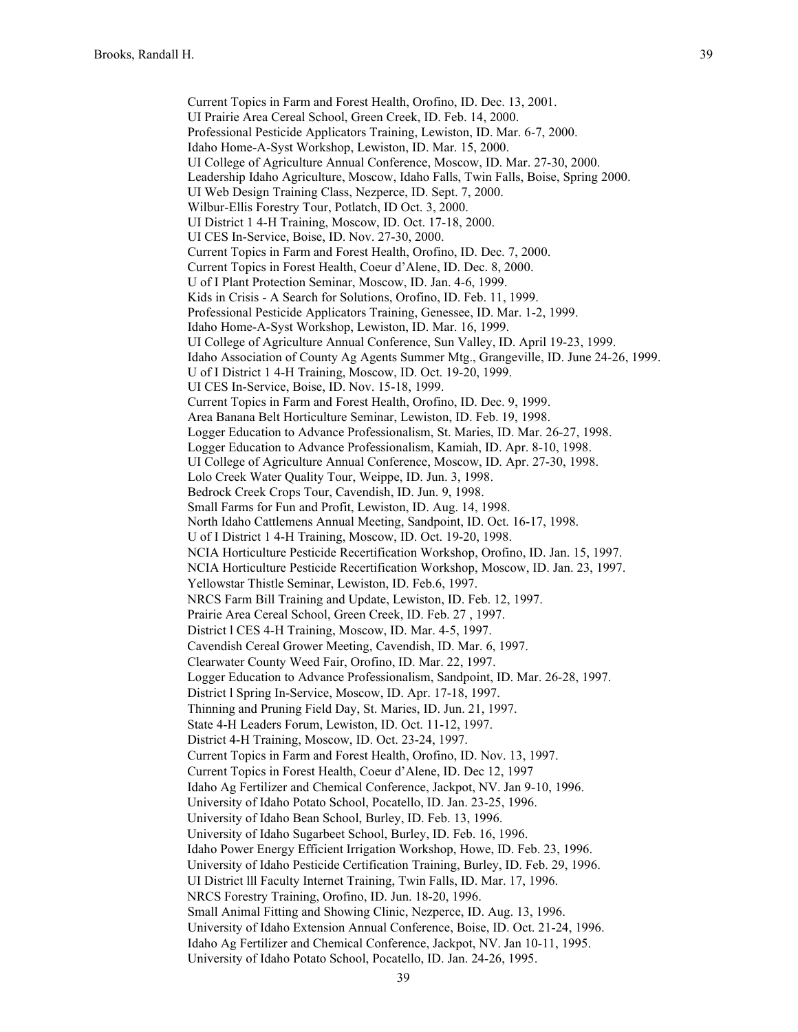Current Topics in Farm and Forest Health, Orofino, ID. Dec. 13, 2001.
UI Prairie Area Cereal School, Green Creek, ID. Feb. 14, 2000.
Professional Pesticide Applicators Training, Lewiston, ID. Mar. 6-7, 2000.
Idaho Home-A-Syst Workshop, Lewiston, ID. Mar. 15, 2000.
UI College of Agriculture Annual Conference, Moscow, ID. Mar. 27-30, 2000.
Leadership Idaho Agriculture, Moscow, Idaho Falls, Twin Falls, Boise, Spring 2000.
UI Web Design Training Class, Nezperce, ID. Sept. 7, 2000.
Wilbur-Ellis Forestry Tour, Potlatch, ID Oct. 3, 2000.
UI District 1 4-H Training, Moscow, ID. Oct. 17-18, 2000.
UI CES In-Service, Boise, ID. Nov. 27-30, 2000.
Current Topics in Farm and Forest Health, Orofino, ID. Dec. 7, 2000.
Current Topics in Forest Health, Coeur d'Alene, ID. Dec. 8, 2000.
U of I Plant Protection Seminar, Moscow, ID. Jan. 4-6, 1999.
Kids in Crisis - A Search for Solutions, Orofino, ID. Feb. 11, 1999.
Professional Pesticide Applicators Training, Genessee, ID. Mar. 1-2, 1999.
Idaho Home-A-Syst Workshop, Lewiston, ID. Mar. 16, 1999.
UI College of Agriculture Annual Conference, Sun Valley, ID. April 19-23, 1999.
Idaho Association of County Ag Agents Summer Mtg., Grangeville, ID. June 24-26, 1999.
U of I District 1 4-H Training, Moscow, ID. Oct. 19-20, 1999.
UI CES In-Service, Boise, ID. Nov. 15-18, 1999.
Current Topics in Farm and Forest Health, Orofino, ID. Dec. 9, 1999.
Area Banana Belt Horticulture Seminar, Lewiston, ID. Feb. 19, 1998.
Logger Education to Advance Professionalism, St. Maries, ID. Mar. 26-27, 1998.
Logger Education to Advance Professionalism, Kamiah, ID. Apr. 8-10, 1998.
UI College of Agriculture Annual Conference, Moscow, ID. Apr. 27-30, 1998.
Lolo Creek Water Quality Tour, Weippe, ID. Jun. 3, 1998.
Bedrock Creek Crops Tour, Cavendish, ID. Jun. 9, 1998.
Small Farms for Fun and Profit, Lewiston, ID. Aug. 14, 1998.
North Idaho Cattlemens Annual Meeting, Sandpoint, ID. Oct. 16-17, 1998.
U of I District 1 4-H Training, Moscow, ID. Oct. 19-20, 1998.
NCIA Horticulture Pesticide Recertification Workshop, Orofino, ID. Jan. 15, 1997.
NCIA Horticulture Pesticide Recertification Workshop, Moscow, ID. Jan. 23, 1997.
Yellowstar Thistle Seminar, Lewiston, ID. Feb.6, 1997.
NRCS Farm Bill Training and Update, Lewiston, ID. Feb. 12, 1997.
Prairie Area Cereal School, Green Creek, ID. Feb. 27 , 1997.
District l CES 4-H Training, Moscow, ID. Mar. 4-5, 1997.
Cavendish Cereal Grower Meeting, Cavendish, ID. Mar. 6, 1997.
Clearwater County Weed Fair, Orofino, ID. Mar. 22, 1997.
Logger Education to Advance Professionalism, Sandpoint, ID. Mar. 26-28, 1997.
District l Spring In-Service, Moscow, ID. Apr. 17-18, 1997.
Thinning and Pruning Field Day, St. Maries, ID. Jun. 21, 1997.
State 4-H Leaders Forum, Lewiston, ID. Oct. 11-12, 1997.
District 4-H Training, Moscow, ID. Oct. 23-24, 1997.
Current Topics in Farm and Forest Health, Orofino, ID. Nov. 13, 1997.
Current Topics in Forest Health, Coeur d'Alene, ID. Dec 12, 1997
Idaho Ag Fertilizer and Chemical Conference, Jackpot, NV. Jan 9-10, 1996.
University of Idaho Potato School, Pocatello, ID. Jan. 23-25, 1996.
University of Idaho Bean School, Burley, ID. Feb. 13, 1996.
University of Idaho Sugarbeet School, Burley, ID. Feb. 16, 1996.
Idaho Power Energy Efficient Irrigation Workshop, Howe, ID. Feb. 23, 1996.
University of Idaho Pesticide Certification Training, Burley, ID. Feb. 29, 1996.
UI District lll Faculty Internet Training, Twin Falls, ID. Mar. 17, 1996.
NRCS Forestry Training, Orofino, ID. Jun. 18-20, 1996.
Small Animal Fitting and Showing Clinic, Nezperce, ID. Aug. 13, 1996.
University of Idaho Extension Annual Conference, Boise, ID. Oct. 21-24, 1996.
Idaho Ag Fertilizer and Chemical Conference, Jackpot, NV. Jan 10-11, 1995.
University of Idaho Potato School, Pocatello, ID. Jan. 24-26, 1995.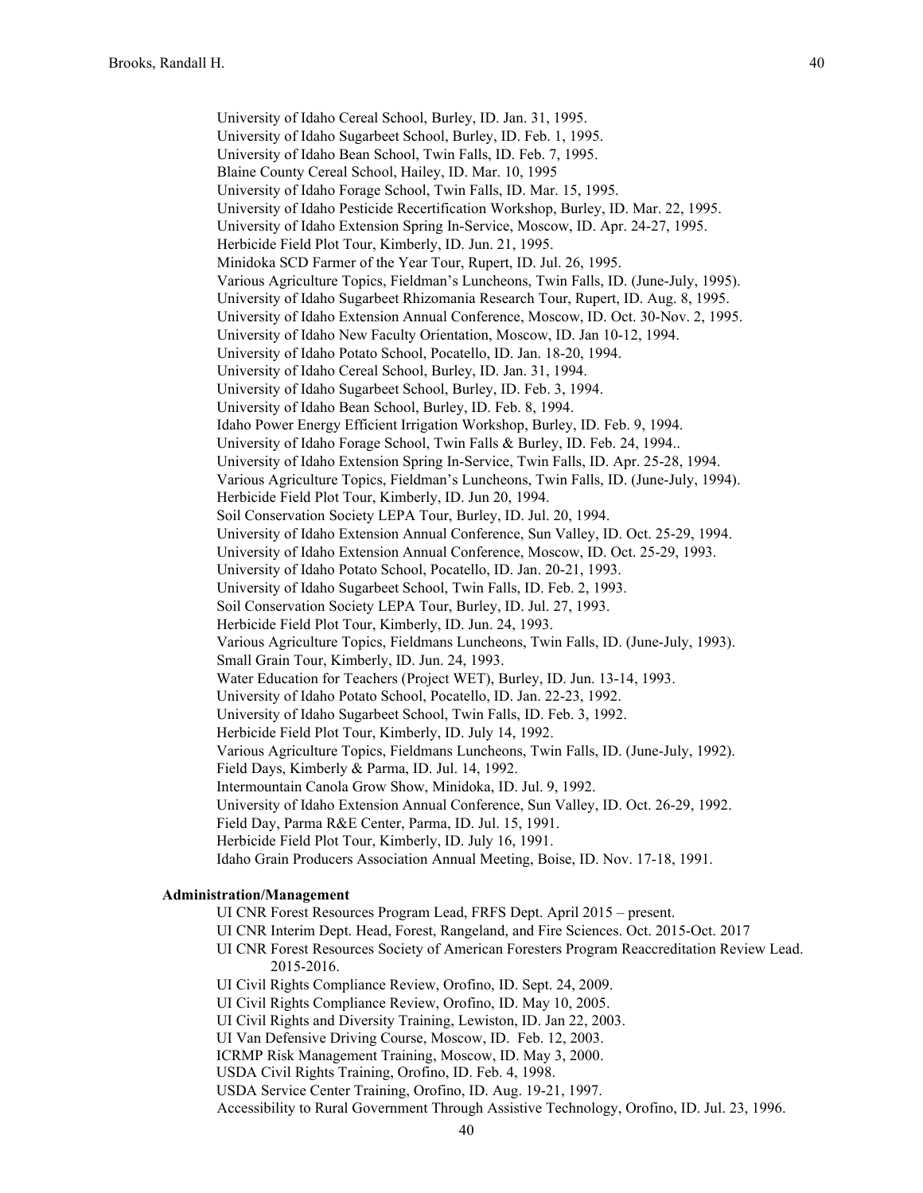University of Idaho Cereal School, Burley, ID. Jan. 31, 1995.
University of Idaho Sugarbeet School, Burley, ID. Feb. 1, 1995.
University of Idaho Bean School, Twin Falls, ID. Feb. 7, 1995.
Blaine County Cereal School, Hailey, ID. Mar. 10, 1995
University of Idaho Forage School, Twin Falls, ID. Mar. 15, 1995.
University of Idaho Pesticide Recertification Workshop, Burley, ID. Mar. 22, 1995.
University of Idaho Extension Spring In-Service, Moscow, ID. Apr. 24-27, 1995.
Herbicide Field Plot Tour, Kimberly, ID. Jun. 21, 1995.
Minidoka SCD Farmer of the Year Tour, Rupert, ID. Jul. 26, 1995.
Various Agriculture Topics, Fieldman's Luncheons, Twin Falls, ID. (June-July, 1995).
University of Idaho Sugarbeet Rhizomania Research Tour, Rupert, ID. Aug. 8, 1995.
University of Idaho Extension Annual Conference, Moscow, ID. Oct. 30-Nov. 2, 1995.
University of Idaho New Faculty Orientation, Moscow, ID. Jan 10-12, 1994.
University of Idaho Potato School, Pocatello, ID. Jan. 18-20, 1994.
University of Idaho Cereal School, Burley, ID. Jan. 31, 1994.
University of Idaho Sugarbeet School, Burley, ID. Feb. 3, 1994.
University of Idaho Bean School, Burley, ID. Feb. 8, 1994.
Idaho Power Energy Efficient Irrigation Workshop, Burley, ID. Feb. 9, 1994.
University of Idaho Forage School, Twin Falls & Burley, ID. Feb. 24, 1994..
University of Idaho Extension Spring In-Service, Twin Falls, ID. Apr. 25-28, 1994.
Various Agriculture Topics, Fieldman's Luncheons, Twin Falls, ID. (June-July, 1994).
Herbicide Field Plot Tour, Kimberly, ID. Jun 20, 1994.
Soil Conservation Society LEPA Tour, Burley, ID. Jul. 20, 1994.
University of Idaho Extension Annual Conference, Sun Valley, ID. Oct. 25-29, 1994.
University of Idaho Extension Annual Conference, Moscow, ID. Oct. 25-29, 1993.
University of Idaho Potato School, Pocatello, ID. Jan. 20-21, 1993.
University of Idaho Sugarbeet School, Twin Falls, ID. Feb. 2, 1993.
Soil Conservation Society LEPA Tour, Burley, ID. Jul. 27, 1993.
Herbicide Field Plot Tour, Kimberly, ID. Jun. 24, 1993.
Various Agriculture Topics, Fieldmans Luncheons, Twin Falls, ID. (June-July, 1993).
Small Grain Tour, Kimberly, ID. Jun. 24, 1993.
Water Education for Teachers (Project WET), Burley, ID. Jun. 13-14, 1993.
University of Idaho Potato School, Pocatello, ID. Jan. 22-23, 1992.
University of Idaho Sugarbeet School, Twin Falls, ID. Feb. 3, 1992.
Herbicide Field Plot Tour, Kimberly, ID. July 14, 1992.
Various Agriculture Topics, Fieldmans Luncheons, Twin Falls, ID. (June-July, 1992).
Field Days, Kimberly & Parma, ID. Jul. 14, 1992.
Intermountain Canola Grow Show, Minidoka, ID. Jul. 9, 1992.
University of Idaho Extension Annual Conference, Sun Valley, ID. Oct. 26-29, 1992.
Field Day, Parma R&E Center, Parma, ID. Jul. 15, 1991.
Herbicide Field Plot Tour, Kimberly, ID. July 16, 1991.
Idaho Grain Producers Association Annual Meeting, Boise, ID. Nov. 17-18, 1991.

**Administration/Management**

UI CNR Forest Resources Program Lead, FRFS Dept. April 2015 – present.
UI CNR Interim Dept. Head, Forest, Rangeland, and Fire Sciences. Oct. 2015-Oct. 2017
UI CNR Forest Resources Society of American Foresters Program Reaccreditation Review Lead. 2015-2016.
UI Civil Rights Compliance Review, Orofino, ID. Sept. 24, 2009.
UI Civil Rights Compliance Review, Orofino, ID. May 10, 2005.
UI Civil Rights and Diversity Training, Lewiston, ID. Jan 22, 2003.
UI Van Defensive Driving Course, Moscow, ID. Feb. 12, 2003.
ICRMP Risk Management Training, Moscow, ID. May 3, 2000.
USDA Civil Rights Training, Orofino, ID. Feb. 4, 1998.
USDA Service Center Training, Orofino, ID. Aug. 19-21, 1997.
Accessibility to Rural Government Through Assistive Technology, Orofino, ID. Jul. 23, 1996.